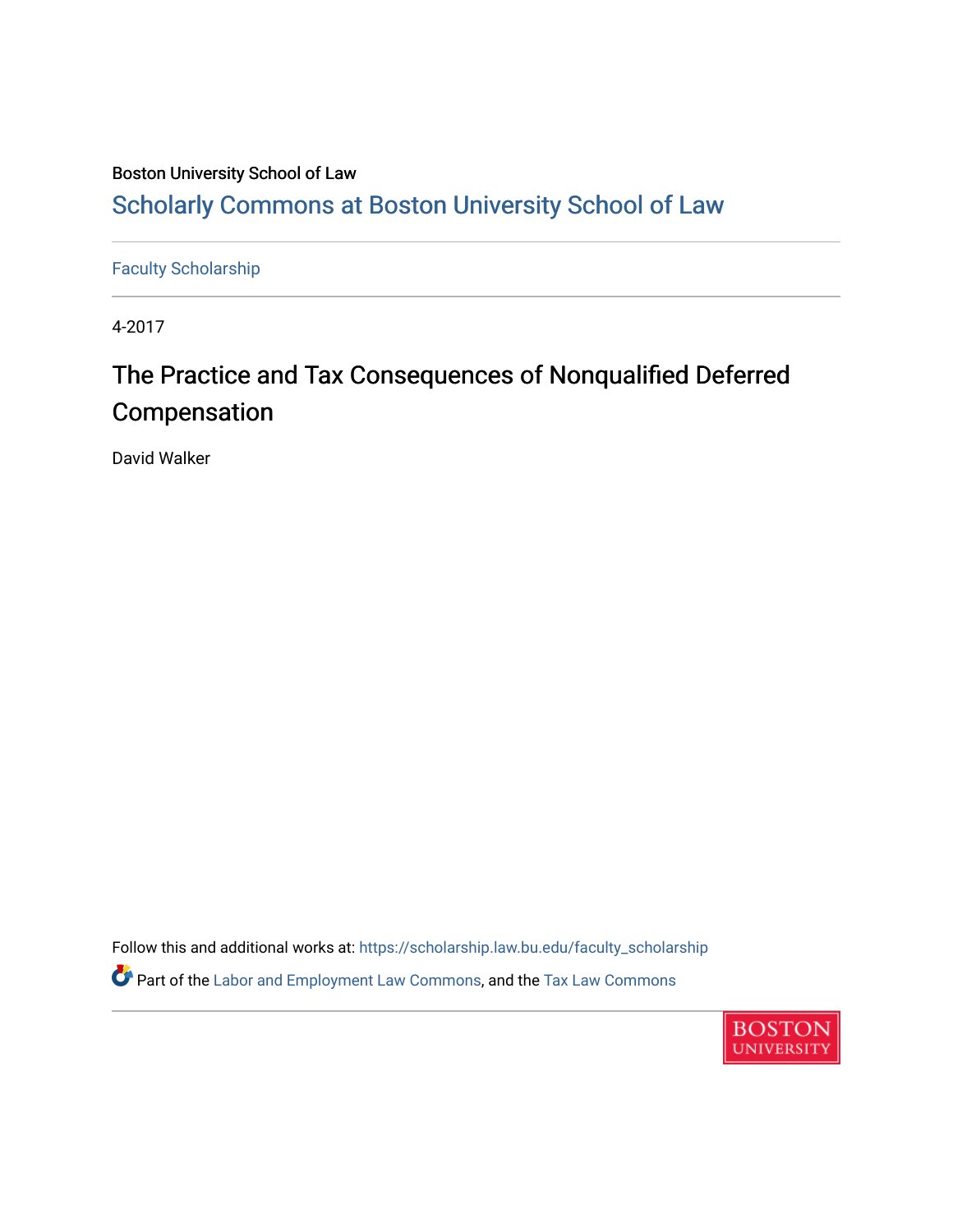Boston University School of Law

# Scholarly Commons at Boston University School of Law

Faculty Scholarship

4-2017

## The Practice and Tax Consequences of Nonqualified Deferred Compensation

David Walker

Follow this and additional works at: https://scholarship.law.bu.edu/faculty_scholarship

Part of the Labor and Employment Law Commons, and the Tax Law Commons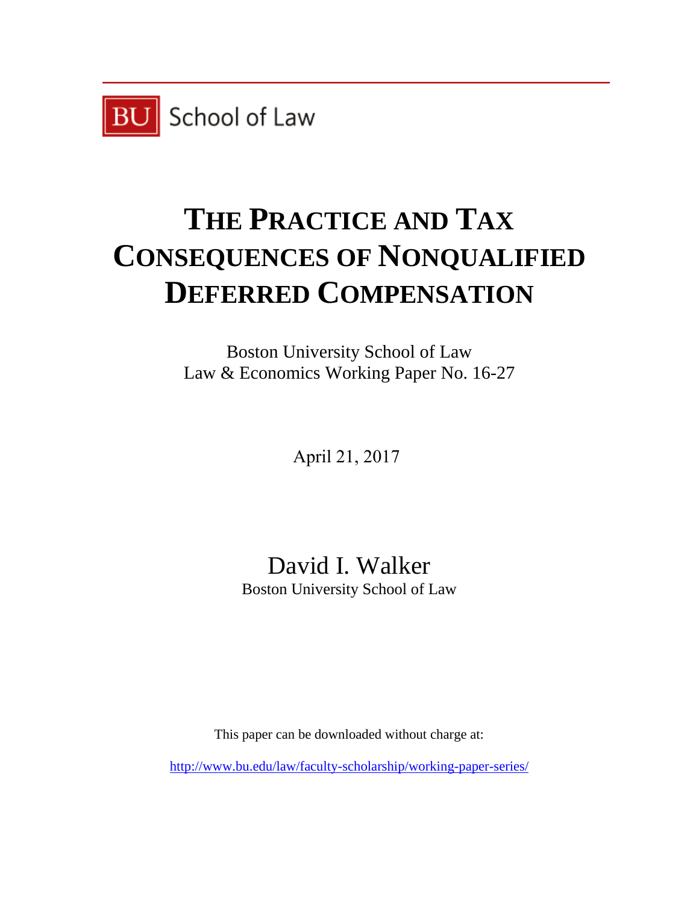BU School of Law

# THE PRACTICE AND TAX CONSEQUENCES OF NONQUALIFIED DEFERRED COMPENSATION

Boston University School of Law
Law & Economics Working Paper No. 16-27

April 21, 2017

David I. Walker
Boston University School of Law

This paper can be downloaded without charge at:

http://www.bu.edu/law/faculty-scholarship/working-paper-series/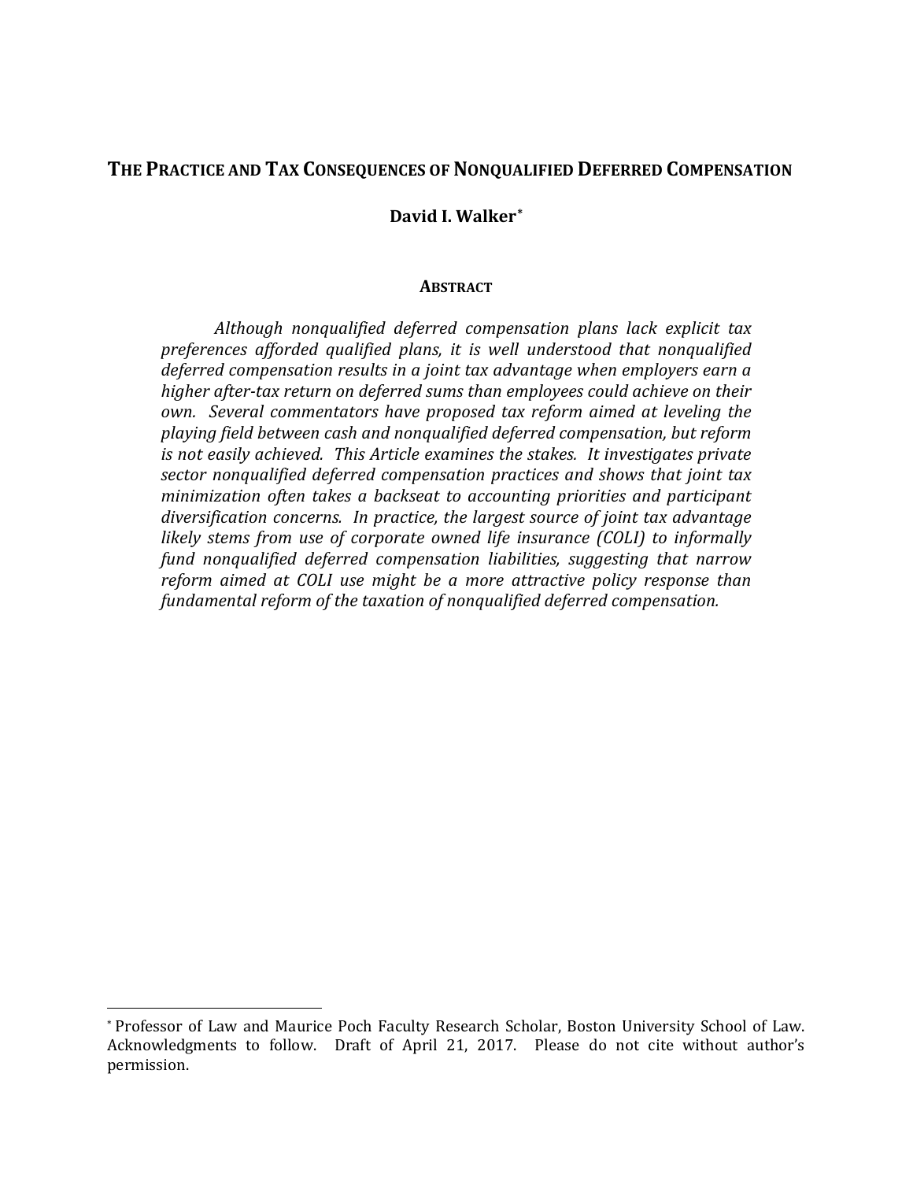## THE PRACTICE AND TAX CONSEQUENCES OF NONQUALIFIED DEFERRED COMPENSATION

**David I. Walker**[*]

**ABSTRACT**

*Although nonqualified deferred compensation plans lack explicit tax preferences afforded qualified plans, it is well understood that nonqualified deferred compensation results in a joint tax advantage when employers earn a higher after-tax return on deferred sums than employees could achieve on their own. Several commentators have proposed tax reform aimed at leveling the playing field between cash and nonqualified deferred compensation, but reform is not easily achieved. This Article examines the stakes. It investigates private sector nonqualified deferred compensation practices and shows that joint tax minimization often takes a backseat to accounting priorities and participant diversification concerns. In practice, the largest source of joint tax advantage likely stems from use of corporate owned life insurance (COLI) to informally fund nonqualified deferred compensation liabilities, suggesting that narrow reform aimed at COLI use might be a more attractive policy response than fundamental reform of the taxation of nonqualified deferred compensation.*

---

[*] Professor of Law and Maurice Poch Faculty Research Scholar, Boston University School of Law. Acknowledgments to follow. Draft of April 21, 2017. Please do not cite without author's permission.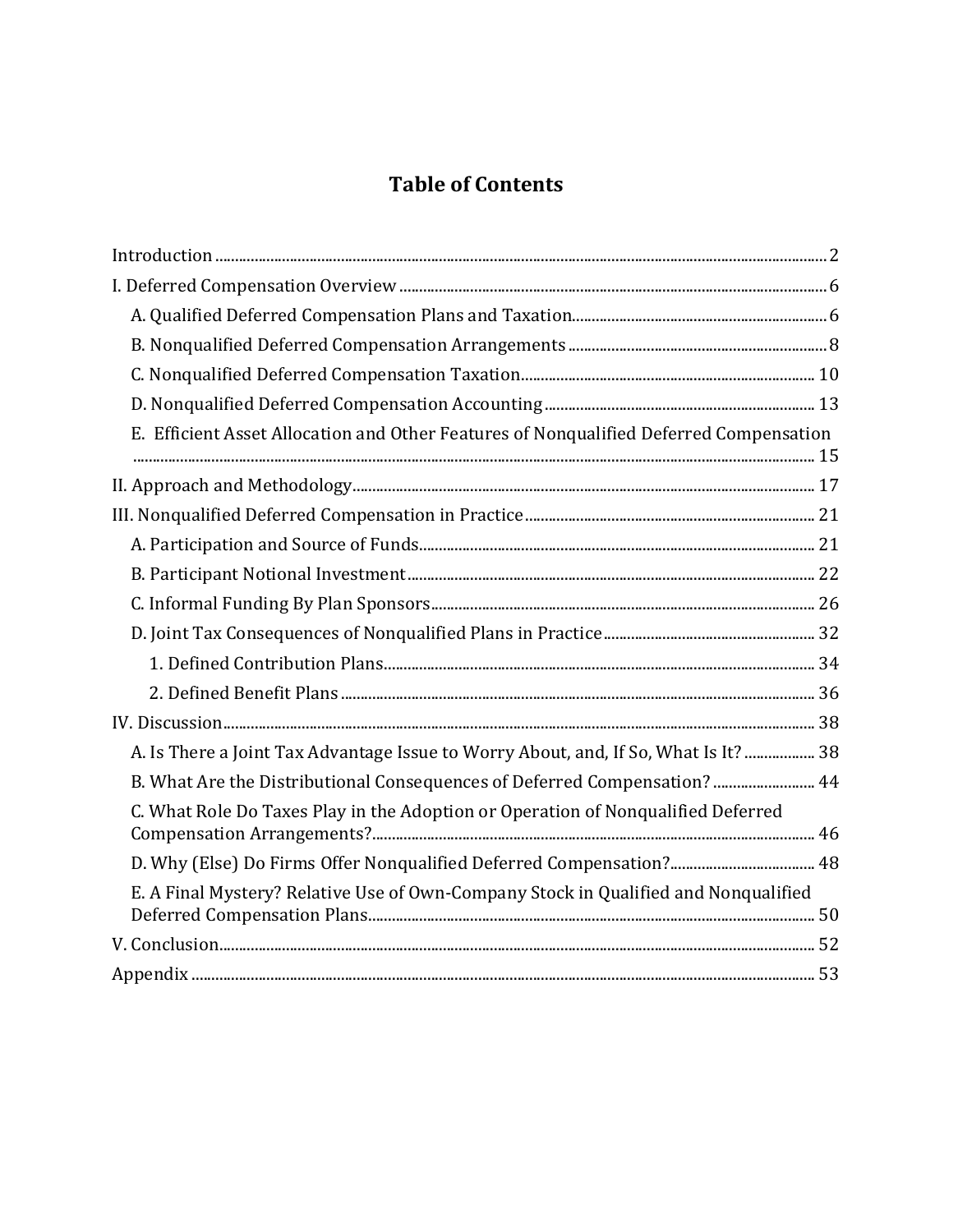# Table of Contents

Introduction ... 2

I. Deferred Compensation Overview ... 6

- A. Qualified Deferred Compensation Plans and Taxation ... 6
- B. Nonqualified Deferred Compensation Arrangements ... 8
- C. Nonqualified Deferred Compensation Taxation ... 10
- D. Nonqualified Deferred Compensation Accounting ... 13
- E. Efficient Asset Allocation and Other Features of Nonqualified Deferred Compensation ... 15

II. Approach and Methodology ... 17

III. Nonqualified Deferred Compensation in Practice ... 21

- A. Participation and Source of Funds ... 21
- B. Participant Notional Investment ... 22
- C. Informal Funding By Plan Sponsors ... 26
- D. Joint Tax Consequences of Nonqualified Plans in Practice ... 32
  - 1. Defined Contribution Plans ... 34
  - 2. Defined Benefit Plans ... 36

IV. Discussion ... 38

- A. Is There a Joint Tax Advantage Issue to Worry About, and, If So, What Is It? ... 38
- B. What Are the Distributional Consequences of Deferred Compensation? ... 44
- C. What Role Do Taxes Play in the Adoption or Operation of Nonqualified Deferred Compensation Arrangements? ... 46
- D. Why (Else) Do Firms Offer Nonqualified Deferred Compensation? ... 48
- E. A Final Mystery? Relative Use of Own-Company Stock in Qualified and Nonqualified Deferred Compensation Plans ... 50

V. Conclusion ... 52

Appendix ... 53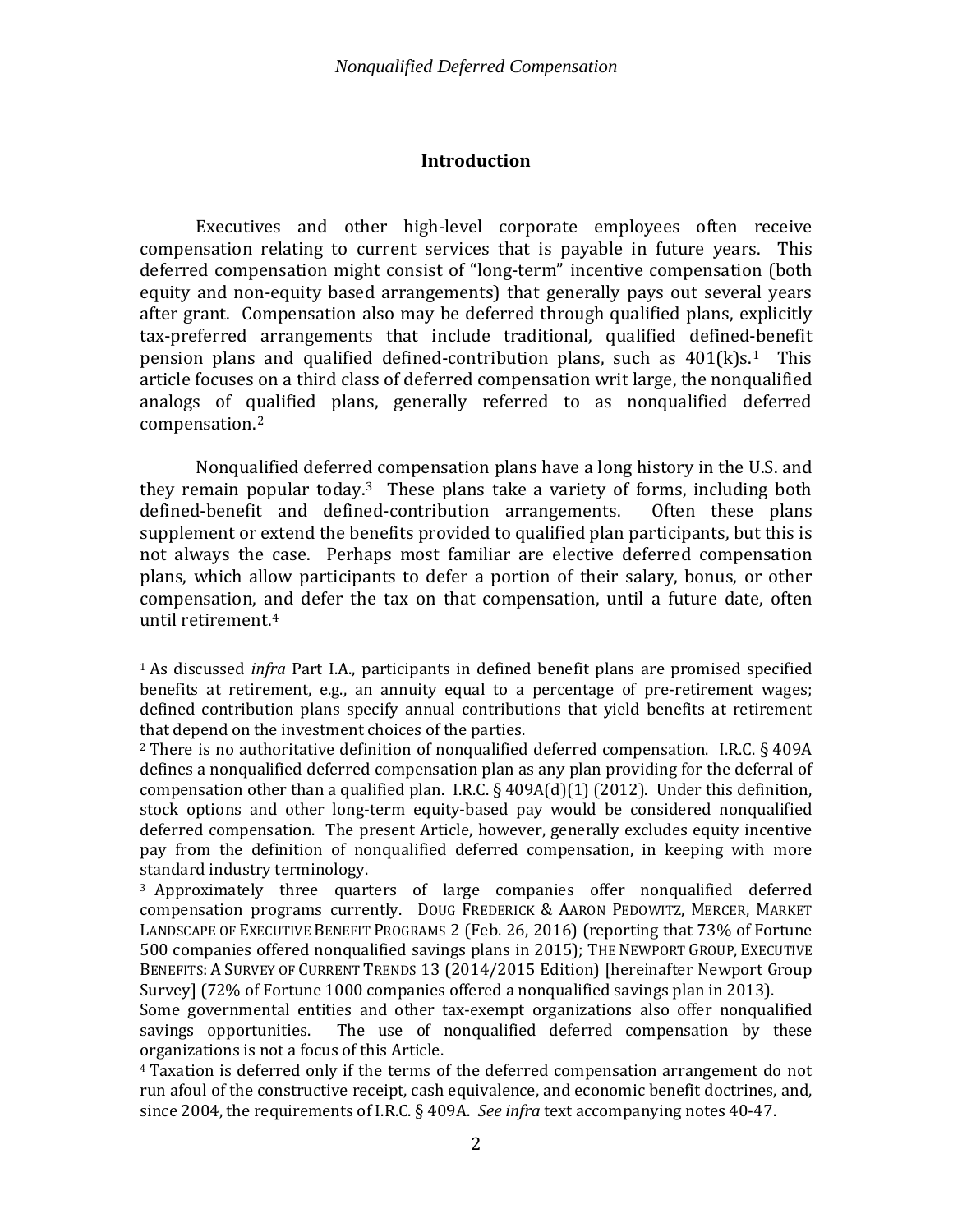## Introduction

Executives and other high-level corporate employees often receive compensation relating to current services that is payable in future years. This deferred compensation might consist of "long-term" incentive compensation (both equity and non-equity based arrangements) that generally pays out several years after grant. Compensation also may be deferred through qualified plans, explicitly tax-preferred arrangements that include traditional, qualified defined-benefit pension plans and qualified defined-contribution plans, such as 401(k)s.[1] This article focuses on a third class of deferred compensation writ large, the nonqualified analogs of qualified plans, generally referred to as nonqualified deferred compensation.[2]

Nonqualified deferred compensation plans have a long history in the U.S. and they remain popular today.[3] These plans take a variety of forms, including both defined-benefit and defined-contribution arrangements. Often these plans supplement or extend the benefits provided to qualified plan participants, but this is not always the case. Perhaps most familiar are elective deferred compensation plans, which allow participants to defer a portion of their salary, bonus, or other compensation, and defer the tax on that compensation, until a future date, often until retirement.[4]

---

[1] As discussed *infra* Part I.A., participants in defined benefit plans are promised specified benefits at retirement, e.g., an annuity equal to a percentage of pre-retirement wages; defined contribution plans specify annual contributions that yield benefits at retirement that depend on the investment choices of the parties.

[2] There is no authoritative definition of nonqualified deferred compensation. I.R.C. § 409A defines a nonqualified deferred compensation plan as any plan providing for the deferral of compensation other than a qualified plan. I.R.C. § 409A(d)(1) (2012). Under this definition, stock options and other long-term equity-based pay would be considered nonqualified deferred compensation. The present Article, however, generally excludes equity incentive pay from the definition of nonqualified deferred compensation, in keeping with more standard industry terminology.

[3] Approximately three quarters of large companies offer nonqualified deferred compensation programs currently. DOUG FREDERICK & AARON PEDOWITZ, MERCER, MARKET LANDSCAPE OF EXECUTIVE BENEFIT PROGRAMS 2 (Feb. 26, 2016) (reporting that 73% of Fortune 500 companies offered nonqualified savings plans in 2015); THE NEWPORT GROUP, EXECUTIVE BENEFITS: A SURVEY OF CURRENT TRENDS 13 (2014/2015 Edition) [hereinafter Newport Group Survey] (72% of Fortune 1000 companies offered a nonqualified savings plan in 2013).
Some governmental entities and other tax-exempt organizations also offer nonqualified savings opportunities. The use of nonqualified deferred compensation by these organizations is not a focus of this Article.

[4] Taxation is deferred only if the terms of the deferred compensation arrangement do not run afoul of the constructive receipt, cash equivalence, and economic benefit doctrines, and, since 2004, the requirements of I.R.C. § 409A. *See infra* text accompanying notes 40-47.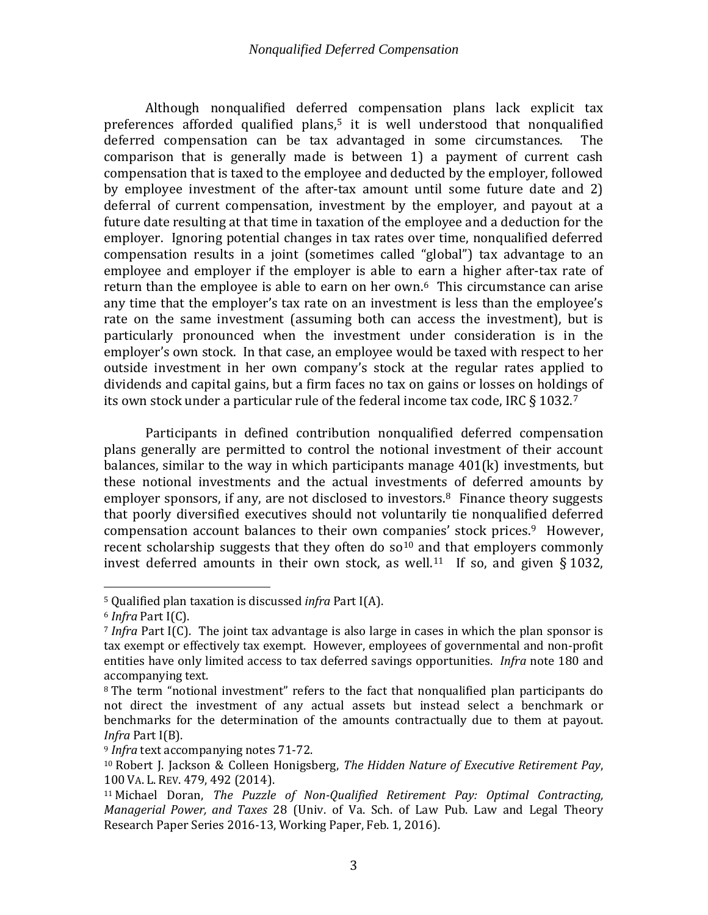Although nonqualified deferred compensation plans lack explicit tax preferences afforded qualified plans,[5] it is well understood that nonqualified deferred compensation can be tax advantaged in some circumstances. The comparison that is generally made is between 1) a payment of current cash compensation that is taxed to the employee and deducted by the employer, followed by employee investment of the after-tax amount until some future date and 2) deferral of current compensation, investment by the employer, and payout at a future date resulting at that time in taxation of the employee and a deduction for the employer. Ignoring potential changes in tax rates over time, nonqualified deferred compensation results in a joint (sometimes called "global") tax advantage to an employee and employer if the employer is able to earn a higher after-tax rate of return than the employee is able to earn on her own.[6] This circumstance can arise any time that the employer's tax rate on an investment is less than the employee's rate on the same investment (assuming both can access the investment), but is particularly pronounced when the investment under consideration is in the employer's own stock. In that case, an employee would be taxed with respect to her outside investment in her own company's stock at the regular rates applied to dividends and capital gains, but a firm faces no tax on gains or losses on holdings of its own stock under a particular rule of the federal income tax code, IRC § 1032.[7]

Participants in defined contribution nonqualified deferred compensation plans generally are permitted to control the notional investment of their account balances, similar to the way in which participants manage 401(k) investments, but these notional investments and the actual investments of deferred amounts by employer sponsors, if any, are not disclosed to investors.[8] Finance theory suggests that poorly diversified executives should not voluntarily tie nonqualified deferred compensation account balances to their own companies' stock prices.[9] However, recent scholarship suggests that they often do so[10] and that employers commonly invest deferred amounts in their own stock, as well.[11] If so, and given § 1032,

---

[5] Qualified plan taxation is discussed *infra* Part I(A).

[6] *Infra* Part I(C).

[7] *Infra* Part I(C). The joint tax advantage is also large in cases in which the plan sponsor is tax exempt or effectively tax exempt. However, employees of governmental and non-profit entities have only limited access to tax deferred savings opportunities. *Infra* note 180 and accompanying text.

[8] The term "notional investment" refers to the fact that nonqualified plan participants do not direct the investment of any actual assets but instead select a benchmark or benchmarks for the determination of the amounts contractually due to them at payout. *Infra* Part I(B).

[9] *Infra* text accompanying notes 71-72.

[10] Robert J. Jackson & Colleen Honigsberg, *The Hidden Nature of Executive Retirement Pay*, 100 VA. L. REV. 479, 492 (2014).

[11] Michael Doran, *The Puzzle of Non-Qualified Retirement Pay: Optimal Contracting, Managerial Power, and Taxes* 28 (Univ. of Va. Sch. of Law Pub. Law and Legal Theory Research Paper Series 2016-13, Working Paper, Feb. 1, 2016).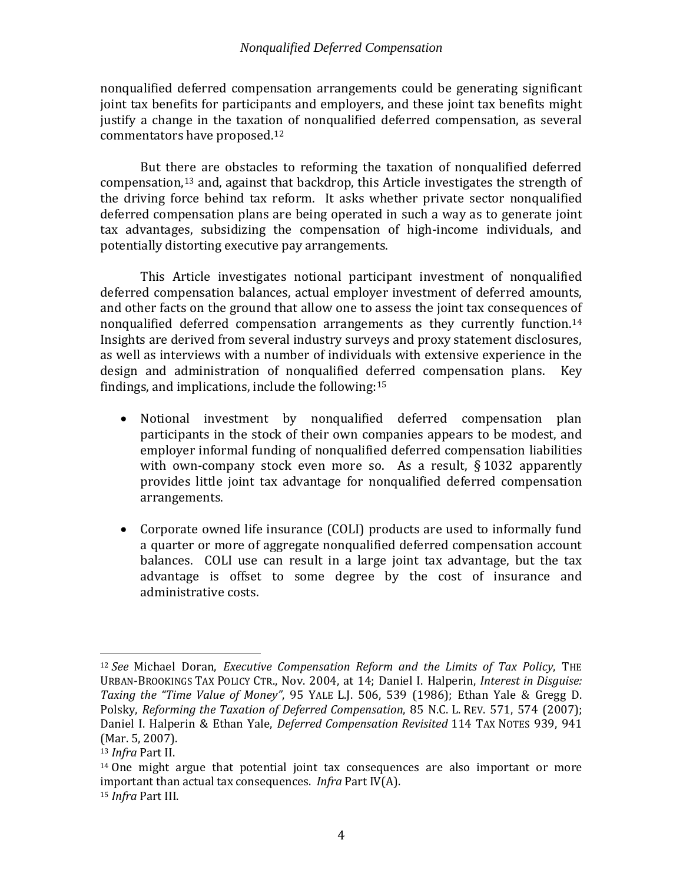nonqualified deferred compensation arrangements could be generating significant joint tax benefits for participants and employers, and these joint tax benefits might justify a change in the taxation of nonqualified deferred compensation, as several commentators have proposed.[12]

But there are obstacles to reforming the taxation of nonqualified deferred compensation,[13] and, against that backdrop, this Article investigates the strength of the driving force behind tax reform. It asks whether private sector nonqualified deferred compensation plans are being operated in such a way as to generate joint tax advantages, subsidizing the compensation of high-income individuals, and potentially distorting executive pay arrangements.

This Article investigates notional participant investment of nonqualified deferred compensation balances, actual employer investment of deferred amounts, and other facts on the ground that allow one to assess the joint tax consequences of nonqualified deferred compensation arrangements as they currently function.[14] Insights are derived from several industry surveys and proxy statement disclosures, as well as interviews with a number of individuals with extensive experience in the design and administration of nonqualified deferred compensation plans. Key findings, and implications, include the following:[15]

- Notional investment by nonqualified deferred compensation plan participants in the stock of their own companies appears to be modest, and employer informal funding of nonqualified deferred compensation liabilities with own-company stock even more so. As a result, § 1032 apparently provides little joint tax advantage for nonqualified deferred compensation arrangements.

- Corporate owned life insurance (COLI) products are used to informally fund a quarter or more of aggregate nonqualified deferred compensation account balances. COLI use can result in a large joint tax advantage, but the tax advantage is offset to some degree by the cost of insurance and administrative costs.

---

[12] *See* Michael Doran, *Executive Compensation Reform and the Limits of Tax Policy*, THE URBAN-BROOKINGS TAX POLICY CTR., Nov. 2004, at 14; Daniel I. Halperin, *Interest in Disguise: Taxing the "Time Value of Money"*, 95 YALE L.J. 506, 539 (1986); Ethan Yale & Gregg D. Polsky, *Reforming the Taxation of Deferred Compensation*, 85 N.C. L. REV. 571, 574 (2007); Daniel I. Halperin & Ethan Yale, *Deferred Compensation Revisited* 114 TAX NOTES 939, 941 (Mar. 5, 2007).

[13] *Infra* Part II.

[14] One might argue that potential joint tax consequences are also important or more important than actual tax consequences. *Infra* Part IV(A).

[15] *Infra* Part III.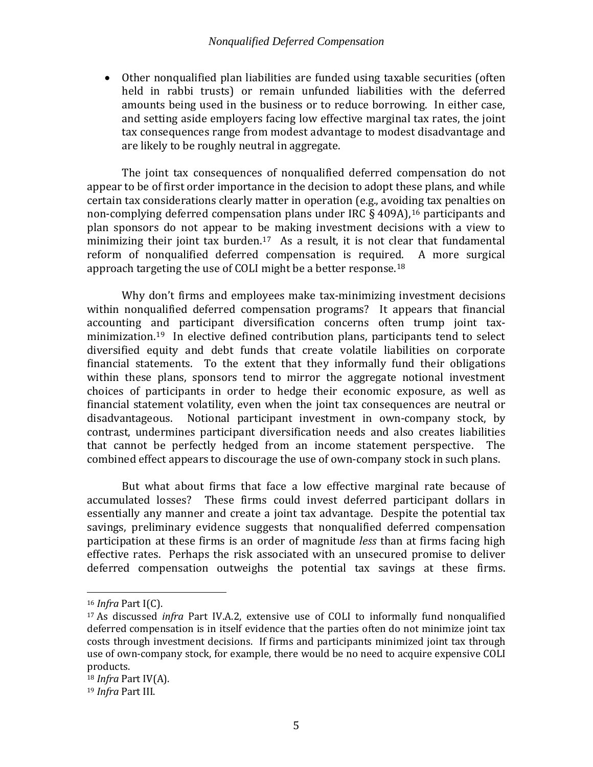- Other nonqualified plan liabilities are funded using taxable securities (often held in rabbi trusts) or remain unfunded liabilities with the deferred amounts being used in the business or to reduce borrowing. In either case, and setting aside employers facing low effective marginal tax rates, the joint tax consequences range from modest advantage to modest disadvantage and are likely to be roughly neutral in aggregate.

The joint tax consequences of nonqualified deferred compensation do not appear to be of first order importance in the decision to adopt these plans, and while certain tax considerations clearly matter in operation (e.g., avoiding tax penalties on non-complying deferred compensation plans under IRC § 409A),[16] participants and plan sponsors do not appear to be making investment decisions with a view to minimizing their joint tax burden.[17] As a result, it is not clear that fundamental reform of nonqualified deferred compensation is required. A more surgical approach targeting the use of COLI might be a better response.[18]

Why don't firms and employees make tax-minimizing investment decisions within nonqualified deferred compensation programs? It appears that financial accounting and participant diversification concerns often trump joint tax-minimization.[19] In elective defined contribution plans, participants tend to select diversified equity and debt funds that create volatile liabilities on corporate financial statements. To the extent that they informally fund their obligations within these plans, sponsors tend to mirror the aggregate notional investment choices of participants in order to hedge their economic exposure, as well as financial statement volatility, even when the joint tax consequences are neutral or disadvantageous. Notional participant investment in own-company stock, by contrast, undermines participant diversification needs and also creates liabilities that cannot be perfectly hedged from an income statement perspective. The combined effect appears to discourage the use of own-company stock in such plans.

But what about firms that face a low effective marginal rate because of accumulated losses? These firms could invest deferred participant dollars in essentially any manner and create a joint tax advantage. Despite the potential tax savings, preliminary evidence suggests that nonqualified deferred compensation participation at these firms is an order of magnitude *less* than at firms facing high effective rates. Perhaps the risk associated with an unsecured promise to deliver deferred compensation outweighs the potential tax savings at these firms.

---

[16] *Infra* Part I(C).

[17] As discussed *infra* Part IV.A.2, extensive use of COLI to informally fund nonqualified deferred compensation is in itself evidence that the parties often do not minimize joint tax costs through investment decisions. If firms and participants minimized joint tax through use of own-company stock, for example, there would be no need to acquire expensive COLI products.

[18] *Infra* Part IV(A).

[19] *Infra* Part III.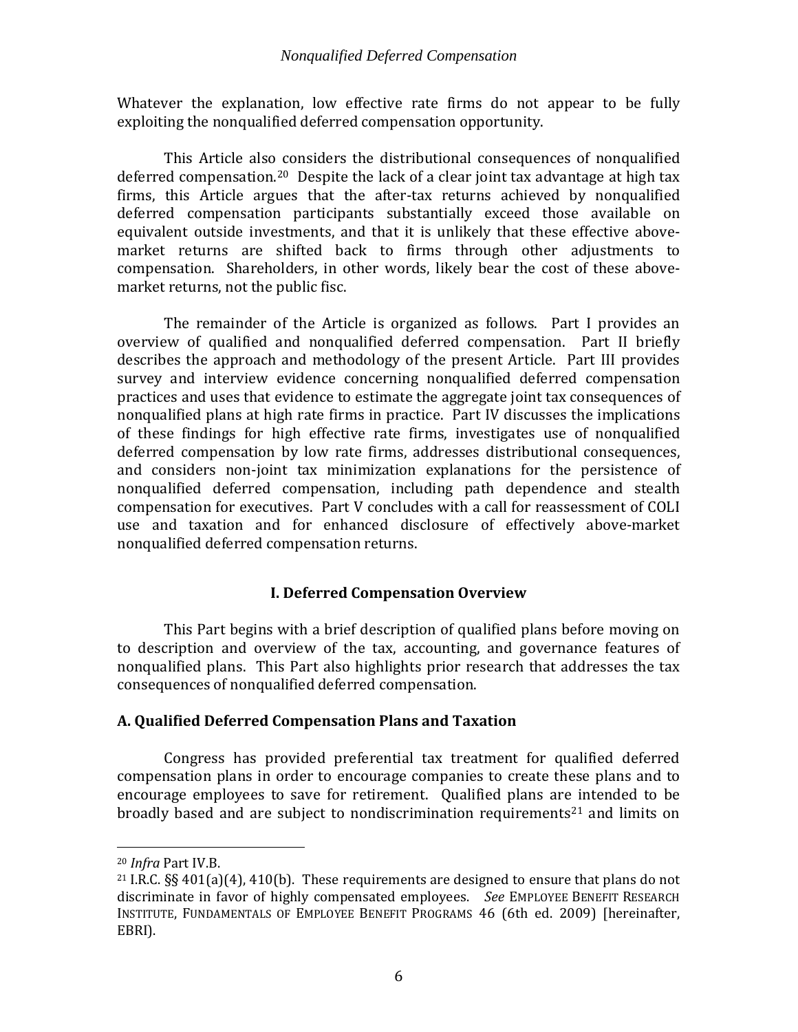Whatever the explanation, low effective rate firms do not appear to be fully exploiting the nonqualified deferred compensation opportunity.

This Article also considers the distributional consequences of nonqualified deferred compensation.[20] Despite the lack of a clear joint tax advantage at high tax firms, this Article argues that the after-tax returns achieved by nonqualified deferred compensation participants substantially exceed those available on equivalent outside investments, and that it is unlikely that these effective above-market returns are shifted back to firms through other adjustments to compensation. Shareholders, in other words, likely bear the cost of these above-market returns, not the public fisc.

The remainder of the Article is organized as follows. Part I provides an overview of qualified and nonqualified deferred compensation. Part II briefly describes the approach and methodology of the present Article. Part III provides survey and interview evidence concerning nonqualified deferred compensation practices and uses that evidence to estimate the aggregate joint tax consequences of nonqualified plans at high rate firms in practice. Part IV discusses the implications of these findings for high effective rate firms, investigates use of nonqualified deferred compensation by low rate firms, addresses distributional consequences, and considers non-joint tax minimization explanations for the persistence of nonqualified deferred compensation, including path dependence and stealth compensation for executives. Part V concludes with a call for reassessment of COLI use and taxation and for enhanced disclosure of effectively above-market nonqualified deferred compensation returns.

## I. Deferred Compensation Overview

This Part begins with a brief description of qualified plans before moving on to description and overview of the tax, accounting, and governance features of nonqualified plans. This Part also highlights prior research that addresses the tax consequences of nonqualified deferred compensation.

### A. Qualified Deferred Compensation Plans and Taxation

Congress has provided preferential tax treatment for qualified deferred compensation plans in order to encourage companies to create these plans and to encourage employees to save for retirement. Qualified plans are intended to be broadly based and are subject to nondiscrimination requirements[21] and limits on

---

[20] *Infra* Part IV.B.

[21] I.R.C. §§ 401(a)(4), 410(b). These requirements are designed to ensure that plans do not discriminate in favor of highly compensated employees. *See* EMPLOYEE BENEFIT RESEARCH INSTITUTE, FUNDAMENTALS OF EMPLOYEE BENEFIT PROGRAMS 46 (6th ed. 2009) [hereinafter, EBRI).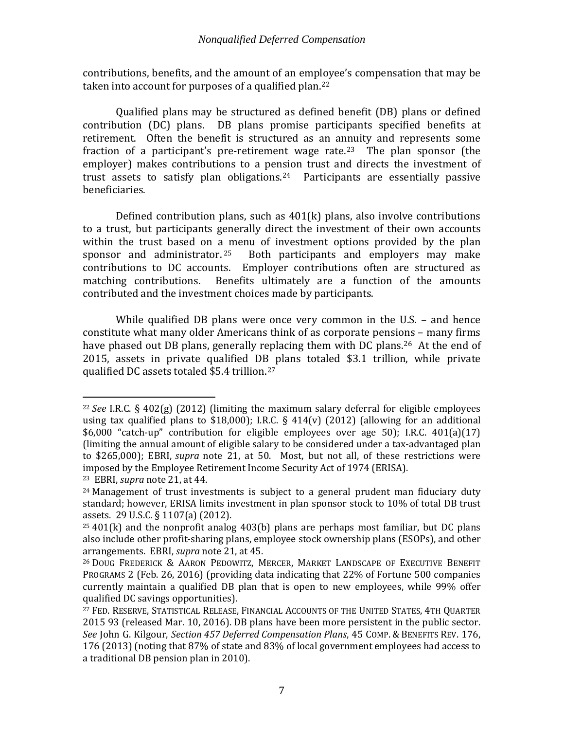contributions, benefits, and the amount of an employee's compensation that may be taken into account for purposes of a qualified plan.[22]

Qualified plans may be structured as defined benefit (DB) plans or defined contribution (DC) plans. DB plans promise participants specified benefits at retirement. Often the benefit is structured as an annuity and represents some fraction of a participant's pre-retirement wage rate.[23] The plan sponsor (the employer) makes contributions to a pension trust and directs the investment of trust assets to satisfy plan obligations.[24] Participants are essentially passive beneficiaries.

Defined contribution plans, such as 401(k) plans, also involve contributions to a trust, but participants generally direct the investment of their own accounts within the trust based on a menu of investment options provided by the plan sponsor and administrator.[25] Both participants and employers may make contributions to DC accounts. Employer contributions often are structured as matching contributions. Benefits ultimately are a function of the amounts contributed and the investment choices made by participants.

While qualified DB plans were once very common in the U.S. – and hence constitute what many older Americans think of as corporate pensions – many firms have phased out DB plans, generally replacing them with DC plans.[26] At the end of 2015, assets in private qualified DB plans totaled $3.1 trillion, while private qualified DC assets totaled $5.4 trillion.[27]

---

[22] *See* I.R.C. § 402(g) (2012) (limiting the maximum salary deferral for eligible employees using tax qualified plans to $18,000); I.R.C. § 414(v) (2012) (allowing for an additional $6,000 "catch-up" contribution for eligible employees over age 50); I.R.C. 401(a)(17) (limiting the annual amount of eligible salary to be considered under a tax-advantaged plan to $265,000); EBRI, *supra* note 21, at 50. Most, but not all, of these restrictions were imposed by the Employee Retirement Income Security Act of 1974 (ERISA).

[23] EBRI, *supra* note 21, at 44.

[24] Management of trust investments is subject to a general prudent man fiduciary duty standard; however, ERISA limits investment in plan sponsor stock to 10% of total DB trust assets. 29 U.S.C. § 1107(a) (2012).

[25] 401(k) and the nonprofit analog 403(b) plans are perhaps most familiar, but DC plans also include other profit-sharing plans, employee stock ownership plans (ESOPs), and other arrangements. EBRI, *supra* note 21, at 45.

[26] DOUG FREDERICK & AARON PEDOWITZ, MERCER, MARKET LANDSCAPE OF EXECUTIVE BENEFIT PROGRAMS 2 (Feb. 26, 2016) (providing data indicating that 22% of Fortune 500 companies currently maintain a qualified DB plan that is open to new employees, while 99% offer qualified DC savings opportunities).

[27] FED. RESERVE, STATISTICAL RELEASE, FINANCIAL ACCOUNTS OF THE UNITED STATES, 4TH QUARTER 2015 93 (released Mar. 10, 2016). DB plans have been more persistent in the public sector. *See* John G. Kilgour, *Section 457 Deferred Compensation Plans*, 45 COMP. & BENEFITS REV. 176, 176 (2013) (noting that 87% of state and 83% of local government employees had access to a traditional DB pension plan in 2010).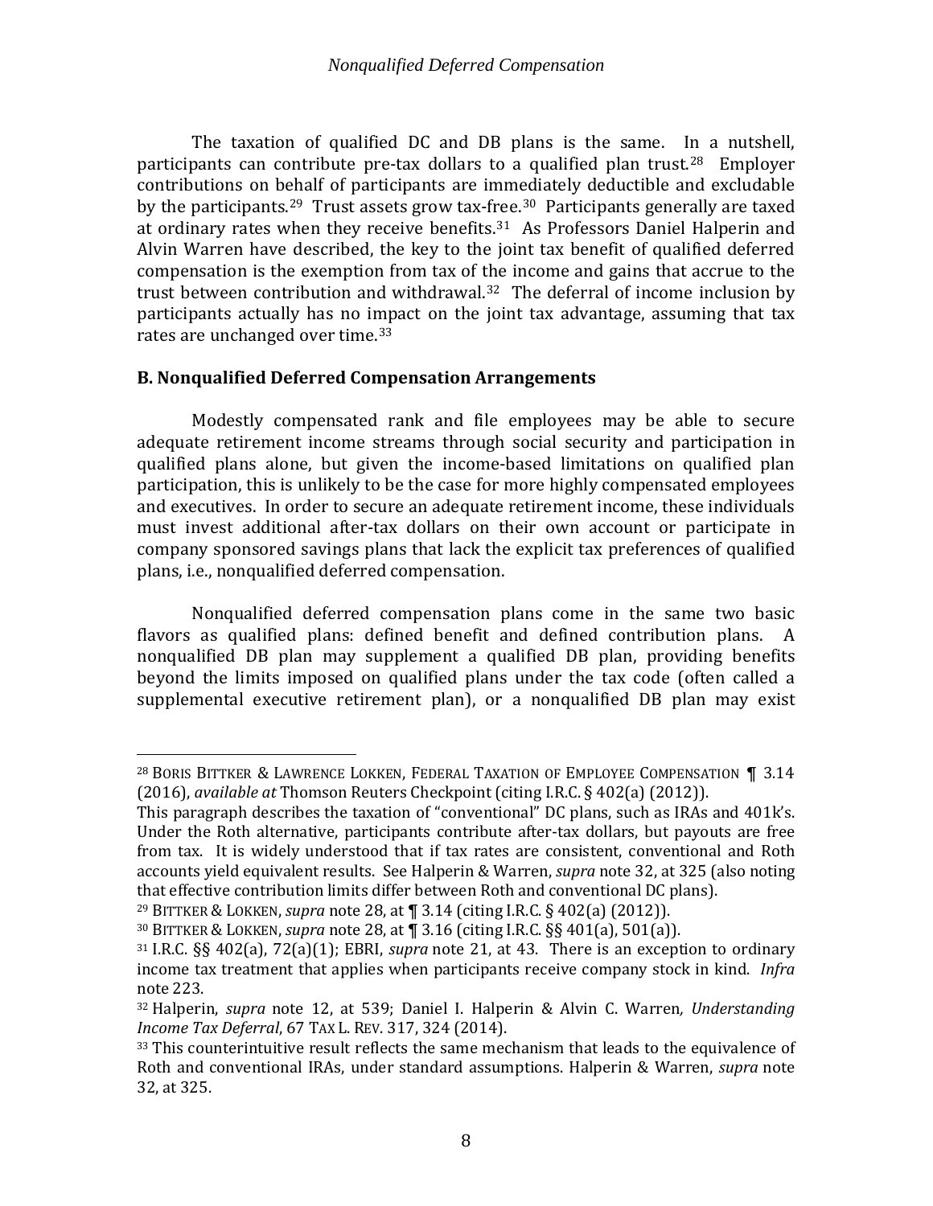The taxation of qualified DC and DB plans is the same. In a nutshell, participants can contribute pre-tax dollars to a qualified plan trust.[28] Employer contributions on behalf of participants are immediately deductible and excludable by the participants.[29] Trust assets grow tax-free.[30] Participants generally are taxed at ordinary rates when they receive benefits.[31] As Professors Daniel Halperin and Alvin Warren have described, the key to the joint tax benefit of qualified deferred compensation is the exemption from tax of the income and gains that accrue to the trust between contribution and withdrawal.[32] The deferral of income inclusion by participants actually has no impact on the joint tax advantage, assuming that tax rates are unchanged over time.[33]

### B. Nonqualified Deferred Compensation Arrangements

Modestly compensated rank and file employees may be able to secure adequate retirement income streams through social security and participation in qualified plans alone, but given the income-based limitations on qualified plan participation, this is unlikely to be the case for more highly compensated employees and executives. In order to secure an adequate retirement income, these individuals must invest additional after-tax dollars on their own account or participate in company sponsored savings plans that lack the explicit tax preferences of qualified plans, i.e., nonqualified deferred compensation.

Nonqualified deferred compensation plans come in the same two basic flavors as qualified plans: defined benefit and defined contribution plans. A nonqualified DB plan may supplement a qualified DB plan, providing benefits beyond the limits imposed on qualified plans under the tax code (often called a supplemental executive retirement plan), or a nonqualified DB plan may exist

---

[28] BORIS BITTKER & LAWRENCE LOKKEN, FEDERAL TAXATION OF EMPLOYEE COMPENSATION ¶ 3.14 (2016), *available at* Thomson Reuters Checkpoint (citing I.R.C. § 402(a) (2012)).
This paragraph describes the taxation of "conventional" DC plans, such as IRAs and 401k's. Under the Roth alternative, participants contribute after-tax dollars, but payouts are free from tax. It is widely understood that if tax rates are consistent, conventional and Roth accounts yield equivalent results. See Halperin & Warren, *supra* note 32, at 325 (also noting that effective contribution limits differ between Roth and conventional DC plans).

[29] BITTKER & LOKKEN, *supra* note 28, at ¶ 3.14 (citing I.R.C. § 402(a) (2012)).

[30] BITTKER & LOKKEN, *supra* note 28, at ¶ 3.16 (citing I.R.C. §§ 401(a), 501(a)).

[31] I.R.C. §§ 402(a), 72(a)(1); EBRI, *supra* note 21, at 43. There is an exception to ordinary income tax treatment that applies when participants receive company stock in kind. *Infra* note 223.

[32] Halperin, *supra* note 12, at 539; Daniel I. Halperin & Alvin C. Warren*, Understanding Income Tax Deferral*, 67 TAX L. REV. 317, 324 (2014).

[33] This counterintuitive result reflects the same mechanism that leads to the equivalence of Roth and conventional IRAs, under standard assumptions. Halperin & Warren, *supra* note 32, at 325.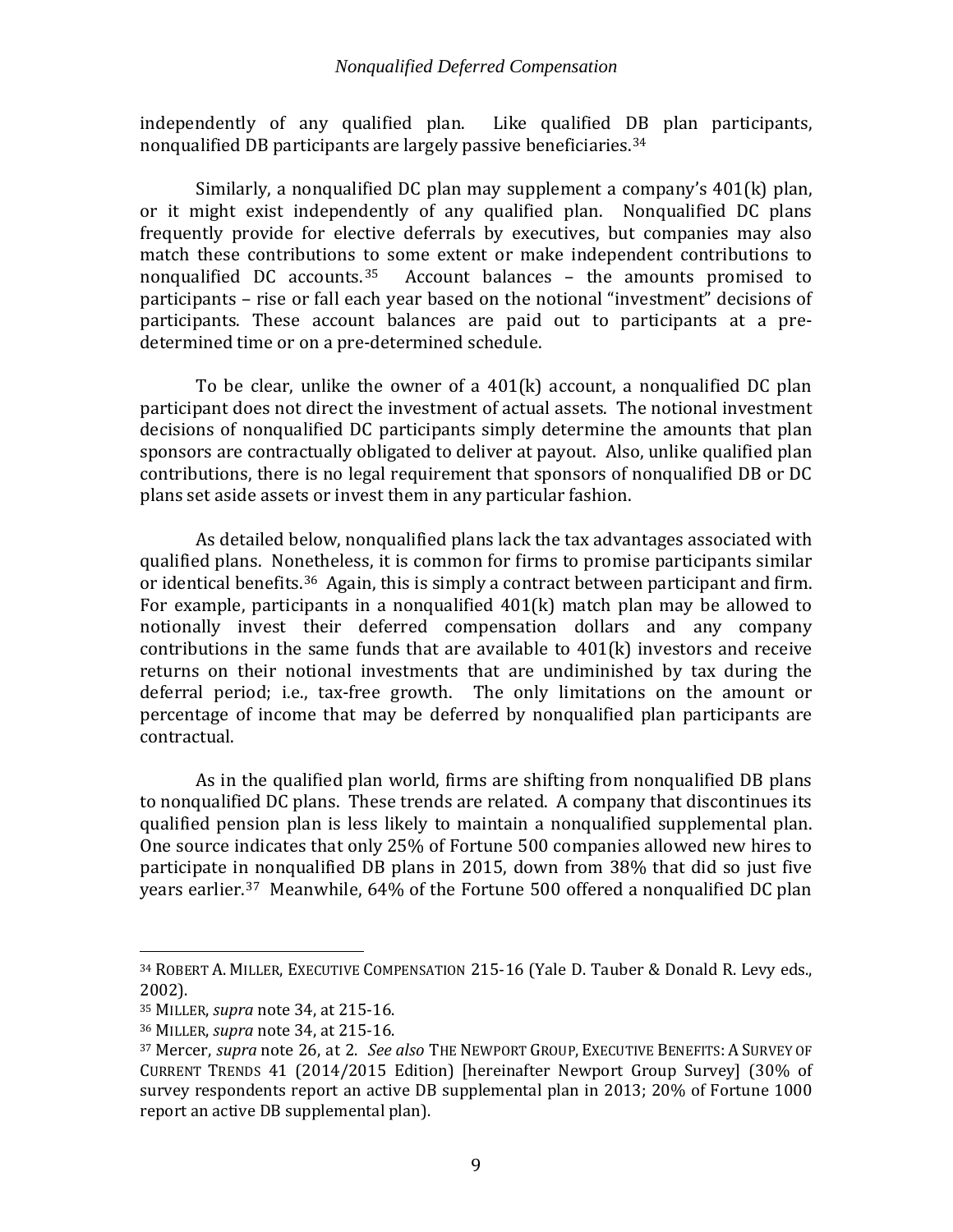independently of any qualified plan. Like qualified DB plan participants, nonqualified DB participants are largely passive beneficiaries.[34]

Similarly, a nonqualified DC plan may supplement a company's 401(k) plan, or it might exist independently of any qualified plan. Nonqualified DC plans frequently provide for elective deferrals by executives, but companies may also match these contributions to some extent or make independent contributions to nonqualified DC accounts.[35] Account balances – the amounts promised to participants – rise or fall each year based on the notional "investment" decisions of participants. These account balances are paid out to participants at a pre-determined time or on a pre-determined schedule.

To be clear, unlike the owner of a 401(k) account, a nonqualified DC plan participant does not direct the investment of actual assets. The notional investment decisions of nonqualified DC participants simply determine the amounts that plan sponsors are contractually obligated to deliver at payout. Also, unlike qualified plan contributions, there is no legal requirement that sponsors of nonqualified DB or DC plans set aside assets or invest them in any particular fashion.

As detailed below, nonqualified plans lack the tax advantages associated with qualified plans. Nonetheless, it is common for firms to promise participants similar or identical benefits.[36] Again, this is simply a contract between participant and firm. For example, participants in a nonqualified 401(k) match plan may be allowed to notionally invest their deferred compensation dollars and any company contributions in the same funds that are available to 401(k) investors and receive returns on their notional investments that are undiminished by tax during the deferral period; i.e., tax-free growth. The only limitations on the amount or percentage of income that may be deferred by nonqualified plan participants are contractual.

As in the qualified plan world, firms are shifting from nonqualified DB plans to nonqualified DC plans. These trends are related. A company that discontinues its qualified pension plan is less likely to maintain a nonqualified supplemental plan. One source indicates that only 25% of Fortune 500 companies allowed new hires to participate in nonqualified DB plans in 2015, down from 38% that did so just five years earlier.[37] Meanwhile, 64% of the Fortune 500 offered a nonqualified DC plan

---

[34] ROBERT A. MILLER, EXECUTIVE COMPENSATION 215-16 (Yale D. Tauber & Donald R. Levy eds., 2002).

[35] MILLER, *supra* note 34, at 215-16.

[36] MILLER, *supra* note 34, at 215-16.

[37] Mercer, *supra* note 26, at 2. *See also* THE NEWPORT GROUP, EXECUTIVE BENEFITS: A SURVEY OF CURRENT TRENDS 41 (2014/2015 Edition) [hereinafter Newport Group Survey] (30% of survey respondents report an active DB supplemental plan in 2013; 20% of Fortune 1000 report an active DB supplemental plan).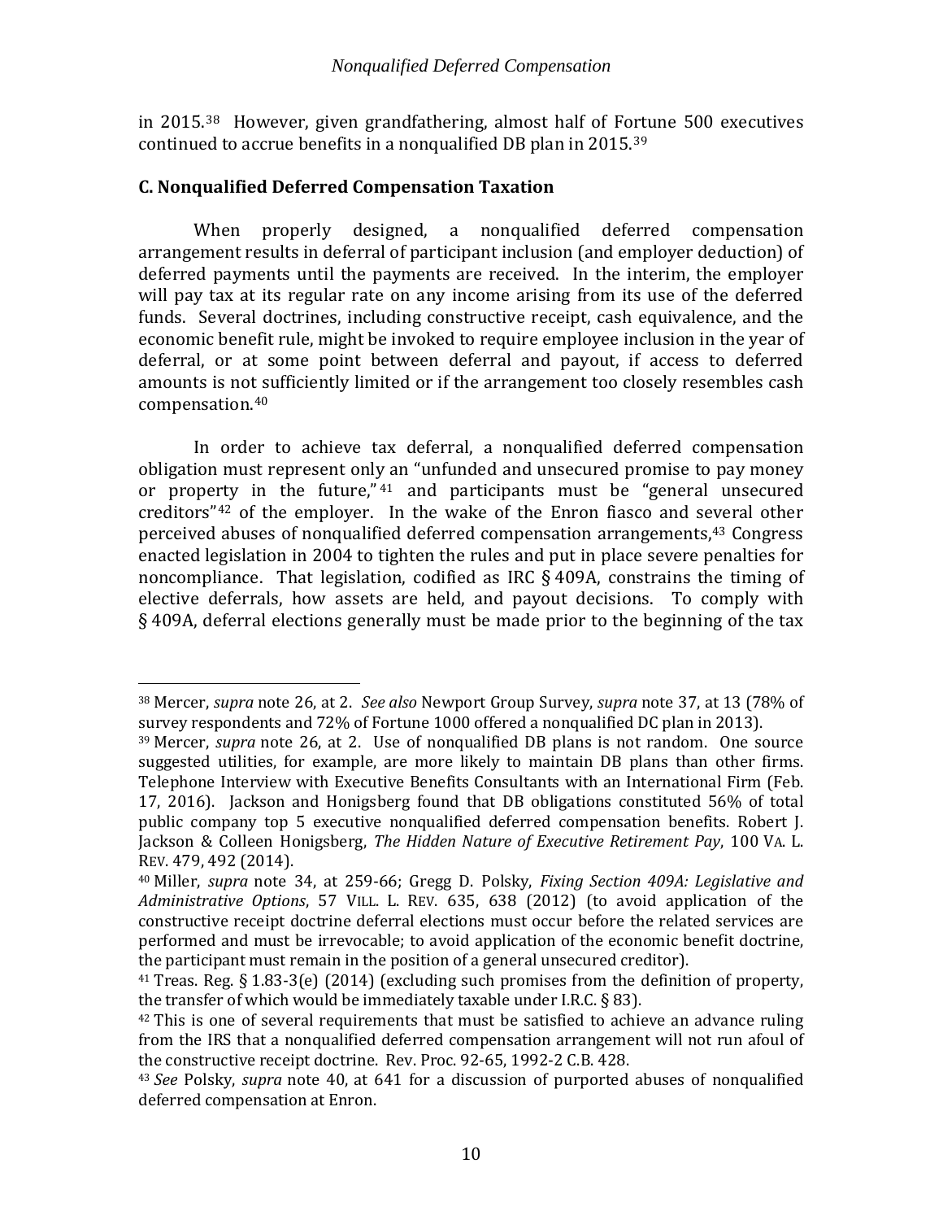in 2015.[38] However, given grandfathering, almost half of Fortune 500 executives continued to accrue benefits in a nonqualified DB plan in 2015.[39]

### C. Nonqualified Deferred Compensation Taxation

When properly designed, a nonqualified deferred compensation arrangement results in deferral of participant inclusion (and employer deduction) of deferred payments until the payments are received. In the interim, the employer will pay tax at its regular rate on any income arising from its use of the deferred funds. Several doctrines, including constructive receipt, cash equivalence, and the economic benefit rule, might be invoked to require employee inclusion in the year of deferral, or at some point between deferral and payout, if access to deferred amounts is not sufficiently limited or if the arrangement too closely resembles cash compensation.[40]

In order to achieve tax deferral, a nonqualified deferred compensation obligation must represent only an "unfunded and unsecured promise to pay money or property in the future,"[41] and participants must be "general unsecured creditors"[42] of the employer. In the wake of the Enron fiasco and several other perceived abuses of nonqualified deferred compensation arrangements,[43] Congress enacted legislation in 2004 to tighten the rules and put in place severe penalties for noncompliance. That legislation, codified as IRC § 409A, constrains the timing of elective deferrals, how assets are held, and payout decisions. To comply with § 409A, deferral elections generally must be made prior to the beginning of the tax

---

[38] Mercer, *supra* note 26, at 2. *See also* Newport Group Survey, *supra* note 37, at 13 (78% of survey respondents and 72% of Fortune 1000 offered a nonqualified DC plan in 2013).

[39] Mercer, *supra* note 26, at 2. Use of nonqualified DB plans is not random. One source suggested utilities, for example, are more likely to maintain DB plans than other firms. Telephone Interview with Executive Benefits Consultants with an International Firm (Feb. 17, 2016). Jackson and Honigsberg found that DB obligations constituted 56% of total public company top 5 executive nonqualified deferred compensation benefits. Robert J. Jackson & Colleen Honigsberg, *The Hidden Nature of Executive Retirement Pay*, 100 VA. L. REV. 479, 492 (2014).

[40] Miller, *supra* note 34, at 259-66; Gregg D. Polsky, *Fixing Section 409A: Legislative and Administrative Options*, 57 VILL. L. REV. 635, 638 (2012) (to avoid application of the constructive receipt doctrine deferral elections must occur before the related services are performed and must be irrevocable; to avoid application of the economic benefit doctrine, the participant must remain in the position of a general unsecured creditor).

[41] Treas. Reg. § 1.83-3(e) (2014) (excluding such promises from the definition of property, the transfer of which would be immediately taxable under I.R.C. § 83).

[42] This is one of several requirements that must be satisfied to achieve an advance ruling from the IRS that a nonqualified deferred compensation arrangement will not run afoul of the constructive receipt doctrine. Rev. Proc. 92-65, 1992-2 C.B. 428.

[43] *See* Polsky, *supra* note 40, at 641 for a discussion of purported abuses of nonqualified deferred compensation at Enron.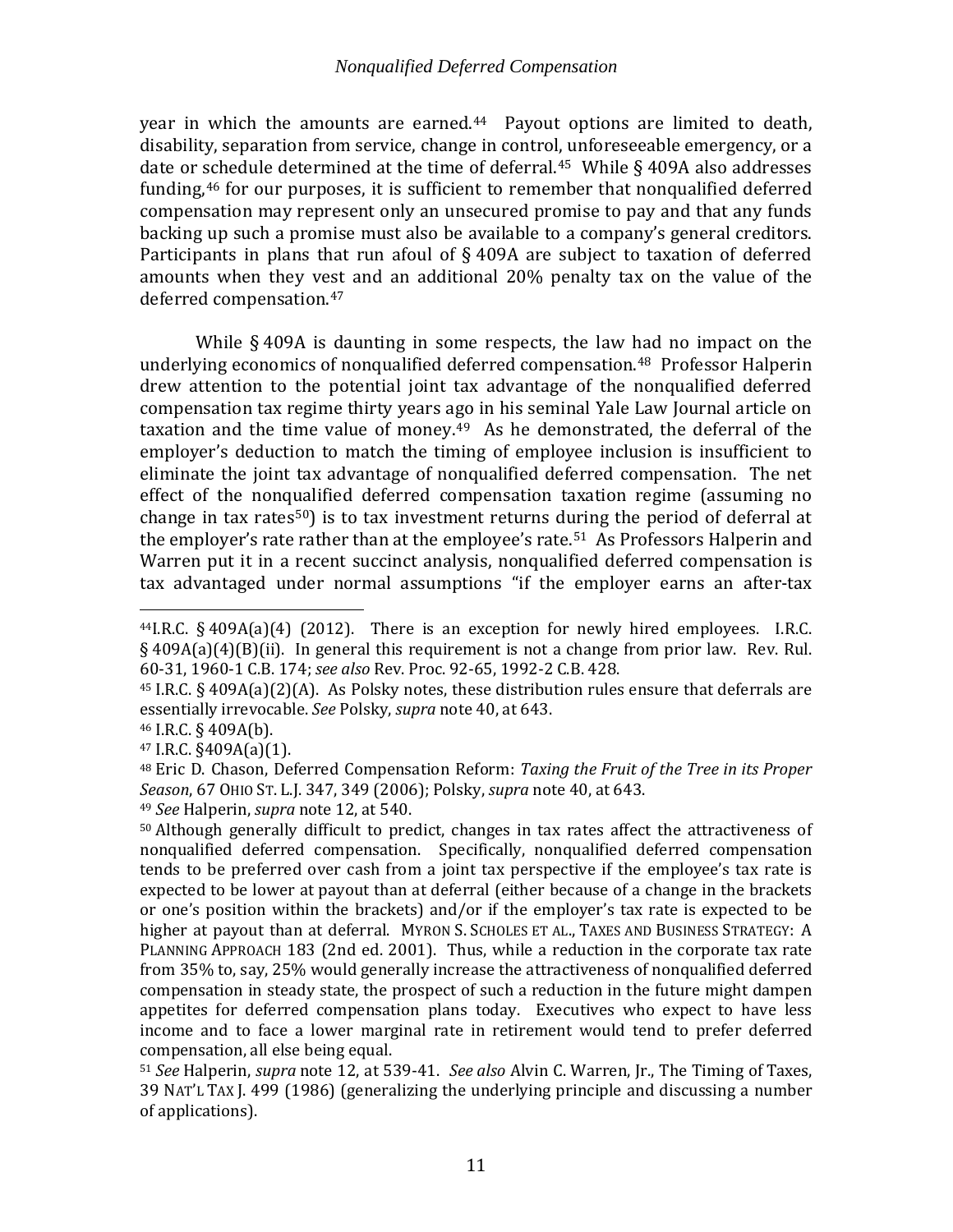year in which the amounts are earned.[44] Payout options are limited to death, disability, separation from service, change in control, unforeseeable emergency, or a date or schedule determined at the time of deferral.[45] While § 409A also addresses funding,[46] for our purposes, it is sufficient to remember that nonqualified deferred compensation may represent only an unsecured promise to pay and that any funds backing up such a promise must also be available to a company's general creditors. Participants in plans that run afoul of § 409A are subject to taxation of deferred amounts when they vest and an additional 20% penalty tax on the value of the deferred compensation.[47]

While § 409A is daunting in some respects, the law had no impact on the underlying economics of nonqualified deferred compensation.[48] Professor Halperin drew attention to the potential joint tax advantage of the nonqualified deferred compensation tax regime thirty years ago in his seminal Yale Law Journal article on taxation and the time value of money.[49] As he demonstrated, the deferral of the employer's deduction to match the timing of employee inclusion is insufficient to eliminate the joint tax advantage of nonqualified deferred compensation. The net effect of the nonqualified deferred compensation taxation regime (assuming no change in tax rates[50]) is to tax investment returns during the period of deferral at the employer's rate rather than at the employee's rate.[51] As Professors Halperin and Warren put it in a recent succinct analysis, nonqualified deferred compensation is tax advantaged under normal assumptions "if the employer earns an after-tax

---

[44] I.R.C. § 409A(a)(4) (2012). There is an exception for newly hired employees. I.R.C. § 409A(a)(4)(B)(ii). In general this requirement is not a change from prior law. Rev. Rul. 60-31, 1960-1 C.B. 174; *see also* Rev. Proc. 92-65, 1992-2 C.B. 428.

[45] I.R.C. § 409A(a)(2)(A). As Polsky notes, these distribution rules ensure that deferrals are essentially irrevocable. *See* Polsky, *supra* note 40, at 643.

[46] I.R.C. § 409A(b).

[47] I.R.C. §409A(a)(1).

[48] Eric D. Chason, Deferred Compensation Reform: *Taxing the Fruit of the Tree in its Proper Season*, 67 OHIO ST. L.J. 347, 349 (2006); Polsky, *supra* note 40, at 643.

[49] *See* Halperin, *supra* note 12, at 540.

[50] Although generally difficult to predict, changes in tax rates affect the attractiveness of nonqualified deferred compensation. Specifically, nonqualified deferred compensation tends to be preferred over cash from a joint tax perspective if the employee's tax rate is expected to be lower at payout than at deferral (either because of a change in the brackets or one's position within the brackets) and/or if the employer's tax rate is expected to be higher at payout than at deferral. MYRON S. SCHOLES ET AL., TAXES AND BUSINESS STRATEGY: A PLANNING APPROACH 183 (2nd ed. 2001). Thus, while a reduction in the corporate tax rate from 35% to, say, 25% would generally increase the attractiveness of nonqualified deferred compensation in steady state, the prospect of such a reduction in the future might dampen appetites for deferred compensation plans today. Executives who expect to have less income and to face a lower marginal rate in retirement would tend to prefer deferred compensation, all else being equal.

[51] *See* Halperin, *supra* note 12, at 539-41. *See also* Alvin C. Warren, Jr., The Timing of Taxes, 39 NAT'L TAX J. 499 (1986) (generalizing the underlying principle and discussing a number of applications).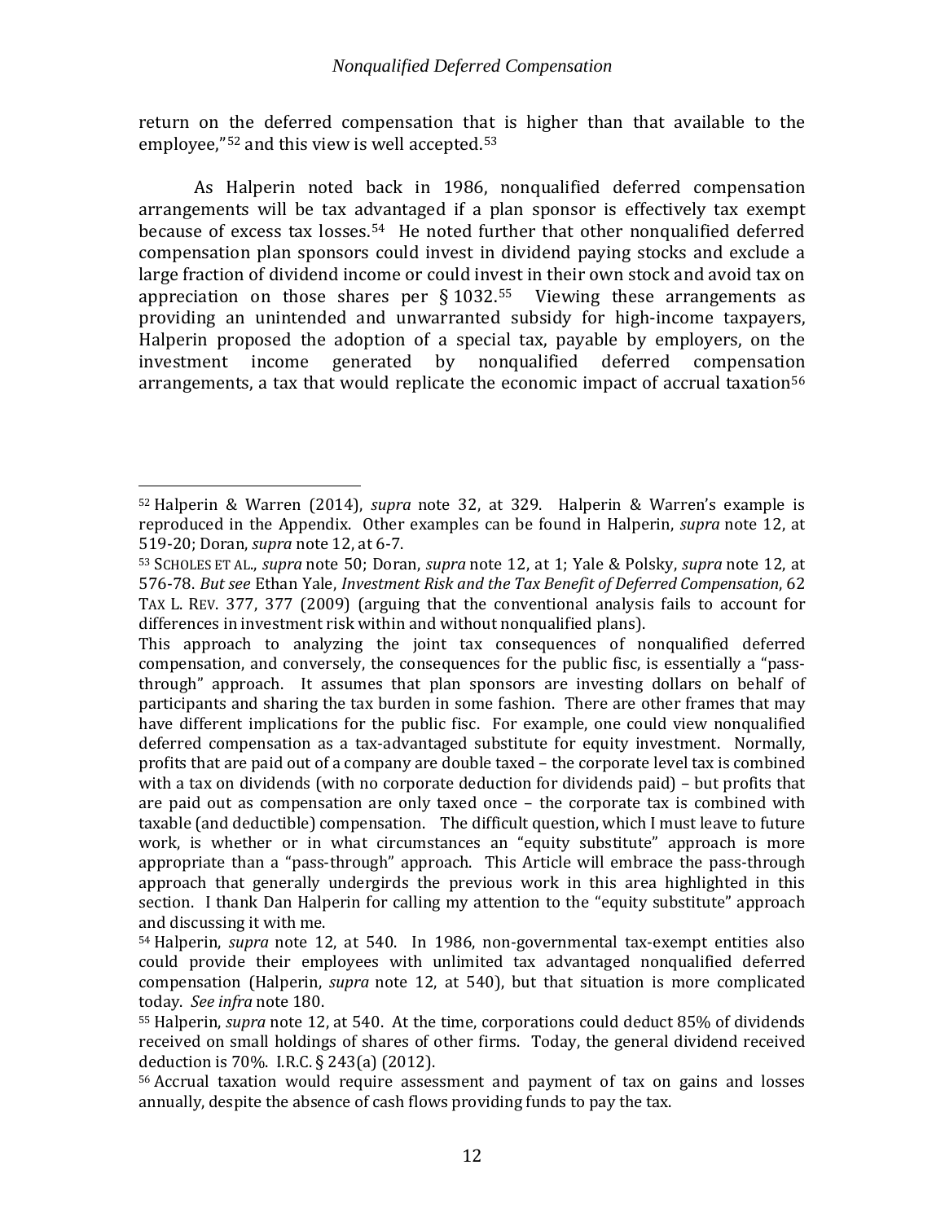return on the deferred compensation that is higher than that available to the employee,"[52] and this view is well accepted.[53]

As Halperin noted back in 1986, nonqualified deferred compensation arrangements will be tax advantaged if a plan sponsor is effectively tax exempt because of excess tax losses.[54] He noted further that other nonqualified deferred compensation plan sponsors could invest in dividend paying stocks and exclude a large fraction of dividend income or could invest in their own stock and avoid tax on appreciation on those shares per § 1032.[55] Viewing these arrangements as providing an unintended and unwarranted subsidy for high-income taxpayers, Halperin proposed the adoption of a special tax, payable by employers, on the investment income generated by nonqualified deferred compensation arrangements, a tax that would replicate the economic impact of accrual taxation[56]

---

[52] Halperin & Warren (2014), *supra* note 32, at 329. Halperin & Warren's example is reproduced in the Appendix. Other examples can be found in Halperin, *supra* note 12, at 519-20; Doran, *supra* note 12, at 6-7.

[53] SCHOLES ET AL., *supra* note 50; Doran, *supra* note 12, at 1; Yale & Polsky, *supra* note 12, at 576-78. *But see* Ethan Yale, *Investment Risk and the Tax Benefit of Deferred Compensation*, 62 TAX L. REV. 377, 377 (2009) (arguing that the conventional analysis fails to account for differences in investment risk within and without nonqualified plans).

This approach to analyzing the joint tax consequences of nonqualified deferred compensation, and conversely, the consequences for the public fisc, is essentially a "pass-through" approach. It assumes that plan sponsors are investing dollars on behalf of participants and sharing the tax burden in some fashion. There are other frames that may have different implications for the public fisc. For example, one could view nonqualified deferred compensation as a tax-advantaged substitute for equity investment. Normally, profits that are paid out of a company are double taxed – the corporate level tax is combined with a tax on dividends (with no corporate deduction for dividends paid) – but profits that are paid out as compensation are only taxed once – the corporate tax is combined with taxable (and deductible) compensation. The difficult question, which I must leave to future work, is whether or in what circumstances an "equity substitute" approach is more appropriate than a "pass-through" approach. This Article will embrace the pass-through approach that generally undergirds the previous work in this area highlighted in this section. I thank Dan Halperin for calling my attention to the "equity substitute" approach and discussing it with me.

[54] Halperin, *supra* note 12, at 540. In 1986, non-governmental tax-exempt entities also could provide their employees with unlimited tax advantaged nonqualified deferred compensation (Halperin, *supra* note 12, at 540), but that situation is more complicated today. *See infra* note 180.

[55] Halperin, *supra* note 12, at 540. At the time, corporations could deduct 85% of dividends received on small holdings of shares of other firms. Today, the general dividend received deduction is 70%. I.R.C. § 243(a) (2012).

[56] Accrual taxation would require assessment and payment of tax on gains and losses annually, despite the absence of cash flows providing funds to pay the tax.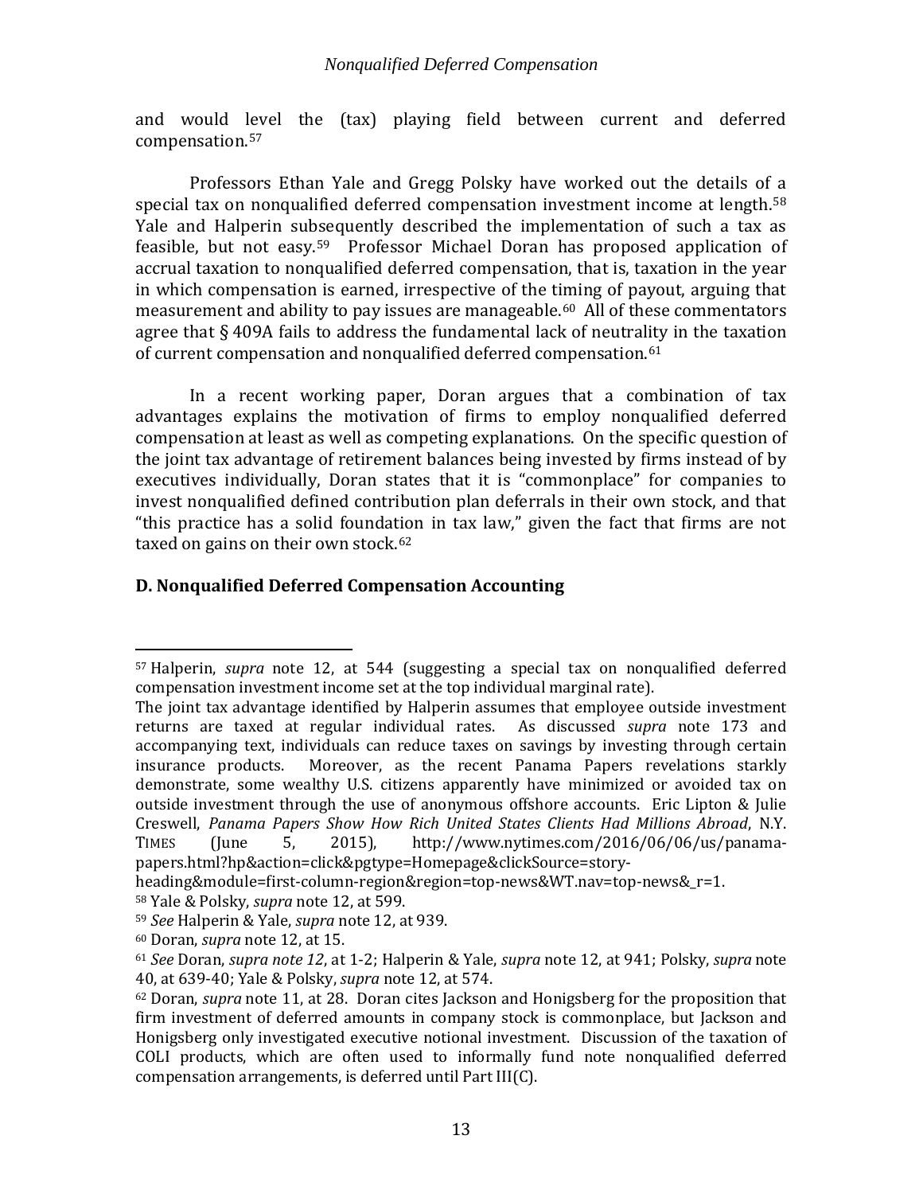and would level the (tax) playing field between current and deferred compensation.[57]

Professors Ethan Yale and Gregg Polsky have worked out the details of a special tax on nonqualified deferred compensation investment income at length.[58] Yale and Halperin subsequently described the implementation of such a tax as feasible, but not easy.[59] Professor Michael Doran has proposed application of accrual taxation to nonqualified deferred compensation, that is, taxation in the year in which compensation is earned, irrespective of the timing of payout, arguing that measurement and ability to pay issues are manageable.[60] All of these commentators agree that § 409A fails to address the fundamental lack of neutrality in the taxation of current compensation and nonqualified deferred compensation.[61]

In a recent working paper, Doran argues that a combination of tax advantages explains the motivation of firms to employ nonqualified deferred compensation at least as well as competing explanations. On the specific question of the joint tax advantage of retirement balances being invested by firms instead of by executives individually, Doran states that it is "commonplace" for companies to invest nonqualified defined contribution plan deferrals in their own stock, and that "this practice has a solid foundation in tax law," given the fact that firms are not taxed on gains on their own stock.[62]

### D. Nonqualified Deferred Compensation Accounting

---

[57] Halperin, *supra* note 12, at 544 (suggesting a special tax on nonqualified deferred compensation investment income set at the top individual marginal rate).
The joint tax advantage identified by Halperin assumes that employee outside investment returns are taxed at regular individual rates. As discussed *supra* note 173 and accompanying text, individuals can reduce taxes on savings by investing through certain insurance products. Moreover, as the recent Panama Papers revelations starkly demonstrate, some wealthy U.S. citizens apparently have minimized or avoided tax on outside investment through the use of anonymous offshore accounts. Eric Lipton & Julie Creswell, *Panama Papers Show How Rich United States Clients Had Millions Abroad*, N.Y. TIMES (June 5, 2015), http://www.nytimes.com/2016/06/06/us/panama-papers.html?hp&action=click&pgtype=Homepage&clickSource=story-heading&module=first-column-region&region=top-news&WT.nav=top-news&_r=1.

[58] Yale & Polsky, *supra* note 12, at 599.

[59] *See* Halperin & Yale, *supra* note 12, at 939.

[60] Doran, *supra* note 12, at 15.

[61] *See* Doran, *supra note 12*, at 1-2; Halperin & Yale, *supra* note 12, at 941; Polsky, *supra* note 40, at 639-40; Yale & Polsky, *supra* note 12, at 574.

[62] Doran, *supra* note 11, at 28. Doran cites Jackson and Honigsberg for the proposition that firm investment of deferred amounts in company stock is commonplace, but Jackson and Honigsberg only investigated executive notional investment. Discussion of the taxation of COLI products, which are often used to informally fund note nonqualified deferred compensation arrangements, is deferred until Part III(C).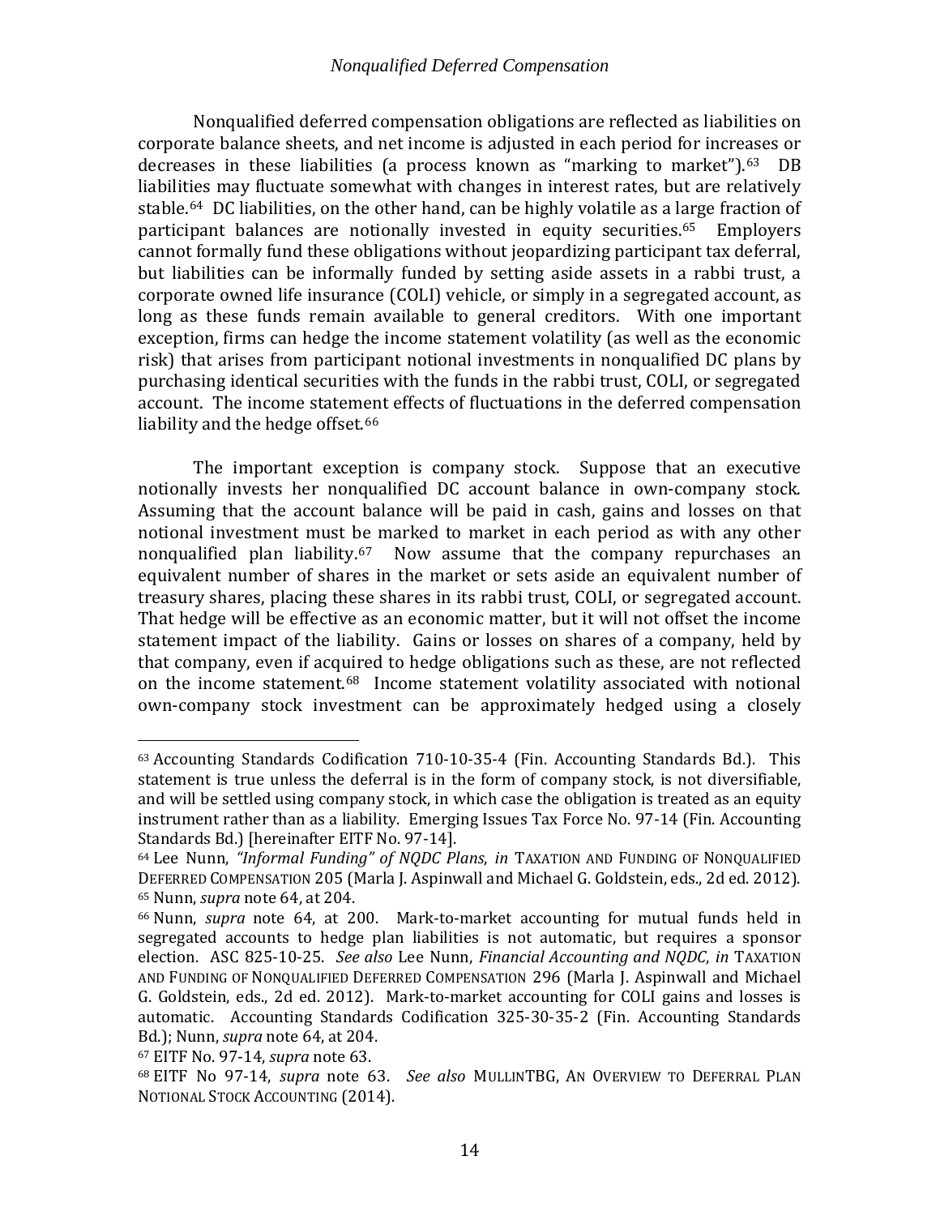Nonqualified deferred compensation obligations are reflected as liabilities on corporate balance sheets, and net income is adjusted in each period for increases or decreases in these liabilities (a process known as "marking to market").[63] DB liabilities may fluctuate somewhat with changes in interest rates, but are relatively stable.[64] DC liabilities, on the other hand, can be highly volatile as a large fraction of participant balances are notionally invested in equity securities.[65] Employers cannot formally fund these obligations without jeopardizing participant tax deferral, but liabilities can be informally funded by setting aside assets in a rabbi trust, a corporate owned life insurance (COLI) vehicle, or simply in a segregated account, as long as these funds remain available to general creditors. With one important exception, firms can hedge the income statement volatility (as well as the economic risk) that arises from participant notional investments in nonqualified DC plans by purchasing identical securities with the funds in the rabbi trust, COLI, or segregated account. The income statement effects of fluctuations in the deferred compensation liability and the hedge offset.[66]

The important exception is company stock. Suppose that an executive notionally invests her nonqualified DC account balance in own-company stock. Assuming that the account balance will be paid in cash, gains and losses on that notional investment must be marked to market in each period as with any other nonqualified plan liability.[67] Now assume that the company repurchases an equivalent number of shares in the market or sets aside an equivalent number of treasury shares, placing these shares in its rabbi trust, COLI, or segregated account. That hedge will be effective as an economic matter, but it will not offset the income statement impact of the liability. Gains or losses on shares of a company, held by that company, even if acquired to hedge obligations such as these, are not reflected on the income statement.[68] Income statement volatility associated with notional own-company stock investment can be approximately hedged using a closely

---

[63] Accounting Standards Codification 710-10-35-4 (Fin. Accounting Standards Bd.). This statement is true unless the deferral is in the form of company stock, is not diversifiable, and will be settled using company stock, in which case the obligation is treated as an equity instrument rather than as a liability. Emerging Issues Tax Force No. 97-14 (Fin. Accounting Standards Bd.) [hereinafter EITF No. 97-14].

[64] Lee Nunn, *"Informal Funding" of NQDC Plans*, *in* TAXATION AND FUNDING OF NONQUALIFIED DEFERRED COMPENSATION 205 (Marla J. Aspinwall and Michael G. Goldstein, eds., 2d ed. 2012).

[65] Nunn, *supra* note 64, at 204.

[66] Nunn, *supra* note 64, at 200. Mark-to-market accounting for mutual funds held in segregated accounts to hedge plan liabilities is not automatic, but requires a sponsor election. ASC 825-10-25. *See also* Lee Nunn, *Financial Accounting and NQDC*, *in* TAXATION AND FUNDING OF NONQUALIFIED DEFERRED COMPENSATION 296 (Marla J. Aspinwall and Michael G. Goldstein, eds., 2d ed. 2012). Mark-to-market accounting for COLI gains and losses is automatic. Accounting Standards Codification 325-30-35-2 (Fin. Accounting Standards Bd.); Nunn, *supra* note 64, at 204.

[67] EITF No. 97-14, *supra* note 63.

[68] EITF No 97-14, *supra* note 63. *See also* MULLINTBG, AN OVERVIEW TO DEFERRAL PLAN NOTIONAL STOCK ACCOUNTING (2014).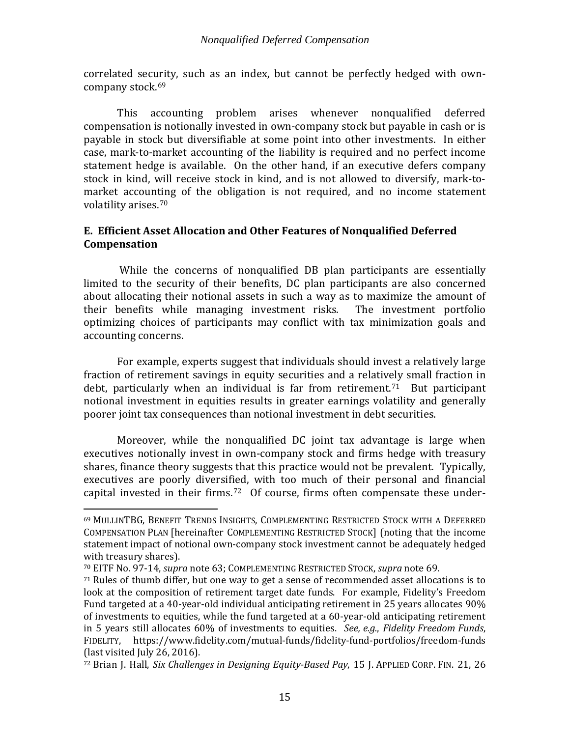correlated security, such as an index, but cannot be perfectly hedged with own-company stock.[69]

This accounting problem arises whenever nonqualified deferred compensation is notionally invested in own-company stock but payable in cash or is payable in stock but diversifiable at some point into other investments. In either case, mark-to-market accounting of the liability is required and no perfect income statement hedge is available. On the other hand, if an executive defers company stock in kind, will receive stock in kind, and is not allowed to diversify, mark-to-market accounting of the obligation is not required, and no income statement volatility arises.[70]

### E. Efficient Asset Allocation and Other Features of Nonqualified Deferred Compensation

While the concerns of nonqualified DB plan participants are essentially limited to the security of their benefits, DC plan participants are also concerned about allocating their notional assets in such a way as to maximize the amount of their benefits while managing investment risks. The investment portfolio optimizing choices of participants may conflict with tax minimization goals and accounting concerns.

For example, experts suggest that individuals should invest a relatively large fraction of retirement savings in equity securities and a relatively small fraction in debt, particularly when an individual is far from retirement.[71] But participant notional investment in equities results in greater earnings volatility and generally poorer joint tax consequences than notional investment in debt securities.

Moreover, while the nonqualified DC joint tax advantage is large when executives notionally invest in own-company stock and firms hedge with treasury shares, finance theory suggests that this practice would not be prevalent. Typically, executives are poorly diversified, with too much of their personal and financial capital invested in their firms.[72] Of course, firms often compensate these under-

---

[69] MULLINTBG, BENEFIT TRENDS INSIGHTS, COMPLEMENTING RESTRICTED STOCK WITH A DEFERRED COMPENSATION PLAN [hereinafter COMPLEMENTING RESTRICTED STOCK] (noting that the income statement impact of notional own-company stock investment cannot be adequately hedged with treasury shares).

[70] EITF No. 97-14, *supra* note 63; COMPLEMENTING RESTRICTED STOCK, *supra* note 69.

[71] Rules of thumb differ, but one way to get a sense of recommended asset allocations is to look at the composition of retirement target date funds. For example, Fidelity's Freedom Fund targeted at a 40-year-old individual anticipating retirement in 25 years allocates 90% of investments to equities, while the fund targeted at a 60-year-old anticipating retirement in 5 years still allocates 60% of investments to equities. *See, e.g.*, *Fidelity Freedom Funds*, FIDELITY, https://www.fidelity.com/mutual-funds/fidelity-fund-portfolios/freedom-funds (last visited July 26, 2016).

[72] Brian J. Hall, *Six Challenges in Designing Equity-Based Pay*, 15 J. APPLIED CORP. FIN. 21, 26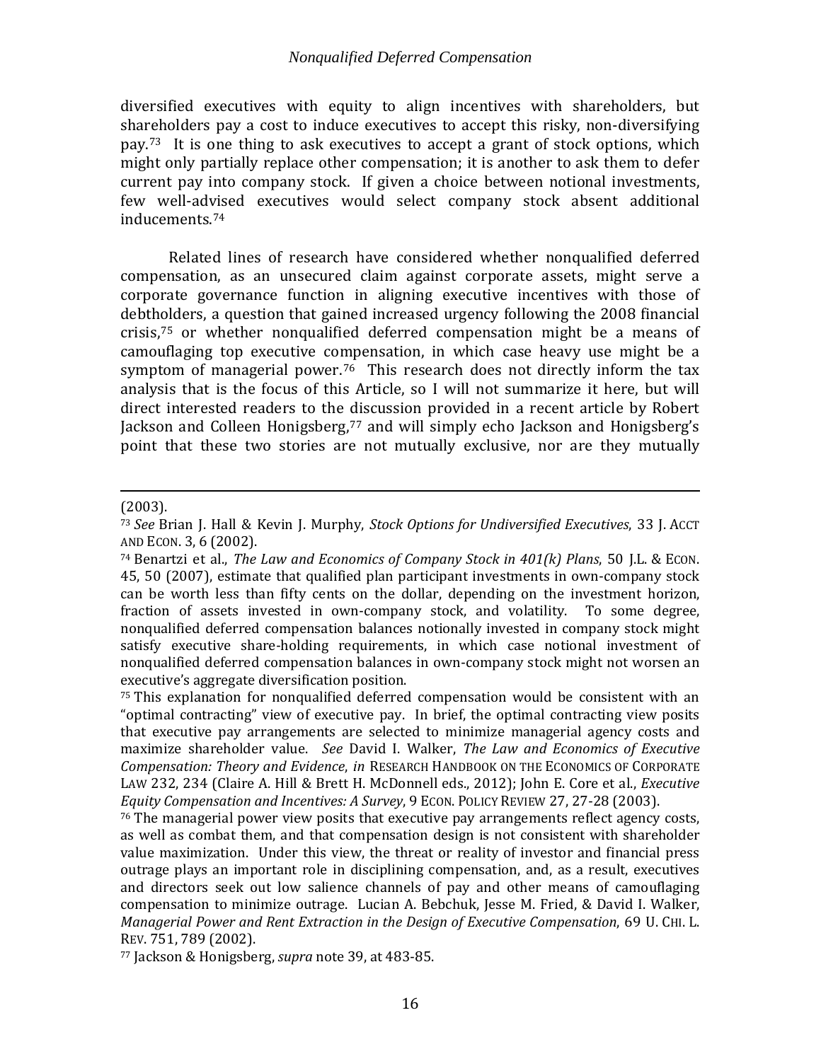diversified executives with equity to align incentives with shareholders, but shareholders pay a cost to induce executives to accept this risky, non-diversifying pay.[73] It is one thing to ask executives to accept a grant of stock options, which might only partially replace other compensation; it is another to ask them to defer current pay into company stock. If given a choice between notional investments, few well-advised executives would select company stock absent additional inducements.[74]

Related lines of research have considered whether nonqualified deferred compensation, as an unsecured claim against corporate assets, might serve a corporate governance function in aligning executive incentives with those of debtholders, a question that gained increased urgency following the 2008 financial crisis,[75] or whether nonqualified deferred compensation might be a means of camouflaging top executive compensation, in which case heavy use might be a symptom of managerial power.[76] This research does not directly inform the tax analysis that is the focus of this Article, so I will not summarize it here, but will direct interested readers to the discussion provided in a recent article by Robert Jackson and Colleen Honigsberg,[77] and will simply echo Jackson and Honigsberg's point that these two stories are not mutually exclusive, nor are they mutually

---

(2003).

[73] *See* Brian J. Hall & Kevin J. Murphy, *Stock Options for Undiversified Executives*, 33 J. ACCT AND ECON. 3, 6 (2002).

[74] Benartzi et al., *The Law and Economics of Company Stock in 401(k) Plans*, 50 J.L. & ECON. 45, 50 (2007), estimate that qualified plan participant investments in own-company stock can be worth less than fifty cents on the dollar, depending on the investment horizon, fraction of assets invested in own-company stock, and volatility. To some degree, nonqualified deferred compensation balances notionally invested in company stock might satisfy executive share-holding requirements, in which case notional investment of nonqualified deferred compensation balances in own-company stock might not worsen an executive's aggregate diversification position.

[75] This explanation for nonqualified deferred compensation would be consistent with an "optimal contracting" view of executive pay. In brief, the optimal contracting view posits that executive pay arrangements are selected to minimize managerial agency costs and maximize shareholder value. *See* David I. Walker, *The Law and Economics of Executive Compensation: Theory and Evidence*, *in* RESEARCH HANDBOOK ON THE ECONOMICS OF CORPORATE LAW 232, 234 (Claire A. Hill & Brett H. McDonnell eds., 2012); John E. Core et al., *Executive Equity Compensation and Incentives: A Survey*, 9 ECON. POLICY REVIEW 27, 27-28 (2003).

[76] The managerial power view posits that executive pay arrangements reflect agency costs, as well as combat them, and that compensation design is not consistent with shareholder value maximization. Under this view, the threat or reality of investor and financial press outrage plays an important role in disciplining compensation, and, as a result, executives and directors seek out low salience channels of pay and other means of camouflaging compensation to minimize outrage. Lucian A. Bebchuk, Jesse M. Fried, & David I. Walker, *Managerial Power and Rent Extraction in the Design of Executive Compensation*, 69 U. CHI. L. REV. 751, 789 (2002).

[77] Jackson & Honigsberg, *supra* note 39, at 483-85.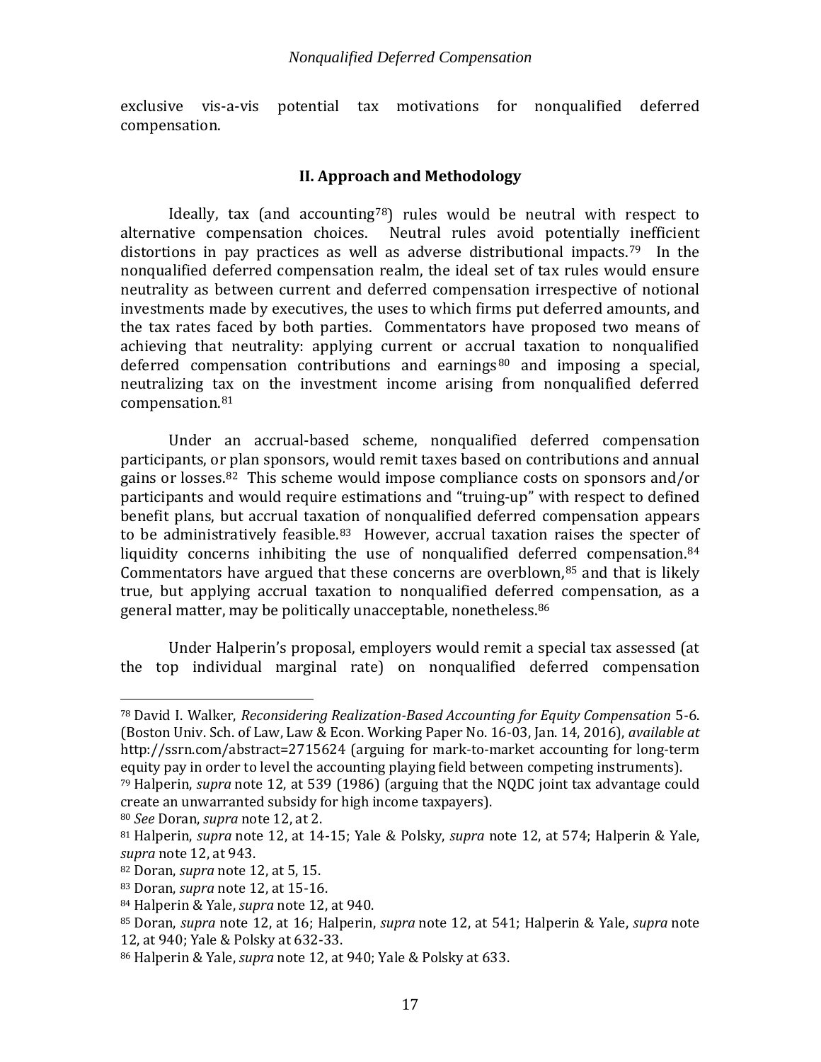exclusive vis-a-vis potential tax motivations for nonqualified deferred compensation.

## II. Approach and Methodology

Ideally, tax (and accounting[78]) rules would be neutral with respect to alternative compensation choices. Neutral rules avoid potentially inefficient distortions in pay practices as well as adverse distributional impacts.[79] In the nonqualified deferred compensation realm, the ideal set of tax rules would ensure neutrality as between current and deferred compensation irrespective of notional investments made by executives, the uses to which firms put deferred amounts, and the tax rates faced by both parties. Commentators have proposed two means of achieving that neutrality: applying current or accrual taxation to nonqualified deferred compensation contributions and earnings[80] and imposing a special, neutralizing tax on the investment income arising from nonqualified deferred compensation.[81]

Under an accrual-based scheme, nonqualified deferred compensation participants, or plan sponsors, would remit taxes based on contributions and annual gains or losses.[82] This scheme would impose compliance costs on sponsors and/or participants and would require estimations and "truing-up" with respect to defined benefit plans, but accrual taxation of nonqualified deferred compensation appears to be administratively feasible.[83] However, accrual taxation raises the specter of liquidity concerns inhibiting the use of nonqualified deferred compensation.[84] Commentators have argued that these concerns are overblown,[85] and that is likely true, but applying accrual taxation to nonqualified deferred compensation, as a general matter, may be politically unacceptable, nonetheless.[86]

Under Halperin's proposal, employers would remit a special tax assessed (at the top individual marginal rate) on nonqualified deferred compensation

---

[78] David I. Walker, *Reconsidering Realization-Based Accounting for Equity Compensation* 5-6. (Boston Univ. Sch. of Law, Law & Econ. Working Paper No. 16-03, Jan. 14, 2016), *available at* http://ssrn.com/abstract=2715624 (arguing for mark-to-market accounting for long-term equity pay in order to level the accounting playing field between competing instruments).

[79] Halperin, *supra* note 12, at 539 (1986) (arguing that the NQDC joint tax advantage could create an unwarranted subsidy for high income taxpayers).

[80] *See* Doran, *supra* note 12, at 2.

[81] Halperin, *supra* note 12, at 14-15; Yale & Polsky, *supra* note 12, at 574; Halperin & Yale, *supra* note 12, at 943.

[82] Doran, *supra* note 12, at 5, 15.

[83] Doran, *supra* note 12, at 15-16.

[84] Halperin & Yale, *supra* note 12, at 940.

[85] Doran, *supra* note 12, at 16; Halperin, *supra* note 12, at 541; Halperin & Yale, *supra* note 12, at 940; Yale & Polsky at 632-33.

[86] Halperin & Yale, *supra* note 12, at 940; Yale & Polsky at 633.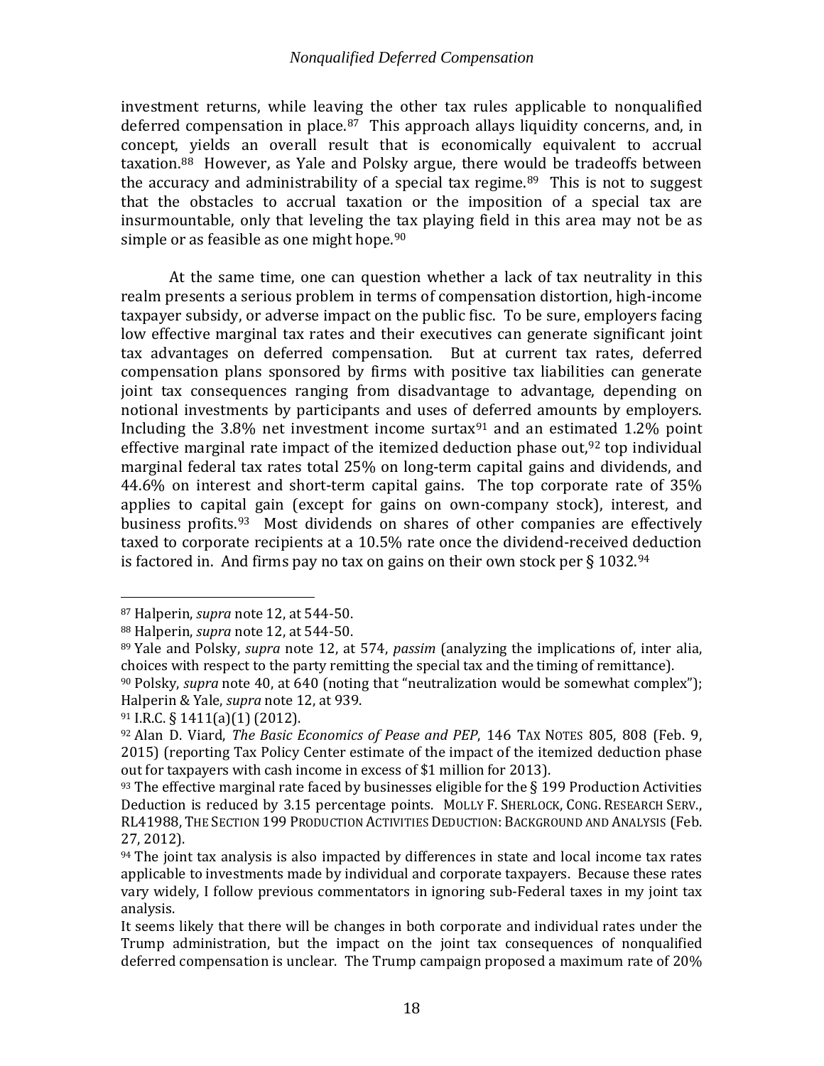investment returns, while leaving the other tax rules applicable to nonqualified deferred compensation in place.[87] This approach allays liquidity concerns, and, in concept, yields an overall result that is economically equivalent to accrual taxation.[88] However, as Yale and Polsky argue, there would be tradeoffs between the accuracy and administrability of a special tax regime.[89] This is not to suggest that the obstacles to accrual taxation or the imposition of a special tax are insurmountable, only that leveling the tax playing field in this area may not be as simple or as feasible as one might hope.[90]

At the same time, one can question whether a lack of tax neutrality in this realm presents a serious problem in terms of compensation distortion, high-income taxpayer subsidy, or adverse impact on the public fisc. To be sure, employers facing low effective marginal tax rates and their executives can generate significant joint tax advantages on deferred compensation. But at current tax rates, deferred compensation plans sponsored by firms with positive tax liabilities can generate joint tax consequences ranging from disadvantage to advantage, depending on notional investments by participants and uses of deferred amounts by employers. Including the 3.8% net investment income surtax[91] and an estimated 1.2% point effective marginal rate impact of the itemized deduction phase out,[92] top individual marginal federal tax rates total 25% on long-term capital gains and dividends, and 44.6% on interest and short-term capital gains. The top corporate rate of 35% applies to capital gain (except for gains on own-company stock), interest, and business profits.[93] Most dividends on shares of other companies are effectively taxed to corporate recipients at a 10.5% rate once the dividend-received deduction is factored in. And firms pay no tax on gains on their own stock per § 1032.[94]

---

[87] Halperin, *supra* note 12, at 544-50.

[88] Halperin, *supra* note 12, at 544-50.

[89] Yale and Polsky, *supra* note 12, at 574, *passim* (analyzing the implications of, inter alia, choices with respect to the party remitting the special tax and the timing of remittance).

[90] Polsky, *supra* note 40, at 640 (noting that "neutralization would be somewhat complex"); Halperin & Yale, *supra* note 12, at 939.

[91] I.R.C. § 1411(a)(1) (2012).

[92] Alan D. Viard, *The Basic Economics of Pease and PEP*, 146 TAX NOTES 805, 808 (Feb. 9, 2015) (reporting Tax Policy Center estimate of the impact of the itemized deduction phase out for taxpayers with cash income in excess of $1 million for 2013).

[93] The effective marginal rate faced by businesses eligible for the § 199 Production Activities Deduction is reduced by 3.15 percentage points. MOLLY F. SHERLOCK, CONG. RESEARCH SERV., RL41988, THE SECTION 199 PRODUCTION ACTIVITIES DEDUCTION: BACKGROUND AND ANALYSIS (Feb. 27, 2012).

[94] The joint tax analysis is also impacted by differences in state and local income tax rates applicable to investments made by individual and corporate taxpayers. Because these rates vary widely, I follow previous commentators in ignoring sub-Federal taxes in my joint tax analysis.

It seems likely that there will be changes in both corporate and individual rates under the Trump administration, but the impact on the joint tax consequences of nonqualified deferred compensation is unclear. The Trump campaign proposed a maximum rate of 20%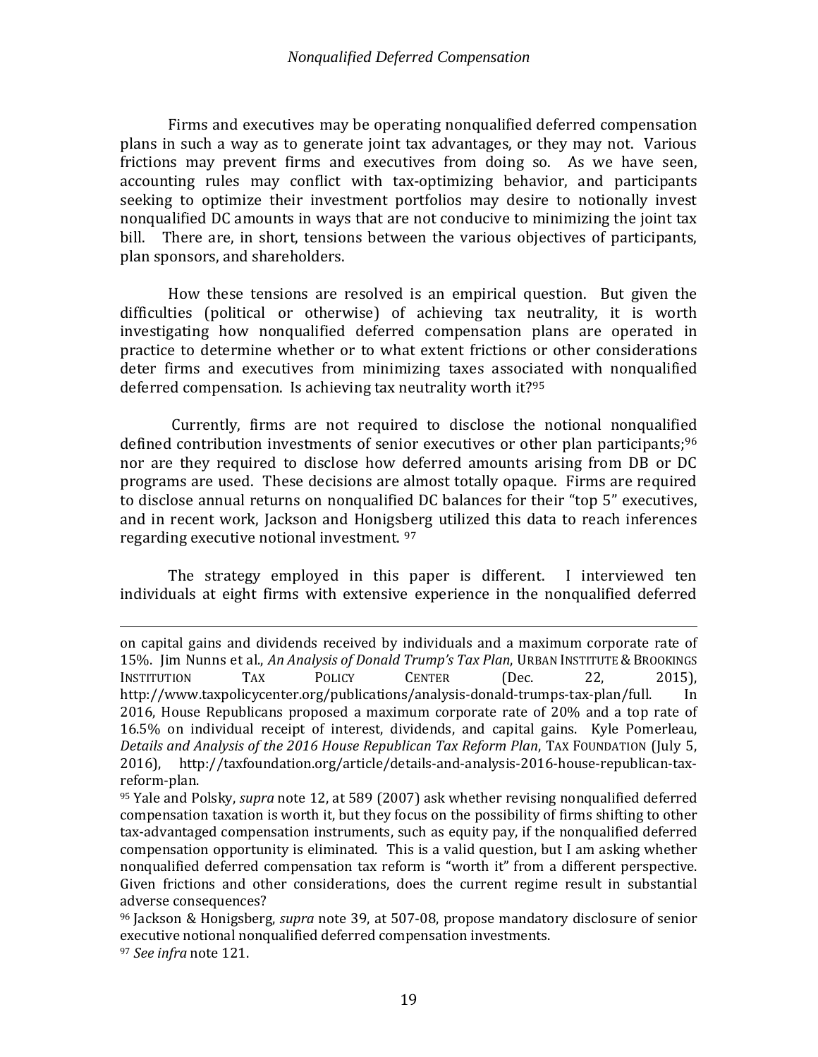Firms and executives may be operating nonqualified deferred compensation plans in such a way as to generate joint tax advantages, or they may not. Various frictions may prevent firms and executives from doing so. As we have seen, accounting rules may conflict with tax-optimizing behavior, and participants seeking to optimize their investment portfolios may desire to notionally invest nonqualified DC amounts in ways that are not conducive to minimizing the joint tax bill. There are, in short, tensions between the various objectives of participants, plan sponsors, and shareholders.

How these tensions are resolved is an empirical question. But given the difficulties (political or otherwise) of achieving tax neutrality, it is worth investigating how nonqualified deferred compensation plans are operated in practice to determine whether or to what extent frictions or other considerations deter firms and executives from minimizing taxes associated with nonqualified deferred compensation. Is achieving tax neutrality worth it?[95]

Currently, firms are not required to disclose the notional nonqualified defined contribution investments of senior executives or other plan participants;[96] nor are they required to disclose how deferred amounts arising from DB or DC programs are used. These decisions are almost totally opaque. Firms are required to disclose annual returns on nonqualified DC balances for their "top 5" executives, and in recent work, Jackson and Honigsberg utilized this data to reach inferences regarding executive notional investment.[97]

The strategy employed in this paper is different. I interviewed ten individuals at eight firms with extensive experience in the nonqualified deferred

---

on capital gains and dividends received by individuals and a maximum corporate rate of 15%. Jim Nunns et al., *An Analysis of Donald Trump's Tax Plan*, URBAN INSTITUTE & BROOKINGS INSTITUTION TAX POLICY CENTER (Dec. 22, 2015), http://www.taxpolicycenter.org/publications/analysis-donald-trumps-tax-plan/full. In 2016, House Republicans proposed a maximum corporate rate of 20% and a top rate of 16.5% on individual receipt of interest, dividends, and capital gains. Kyle Pomerleau, *Details and Analysis of the 2016 House Republican Tax Reform Plan*, TAX FOUNDATION (July 5, 2016), http://taxfoundation.org/article/details-and-analysis-2016-house-republican-tax-reform-plan.

[95] Yale and Polsky, *supra* note 12, at 589 (2007) ask whether revising nonqualified deferred compensation taxation is worth it, but they focus on the possibility of firms shifting to other tax-advantaged compensation instruments, such as equity pay, if the nonqualified deferred compensation opportunity is eliminated. This is a valid question, but I am asking whether nonqualified deferred compensation tax reform is "worth it" from a different perspective. Given frictions and other considerations, does the current regime result in substantial adverse consequences?

[96] Jackson & Honigsberg, *supra* note 39, at 507-08, propose mandatory disclosure of senior executive notional nonqualified deferred compensation investments.

[97] *See infra* note 121.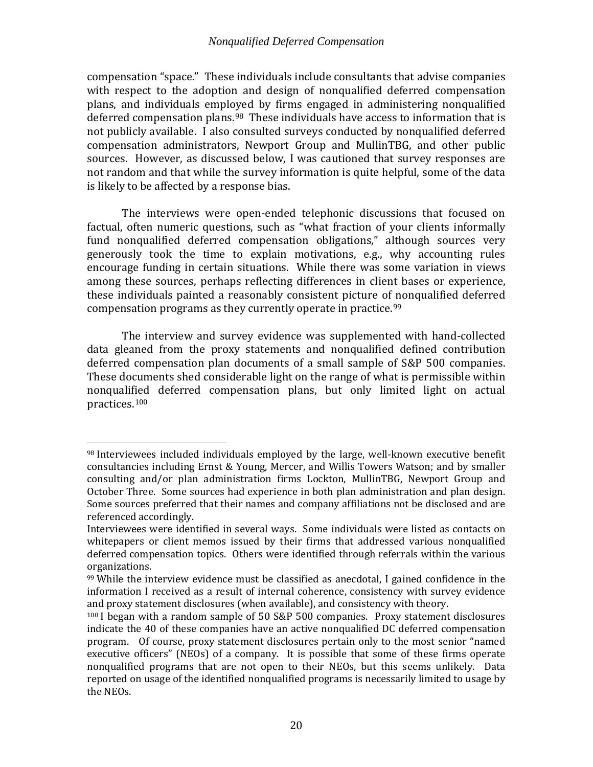compensation "space." These individuals include consultants that advise companies with respect to the adoption and design of nonqualified deferred compensation plans, and individuals employed by firms engaged in administering nonqualified deferred compensation plans.[98] These individuals have access to information that is not publicly available. I also consulted surveys conducted by nonqualified deferred compensation administrators, Newport Group and MullinTBG, and other public sources. However, as discussed below, I was cautioned that survey responses are not random and that while the survey information is quite helpful, some of the data is likely to be affected by a response bias.

The interviews were open-ended telephonic discussions that focused on factual, often numeric questions, such as "what fraction of your clients informally fund nonqualified deferred compensation obligations," although sources very generously took the time to explain motivations, e.g., why accounting rules encourage funding in certain situations. While there was some variation in views among these sources, perhaps reflecting differences in client bases or experience, these individuals painted a reasonably consistent picture of nonqualified deferred compensation programs as they currently operate in practice.[99]

The interview and survey evidence was supplemented with hand-collected data gleaned from the proxy statements and nonqualified defined contribution deferred compensation plan documents of a small sample of S&P 500 companies. These documents shed considerable light on the range of what is permissible within nonqualified deferred compensation plans, but only limited light on actual practices.[100]

---

[98] Interviewees included individuals employed by the large, well-known executive benefit consultancies including Ernst & Young, Mercer, and Willis Towers Watson; and by smaller consulting and/or plan administration firms Lockton, MullinTBG, Newport Group and October Three. Some sources had experience in both plan administration and plan design. Some sources preferred that their names and company affiliations not be disclosed and are referenced accordingly.

Interviewees were identified in several ways. Some individuals were listed as contacts on whitepapers or client memos issued by their firms that addressed various nonqualified deferred compensation topics. Others were identified through referrals within the various organizations.

[99] While the interview evidence must be classified as anecdotal, I gained confidence in the information I received as a result of internal coherence, consistency with survey evidence and proxy statement disclosures (when available), and consistency with theory.

[100] I began with a random sample of 50 S&P 500 companies. Proxy statement disclosures indicate the 40 of these companies have an active nonqualified DC deferred compensation program. Of course, proxy statement disclosures pertain only to the most senior "named executive officers" (NEOs) of a company. It is possible that some of these firms operate nonqualified programs that are not open to their NEOs, but this seems unlikely. Data reported on usage of the identified nonqualified programs is necessarily limited to usage by the NEOs.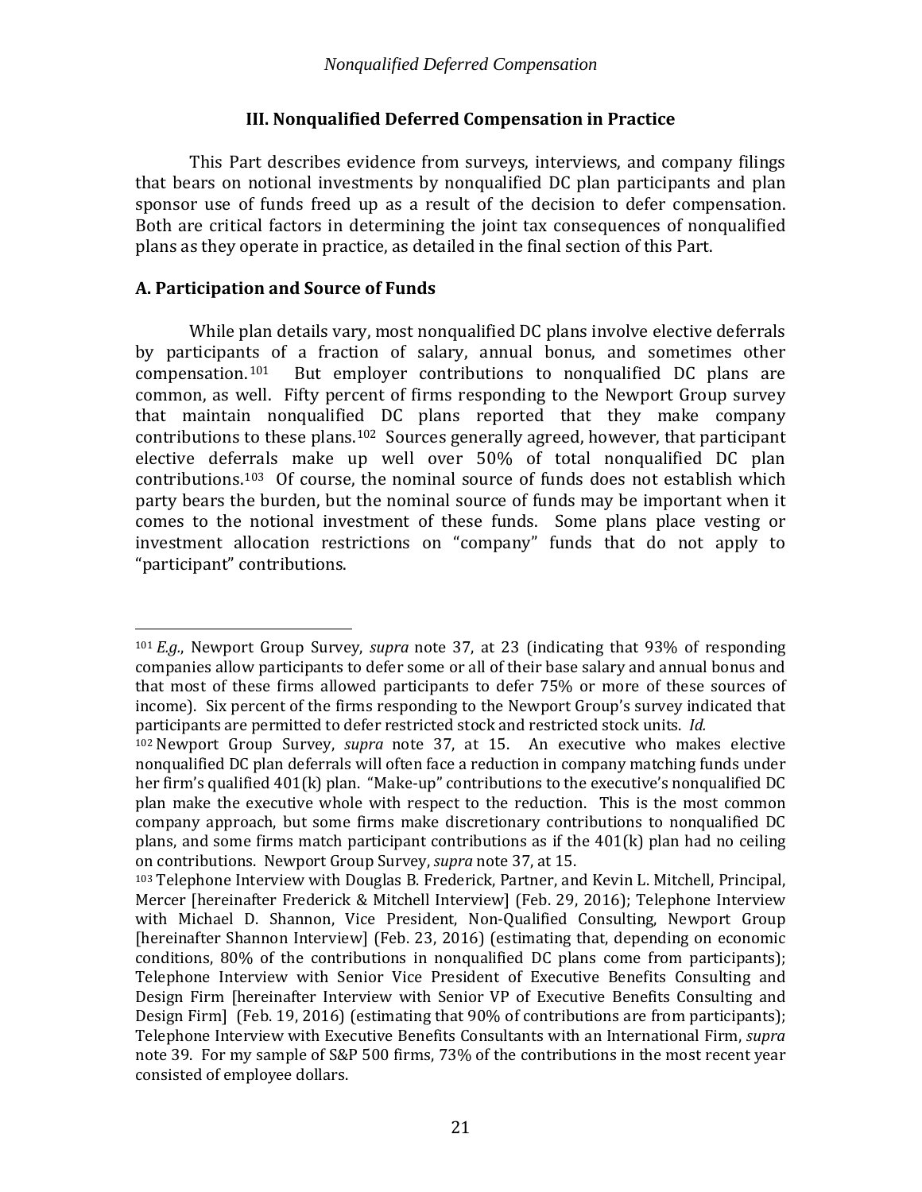## III. Nonqualified Deferred Compensation in Practice

This Part describes evidence from surveys, interviews, and company filings that bears on notional investments by nonqualified DC plan participants and plan sponsor use of funds freed up as a result of the decision to defer compensation. Both are critical factors in determining the joint tax consequences of nonqualified plans as they operate in practice, as detailed in the final section of this Part.

### A. Participation and Source of Funds

While plan details vary, most nonqualified DC plans involve elective deferrals by participants of a fraction of salary, annual bonus, and sometimes other compensation.[101] But employer contributions to nonqualified DC plans are common, as well. Fifty percent of firms responding to the Newport Group survey that maintain nonqualified DC plans reported that they make company contributions to these plans.[102] Sources generally agreed, however, that participant elective deferrals make up well over 50% of total nonqualified DC plan contributions.[103] Of course, the nominal source of funds does not establish which party bears the burden, but the nominal source of funds may be important when it comes to the notional investment of these funds. Some plans place vesting or investment allocation restrictions on "company" funds that do not apply to "participant" contributions.

---

[101] *E.g.*, Newport Group Survey, *supra* note 37, at 23 (indicating that 93% of responding companies allow participants to defer some or all of their base salary and annual bonus and that most of these firms allowed participants to defer 75% or more of these sources of income). Six percent of the firms responding to the Newport Group's survey indicated that participants are permitted to defer restricted stock and restricted stock units. *Id.*

[102] Newport Group Survey, *supra* note 37, at 15. An executive who makes elective nonqualified DC plan deferrals will often face a reduction in company matching funds under her firm's qualified 401(k) plan. "Make-up" contributions to the executive's nonqualified DC plan make the executive whole with respect to the reduction. This is the most common company approach, but some firms make discretionary contributions to nonqualified DC plans, and some firms match participant contributions as if the 401(k) plan had no ceiling on contributions. Newport Group Survey, *supra* note 37, at 15.

[103] Telephone Interview with Douglas B. Frederick, Partner, and Kevin L. Mitchell, Principal, Mercer [hereinafter Frederick & Mitchell Interview] (Feb. 29, 2016); Telephone Interview with Michael D. Shannon, Vice President, Non-Qualified Consulting, Newport Group [hereinafter Shannon Interview] (Feb. 23, 2016) (estimating that, depending on economic conditions, 80% of the contributions in nonqualified DC plans come from participants); Telephone Interview with Senior Vice President of Executive Benefits Consulting and Design Firm [hereinafter Interview with Senior VP of Executive Benefits Consulting and Design Firm] (Feb. 19, 2016) (estimating that 90% of contributions are from participants); Telephone Interview with Executive Benefits Consultants with an International Firm, *supra* note 39. For my sample of S&P 500 firms, 73% of the contributions in the most recent year consisted of employee dollars.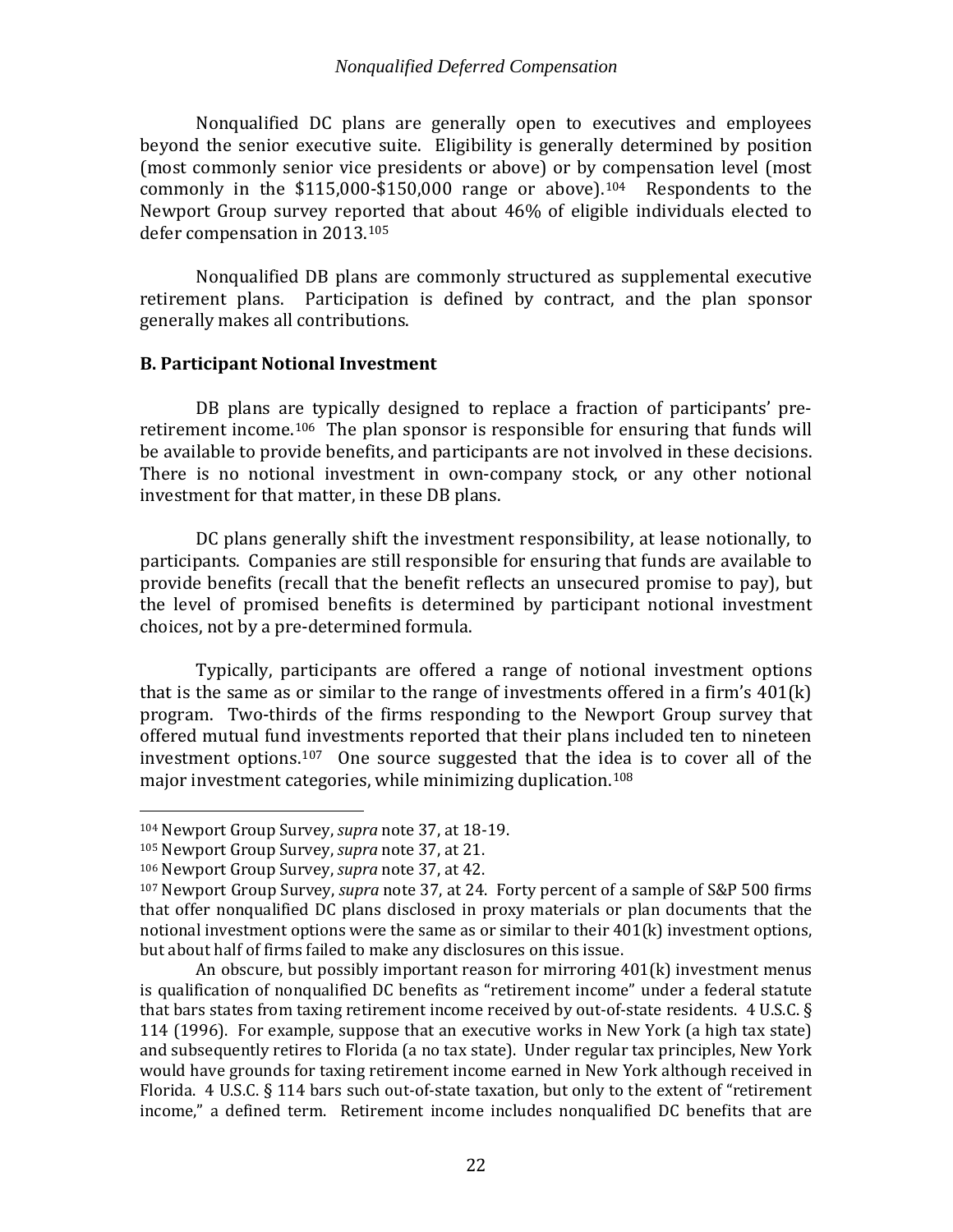Nonqualified DC plans are generally open to executives and employees beyond the senior executive suite. Eligibility is generally determined by position (most commonly senior vice presidents or above) or by compensation level (most commonly in the $115,000-$150,000 range or above).[104] Respondents to the Newport Group survey reported that about 46% of eligible individuals elected to defer compensation in 2013.[105]

Nonqualified DB plans are commonly structured as supplemental executive retirement plans. Participation is defined by contract, and the plan sponsor generally makes all contributions.

**B. Participant Notional Investment**

DB plans are typically designed to replace a fraction of participants' pre-retirement income.[106] The plan sponsor is responsible for ensuring that funds will be available to provide benefits, and participants are not involved in these decisions. There is no notional investment in own-company stock, or any other notional investment for that matter, in these DB plans.

DC plans generally shift the investment responsibility, at lease notionally, to participants. Companies are still responsible for ensuring that funds are available to provide benefits (recall that the benefit reflects an unsecured promise to pay), but the level of promised benefits is determined by participant notional investment choices, not by a pre-determined formula.

Typically, participants are offered a range of notional investment options that is the same as or similar to the range of investments offered in a firm's 401(k) program. Two-thirds of the firms responding to the Newport Group survey that offered mutual fund investments reported that their plans included ten to nineteen investment options.[107] One source suggested that the idea is to cover all of the major investment categories, while minimizing duplication.[108]

---

[104] Newport Group Survey, *supra* note 37, at 18-19.

[105] Newport Group Survey, *supra* note 37, at 21.

[106] Newport Group Survey, *supra* note 37, at 42.

[107] Newport Group Survey, *supra* note 37, at 24. Forty percent of a sample of S&P 500 firms that offer nonqualified DC plans disclosed in proxy materials or plan documents that the notional investment options were the same as or similar to their 401(k) investment options, but about half of firms failed to make any disclosures on this issue.

An obscure, but possibly important reason for mirroring 401(k) investment menus is qualification of nonqualified DC benefits as "retirement income" under a federal statute that bars states from taxing retirement income received by out-of-state residents. 4 U.S.C. § 114 (1996). For example, suppose that an executive works in New York (a high tax state) and subsequently retires to Florida (a no tax state). Under regular tax principles, New York would have grounds for taxing retirement income earned in New York although received in Florida. 4 U.S.C. § 114 bars such out-of-state taxation, but only to the extent of "retirement income," a defined term. Retirement income includes nonqualified DC benefits that are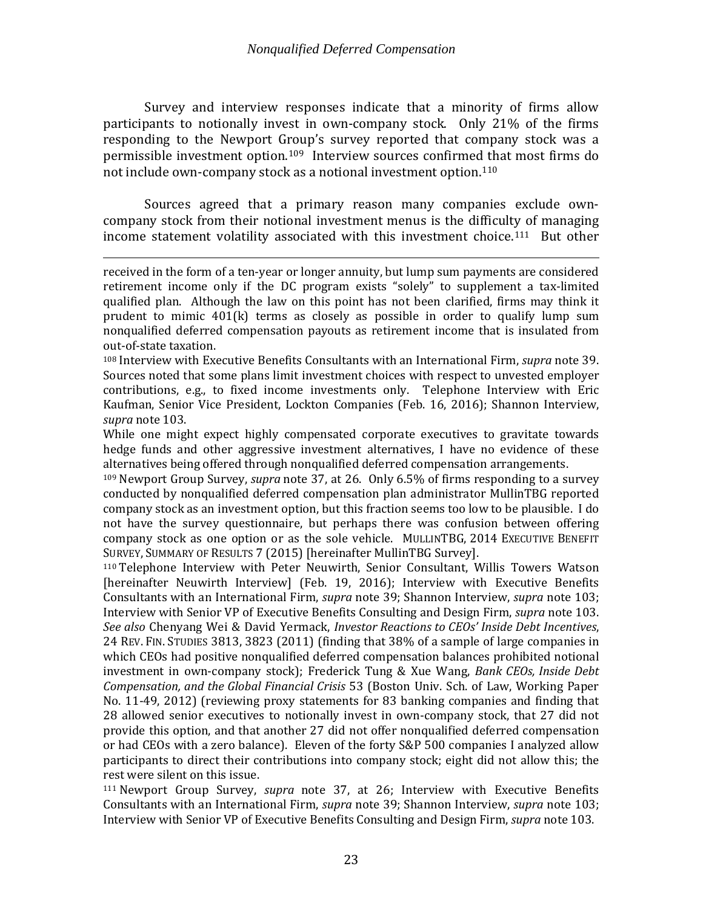Survey and interview responses indicate that a minority of firms allow participants to notionally invest in own-company stock. Only 21% of the firms responding to the Newport Group's survey reported that company stock was a permissible investment option.[109] Interview sources confirmed that most firms do not include own-company stock as a notional investment option.[110]

Sources agreed that a primary reason many companies exclude own-company stock from their notional investment menus is the difficulty of managing income statement volatility associated with this investment choice.[111] But other

---

received in the form of a ten-year or longer annuity, but lump sum payments are considered retirement income only if the DC program exists "solely" to supplement a tax-limited qualified plan. Although the law on this point has not been clarified, firms may think it prudent to mimic 401(k) terms as closely as possible in order to qualify lump sum nonqualified deferred compensation payouts as retirement income that is insulated from out-of-state taxation.

[108] Interview with Executive Benefits Consultants with an International Firm, *supra* note 39. Sources noted that some plans limit investment choices with respect to unvested employer contributions, e.g., to fixed income investments only. Telephone Interview with Eric Kaufman, Senior Vice President, Lockton Companies (Feb. 16, 2016); Shannon Interview, *supra* note 103.

While one might expect highly compensated corporate executives to gravitate towards hedge funds and other aggressive investment alternatives, I have no evidence of these alternatives being offered through nonqualified deferred compensation arrangements.

[109] Newport Group Survey, *supra* note 37, at 26. Only 6.5% of firms responding to a survey conducted by nonqualified deferred compensation plan administrator MullinTBG reported company stock as an investment option, but this fraction seems too low to be plausible. I do not have the survey questionnaire, but perhaps there was confusion between offering company stock as one option or as the sole vehicle. MULLINTBG, 2014 EXECUTIVE BENEFIT SURVEY, SUMMARY OF RESULTS 7 (2015) [hereinafter MullinTBG Survey].

[110] Telephone Interview with Peter Neuwirth, Senior Consultant, Willis Towers Watson [hereinafter Neuwirth Interview] (Feb. 19, 2016); Interview with Executive Benefits Consultants with an International Firm, *supra* note 39; Shannon Interview, *supra* note 103; Interview with Senior VP of Executive Benefits Consulting and Design Firm, *supra* note 103. *See also* Chenyang Wei & David Yermack, *Investor Reactions to CEOs' Inside Debt Incentives*, 24 REV. FIN. STUDIES 3813, 3823 (2011) (finding that 38% of a sample of large companies in which CEOs had positive nonqualified deferred compensation balances prohibited notional investment in own-company stock); Frederick Tung & Xue Wang, *Bank CEOs, Inside Debt Compensation, and the Global Financial Crisis* 53 (Boston Univ. Sch. of Law, Working Paper No. 11-49, 2012) (reviewing proxy statements for 83 banking companies and finding that 28 allowed senior executives to notionally invest in own-company stock, that 27 did not provide this option, and that another 27 did not offer nonqualified deferred compensation or had CEOs with a zero balance). Eleven of the forty S&P 500 companies I analyzed allow participants to direct their contributions into company stock; eight did not allow this; the rest were silent on this issue.

[111] Newport Group Survey, *supra* note 37, at 26; Interview with Executive Benefits Consultants with an International Firm, *supra* note 39; Shannon Interview, *supra* note 103; Interview with Senior VP of Executive Benefits Consulting and Design Firm, *supra* note 103.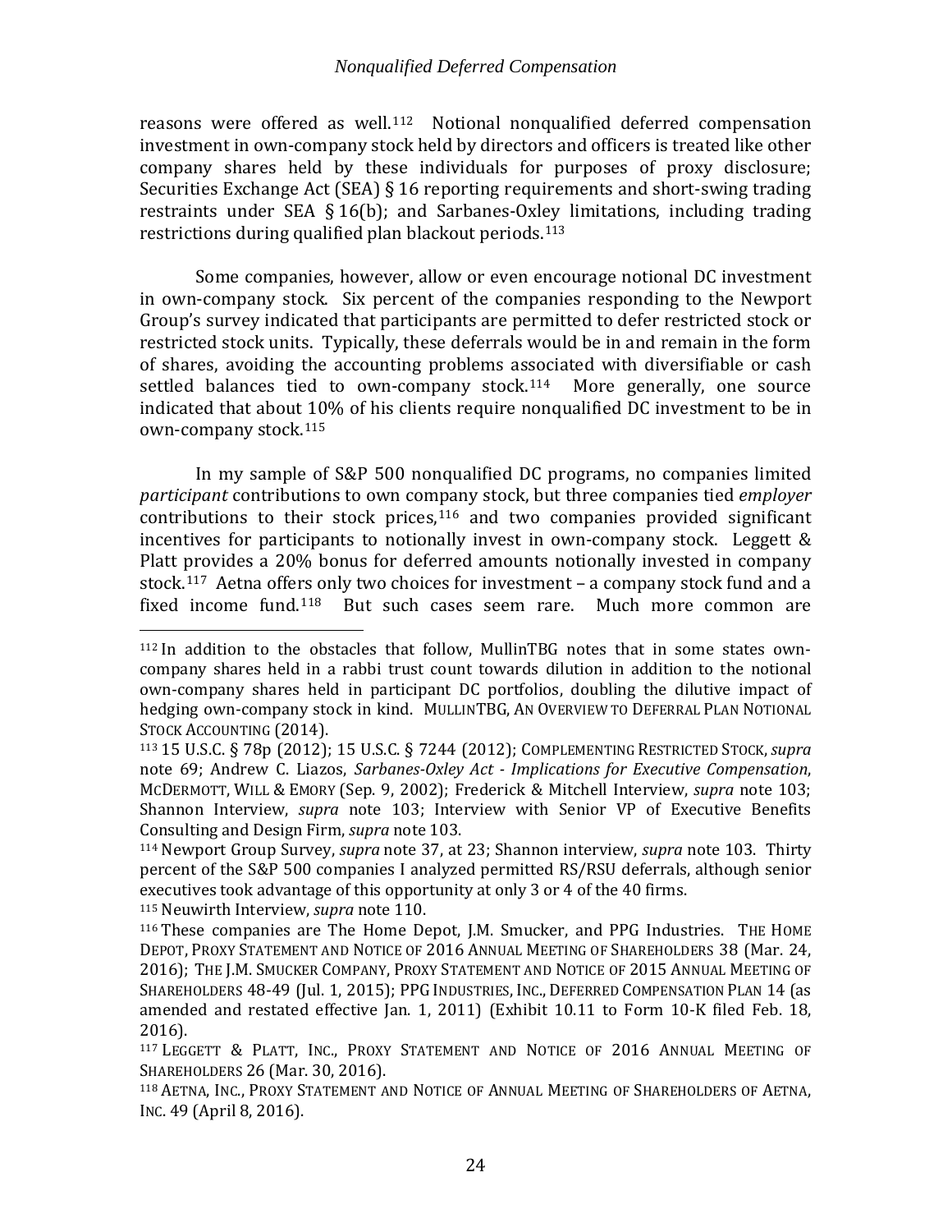reasons were offered as well.[112] Notional nonqualified deferred compensation investment in own-company stock held by directors and officers is treated like other company shares held by these individuals for purposes of proxy disclosure; Securities Exchange Act (SEA) § 16 reporting requirements and short-swing trading restraints under SEA § 16(b); and Sarbanes-Oxley limitations, including trading restrictions during qualified plan blackout periods.[113]

Some companies, however, allow or even encourage notional DC investment in own-company stock. Six percent of the companies responding to the Newport Group's survey indicated that participants are permitted to defer restricted stock or restricted stock units. Typically, these deferrals would be in and remain in the form of shares, avoiding the accounting problems associated with diversifiable or cash settled balances tied to own-company stock.[114] More generally, one source indicated that about 10% of his clients require nonqualified DC investment to be in own-company stock.[115]

In my sample of S&P 500 nonqualified DC programs, no companies limited *participant* contributions to own company stock, but three companies tied *employer* contributions to their stock prices,[116] and two companies provided significant incentives for participants to notionally invest in own-company stock. Leggett & Platt provides a 20% bonus for deferred amounts notionally invested in company stock.[117] Aetna offers only two choices for investment – a company stock fund and a fixed income fund.[118] But such cases seem rare. Much more common are

---

[112] In addition to the obstacles that follow, MullinTBG notes that in some states own-company shares held in a rabbi trust count towards dilution in addition to the notional own-company shares held in participant DC portfolios, doubling the dilutive impact of hedging own-company stock in kind. MULLINTBG, AN OVERVIEW TO DEFERRAL PLAN NOTIONAL STOCK ACCOUNTING (2014).

[113] 15 U.S.C. § 78p (2012); 15 U.S.C. § 7244 (2012); COMPLEMENTING RESTRICTED STOCK, *supra* note 69; Andrew C. Liazos, *Sarbanes-Oxley Act - Implications for Executive Compensation*, MCDERMOTT, WILL & EMORY (Sep. 9, 2002); Frederick & Mitchell Interview, *supra* note 103; Shannon Interview, *supra* note 103; Interview with Senior VP of Executive Benefits Consulting and Design Firm, *supra* note 103.

[114] Newport Group Survey, *supra* note 37, at 23; Shannon interview, *supra* note 103. Thirty percent of the S&P 500 companies I analyzed permitted RS/RSU deferrals, although senior executives took advantage of this opportunity at only 3 or 4 of the 40 firms.

[115] Neuwirth Interview, *supra* note 110.

[116] These companies are The Home Depot, J.M. Smucker, and PPG Industries. THE HOME DEPOT, PROXY STATEMENT AND NOTICE OF 2016 ANNUAL MEETING OF SHAREHOLDERS 38 (Mar. 24, 2016); THE J.M. SMUCKER COMPANY, PROXY STATEMENT AND NOTICE OF 2015 ANNUAL MEETING OF SHAREHOLDERS 48-49 (Jul. 1, 2015); PPG INDUSTRIES, INC., DEFERRED COMPENSATION PLAN 14 (as amended and restated effective Jan. 1, 2011) (Exhibit 10.11 to Form 10-K filed Feb. 18, 2016).

[117] LEGGETT & PLATT, INC., PROXY STATEMENT AND NOTICE OF 2016 ANNUAL MEETING OF SHAREHOLDERS 26 (Mar. 30, 2016).

[118] AETNA, INC., PROXY STATEMENT AND NOTICE OF ANNUAL MEETING OF SHAREHOLDERS OF AETNA, INC. 49 (April 8, 2016).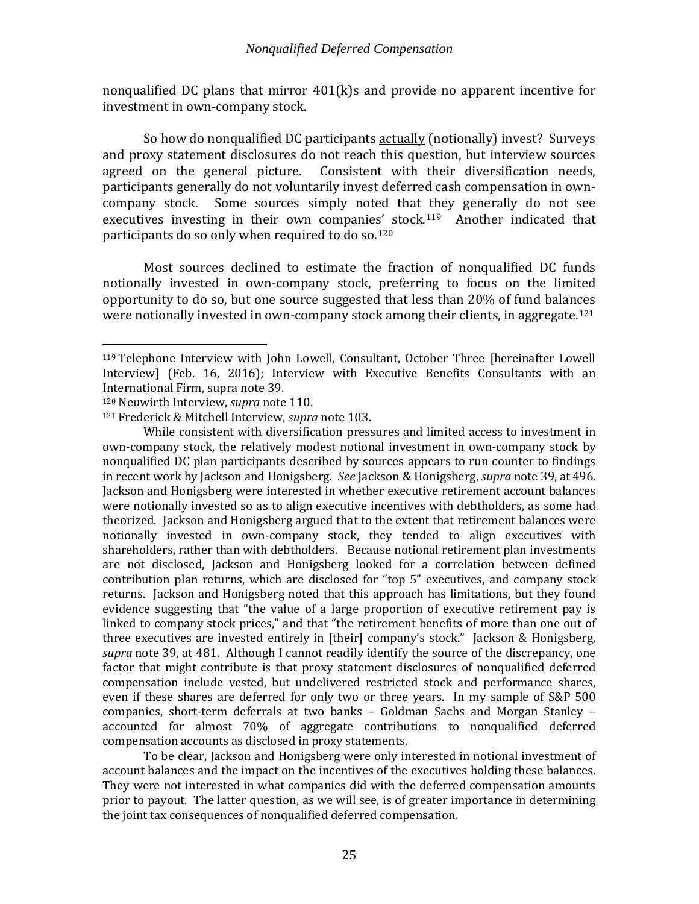nonqualified DC plans that mirror 401(k)s and provide no apparent incentive for investment in own-company stock.

So how do nonqualified DC participants actually (notionally) invest? Surveys and proxy statement disclosures do not reach this question, but interview sources agreed on the general picture. Consistent with their diversification needs, participants generally do not voluntarily invest deferred cash compensation in own-company stock. Some sources simply noted that they generally do not see executives investing in their own companies' stock.[119] Another indicated that participants do so only when required to do so.[120]

Most sources declined to estimate the fraction of nonqualified DC funds notionally invested in own-company stock, preferring to focus on the limited opportunity to do so, but one source suggested that less than 20% of fund balances were notionally invested in own-company stock among their clients, in aggregate.[121]

---

[119] Telephone Interview with John Lowell, Consultant, October Three [hereinafter Lowell Interview] (Feb. 16, 2016); Interview with Executive Benefits Consultants with an International Firm, supra note 39.

[120] Neuwirth Interview, *supra* note 110.

[121] Frederick & Mitchell Interview, *supra* note 103.

While consistent with diversification pressures and limited access to investment in own-company stock, the relatively modest notional investment in own-company stock by nonqualified DC plan participants described by sources appears to run counter to findings in recent work by Jackson and Honigsberg. *See* Jackson & Honigsberg, *supra* note 39, at 496. Jackson and Honigsberg were interested in whether executive retirement account balances were notionally invested so as to align executive incentives with debtholders, as some had theorized. Jackson and Honigsberg argued that to the extent that retirement balances were notionally invested in own-company stock, they tended to align executives with shareholders, rather than with debtholders. Because notional retirement plan investments are not disclosed, Jackson and Honigsberg looked for a correlation between defined contribution plan returns, which are disclosed for "top 5" executives, and company stock returns. Jackson and Honigsberg noted that this approach has limitations, but they found evidence suggesting that "the value of a large proportion of executive retirement pay is linked to company stock prices," and that "the retirement benefits of more than one out of three executives are invested entirely in [their] company's stock." Jackson & Honigsberg, *supra* note 39, at 481. Although I cannot readily identify the source of the discrepancy, one factor that might contribute is that proxy statement disclosures of nonqualified deferred compensation include vested, but undelivered restricted stock and performance shares, even if these shares are deferred for only two or three years. In my sample of S&P 500 companies, short-term deferrals at two banks – Goldman Sachs and Morgan Stanley – accounted for almost 70% of aggregate contributions to nonqualified deferred compensation accounts as disclosed in proxy statements.

To be clear, Jackson and Honigsberg were only interested in notional investment of account balances and the impact on the incentives of the executives holding these balances. They were not interested in what companies did with the deferred compensation amounts prior to payout. The latter question, as we will see, is of greater importance in determining the joint tax consequences of nonqualified deferred compensation.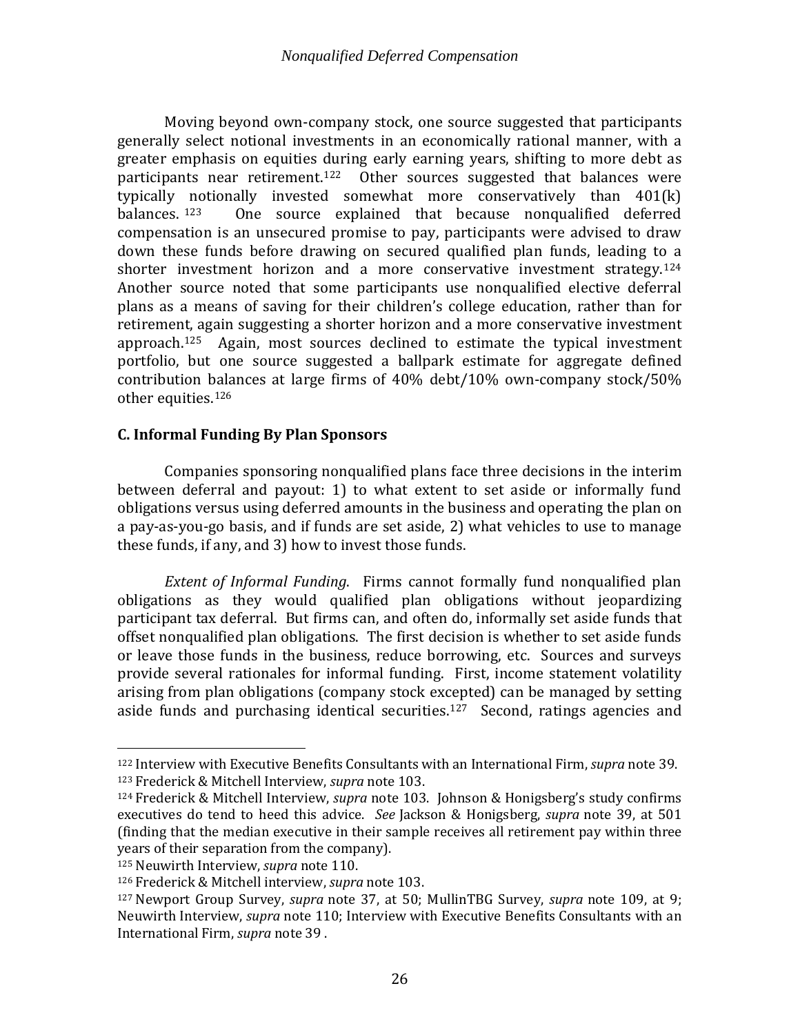Moving beyond own-company stock, one source suggested that participants generally select notional investments in an economically rational manner, with a greater emphasis on equities during early earning years, shifting to more debt as participants near retirement.[122] Other sources suggested that balances were typically notionally invested somewhat more conservatively than 401(k) balances.[123] One source explained that because nonqualified deferred compensation is an unsecured promise to pay, participants were advised to draw down these funds before drawing on secured qualified plan funds, leading to a shorter investment horizon and a more conservative investment strategy.[124] Another source noted that some participants use nonqualified elective deferral plans as a means of saving for their children's college education, rather than for retirement, again suggesting a shorter horizon and a more conservative investment approach.[125] Again, most sources declined to estimate the typical investment portfolio, but one source suggested a ballpark estimate for aggregate defined contribution balances at large firms of 40% debt/10% own-company stock/50% other equities.[126]

## C. Informal Funding By Plan Sponsors

Companies sponsoring nonqualified plans face three decisions in the interim between deferral and payout: 1) to what extent to set aside or informally fund obligations versus using deferred amounts in the business and operating the plan on a pay-as-you-go basis, and if funds are set aside, 2) what vehicles to use to manage these funds, if any, and 3) how to invest those funds.

*Extent of Informal Funding*. Firms cannot formally fund nonqualified plan obligations as they would qualified plan obligations without jeopardizing participant tax deferral. But firms can, and often do, informally set aside funds that offset nonqualified plan obligations. The first decision is whether to set aside funds or leave those funds in the business, reduce borrowing, etc. Sources and surveys provide several rationales for informal funding. First, income statement volatility arising from plan obligations (company stock excepted) can be managed by setting aside funds and purchasing identical securities.[127] Second, ratings agencies and

---

[122] Interview with Executive Benefits Consultants with an International Firm, *supra* note 39.

[123] Frederick & Mitchell Interview, *supra* note 103.

[124] Frederick & Mitchell Interview, *supra* note 103. Johnson & Honigsberg's study confirms executives do tend to heed this advice. *See* Jackson & Honigsberg, *supra* note 39, at 501 (finding that the median executive in their sample receives all retirement pay within three years of their separation from the company).

[125] Neuwirth Interview, *supra* note 110.

[126] Frederick & Mitchell interview, *supra* note 103.

[127] Newport Group Survey, *supra* note 37, at 50; MullinTBG Survey, *supra* note 109, at 9; Neuwirth Interview, *supra* note 110; Interview with Executive Benefits Consultants with an International Firm, *supra* note 39 .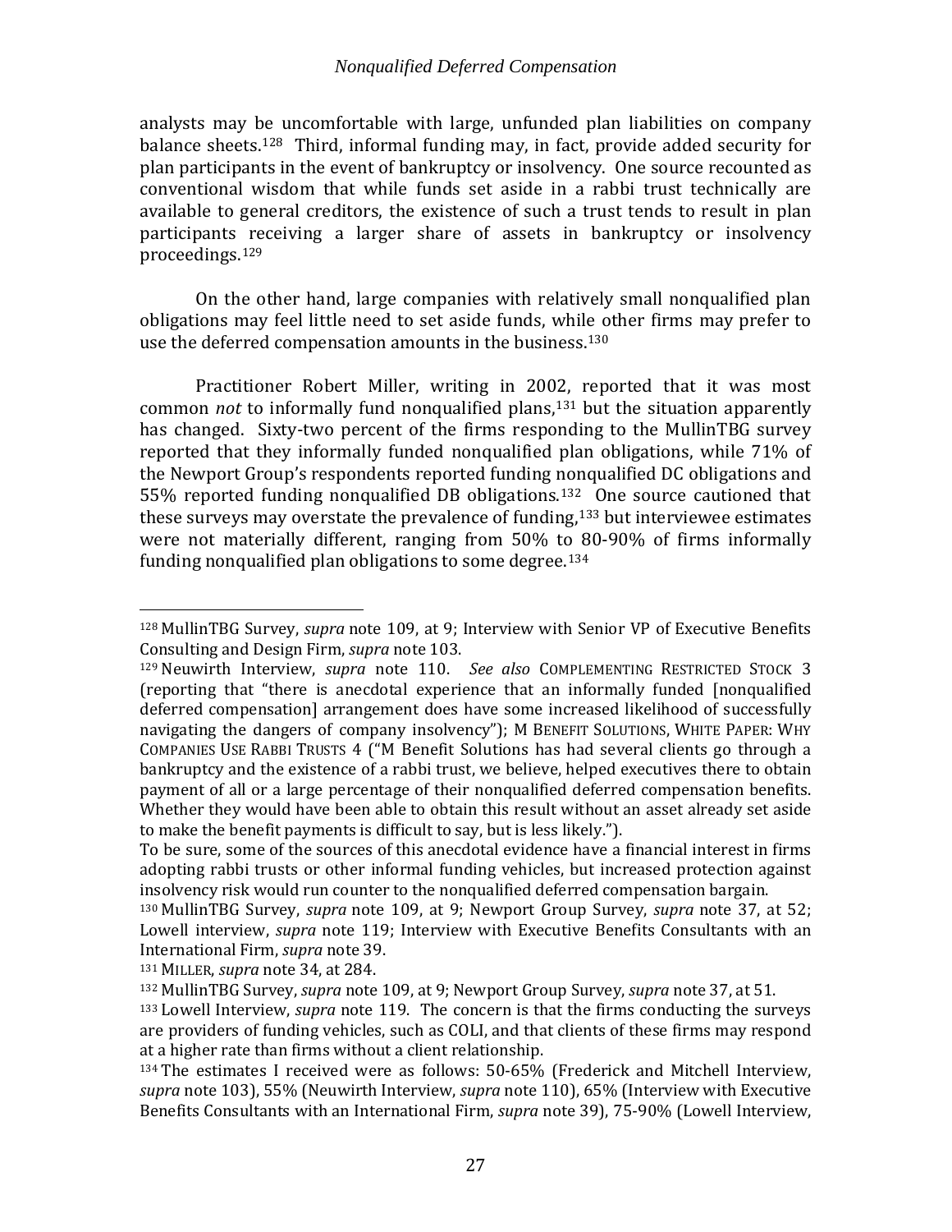analysts may be uncomfortable with large, unfunded plan liabilities on company balance sheets.[128] Third, informal funding may, in fact, provide added security for plan participants in the event of bankruptcy or insolvency. One source recounted as conventional wisdom that while funds set aside in a rabbi trust technically are available to general creditors, the existence of such a trust tends to result in plan participants receiving a larger share of assets in bankruptcy or insolvency proceedings.[129]

On the other hand, large companies with relatively small nonqualified plan obligations may feel little need to set aside funds, while other firms may prefer to use the deferred compensation amounts in the business.[130]

Practitioner Robert Miller, writing in 2002, reported that it was most common *not* to informally fund nonqualified plans,[131] but the situation apparently has changed. Sixty-two percent of the firms responding to the MullinTBG survey reported that they informally funded nonqualified plan obligations, while 71% of the Newport Group's respondents reported funding nonqualified DC obligations and 55% reported funding nonqualified DB obligations.[132] One source cautioned that these surveys may overstate the prevalence of funding,[133] but interviewee estimates were not materially different, ranging from 50% to 80-90% of firms informally funding nonqualified plan obligations to some degree.[134]

---

[128] MullinTBG Survey, *supra* note 109, at 9; Interview with Senior VP of Executive Benefits Consulting and Design Firm, *supra* note 103.

[129] Neuwirth Interview, *supra* note 110. *See also* COMPLEMENTING RESTRICTED STOCK 3 (reporting that "there is anecdotal experience that an informally funded [nonqualified deferred compensation] arrangement does have some increased likelihood of successfully navigating the dangers of company insolvency"); M BENEFIT SOLUTIONS, WHITE PAPER: WHY COMPANIES USE RABBI TRUSTS 4 ("M Benefit Solutions has had several clients go through a bankruptcy and the existence of a rabbi trust, we believe, helped executives there to obtain payment of all or a large percentage of their nonqualified deferred compensation benefits. Whether they would have been able to obtain this result without an asset already set aside to make the benefit payments is difficult to say, but is less likely.").
To be sure, some of the sources of this anecdotal evidence have a financial interest in firms adopting rabbi trusts or other informal funding vehicles, but increased protection against insolvency risk would run counter to the nonqualified deferred compensation bargain.

[130] MullinTBG Survey, *supra* note 109, at 9; Newport Group Survey, *supra* note 37, at 52; Lowell interview, *supra* note 119; Interview with Executive Benefits Consultants with an International Firm, *supra* note 39.

[131] MILLER, *supra* note 34, at 284.

[132] MullinTBG Survey, *supra* note 109, at 9; Newport Group Survey, *supra* note 37, at 51.

[133] Lowell Interview, *supra* note 119. The concern is that the firms conducting the surveys are providers of funding vehicles, such as COLI, and that clients of these firms may respond at a higher rate than firms without a client relationship.

[134] The estimates I received were as follows: 50-65% (Frederick and Mitchell Interview, *supra* note 103), 55% (Neuwirth Interview, *supra* note 110), 65% (Interview with Executive Benefits Consultants with an International Firm, *supra* note 39), 75-90% (Lowell Interview,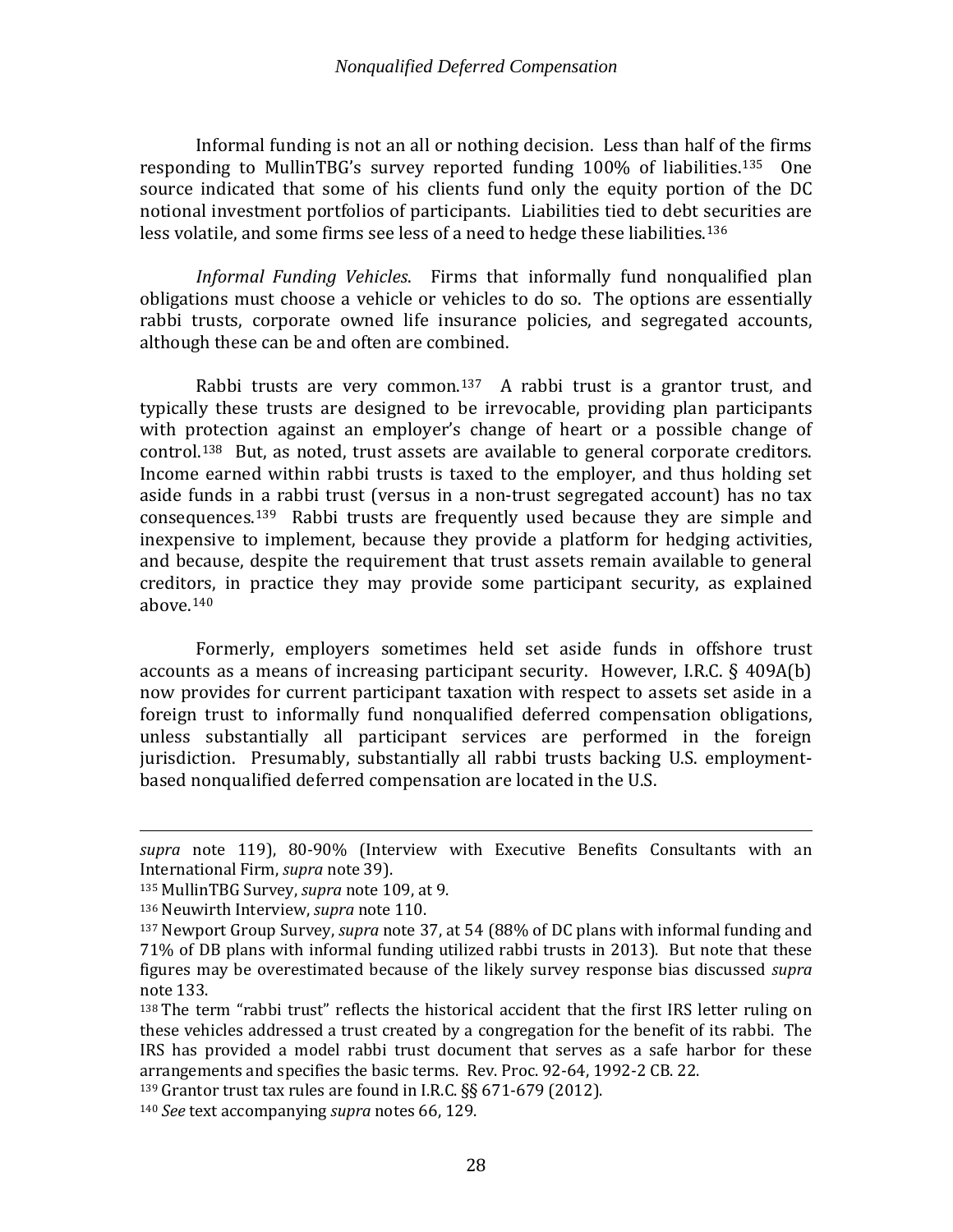Informal funding is not an all or nothing decision. Less than half of the firms responding to MullinTBG's survey reported funding 100% of liabilities.[135] One source indicated that some of his clients fund only the equity portion of the DC notional investment portfolios of participants. Liabilities tied to debt securities are less volatile, and some firms see less of a need to hedge these liabilities.[136]

*Informal Funding Vehicles*. Firms that informally fund nonqualified plan obligations must choose a vehicle or vehicles to do so. The options are essentially rabbi trusts, corporate owned life insurance policies, and segregated accounts, although these can be and often are combined.

Rabbi trusts are very common.[137] A rabbi trust is a grantor trust, and typically these trusts are designed to be irrevocable, providing plan participants with protection against an employer's change of heart or a possible change of control.[138] But, as noted, trust assets are available to general corporate creditors. Income earned within rabbi trusts is taxed to the employer, and thus holding set aside funds in a rabbi trust (versus in a non-trust segregated account) has no tax consequences.[139] Rabbi trusts are frequently used because they are simple and inexpensive to implement, because they provide a platform for hedging activities, and because, despite the requirement that trust assets remain available to general creditors, in practice they may provide some participant security, as explained above.[140]

Formerly, employers sometimes held set aside funds in offshore trust accounts as a means of increasing participant security. However, I.R.C. § 409A(b) now provides for current participant taxation with respect to assets set aside in a foreign trust to informally fund nonqualified deferred compensation obligations, unless substantially all participant services are performed in the foreign jurisdiction. Presumably, substantially all rabbi trusts backing U.S. employment-based nonqualified deferred compensation are located in the U.S.

---

*supra* note 119), 80-90% (Interview with Executive Benefits Consultants with an International Firm, *supra* note 39).

[135] MullinTBG Survey, *supra* note 109, at 9.

[136] Neuwirth Interview, *supra* note 110.

[137] Newport Group Survey, *supra* note 37, at 54 (88% of DC plans with informal funding and 71% of DB plans with informal funding utilized rabbi trusts in 2013). But note that these figures may be overestimated because of the likely survey response bias discussed *supra* note 133.

[138] The term "rabbi trust" reflects the historical accident that the first IRS letter ruling on these vehicles addressed a trust created by a congregation for the benefit of its rabbi. The IRS has provided a model rabbi trust document that serves as a safe harbor for these arrangements and specifies the basic terms. Rev. Proc. 92-64, 1992-2 CB. 22.

[139] Grantor trust tax rules are found in I.R.C. §§ 671-679 (2012).

[140] *See* text accompanying *supra* notes 66, 129.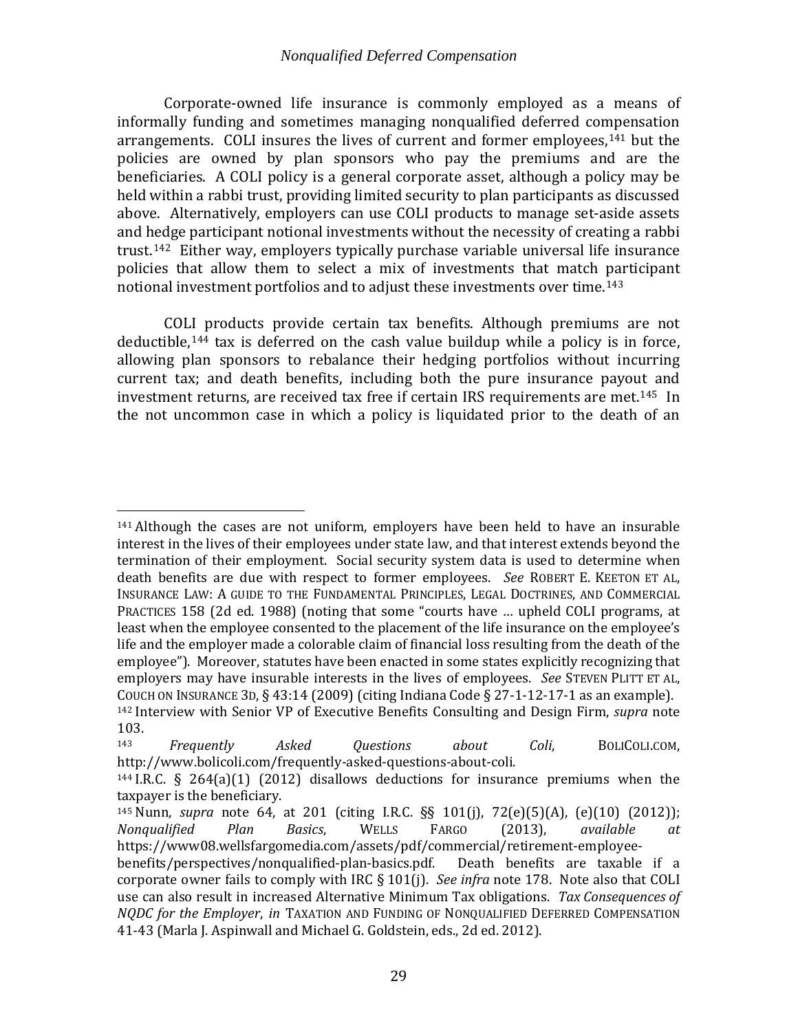Corporate-owned life insurance is commonly employed as a means of informally funding and sometimes managing nonqualified deferred compensation arrangements. COLI insures the lives of current and former employees,[141] but the policies are owned by plan sponsors who pay the premiums and are the beneficiaries. A COLI policy is a general corporate asset, although a policy may be held within a rabbi trust, providing limited security to plan participants as discussed above. Alternatively, employers can use COLI products to manage set-aside assets and hedge participant notional investments without the necessity of creating a rabbi trust.[142] Either way, employers typically purchase variable universal life insurance policies that allow them to select a mix of investments that match participant notional investment portfolios and to adjust these investments over time.[143]

COLI products provide certain tax benefits. Although premiums are not deductible,[144] tax is deferred on the cash value buildup while a policy is in force, allowing plan sponsors to rebalance their hedging portfolios without incurring current tax; and death benefits, including both the pure insurance payout and investment returns, are received tax free if certain IRS requirements are met.[145] In the not uncommon case in which a policy is liquidated prior to the death of an

---

[141] Although the cases are not uniform, employers have been held to have an insurable interest in the lives of their employees under state law, and that interest extends beyond the termination of their employment. Social security system data is used to determine when death benefits are due with respect to former employees. *See* ROBERT E. KEETON ET AL, INSURANCE LAW: A GUIDE TO THE FUNDAMENTAL PRINCIPLES, LEGAL DOCTRINES, AND COMMERCIAL PRACTICES 158 (2d ed. 1988) (noting that some "courts have … upheld COLI programs, at least when the employee consented to the placement of the life insurance on the employee's life and the employer made a colorable claim of financial loss resulting from the death of the employee"). Moreover, statutes have been enacted in some states explicitly recognizing that employers may have insurable interests in the lives of employees. *See* STEVEN PLITT ET AL, COUCH ON INSURANCE 3D, § 43:14 (2009) (citing Indiana Code § 27-1-12-17-1 as an example).

[142] Interview with Senior VP of Executive Benefits Consulting and Design Firm, *supra* note 103.

[143] *Frequently Asked Questions about Coli*, BOLICOLI.COM, http://www.bolicoli.com/frequently-asked-questions-about-coli.

[144] I.R.C. § 264(a)(1) (2012) disallows deductions for insurance premiums when the taxpayer is the beneficiary.

[145] Nunn, *supra* note 64, at 201 (citing I.R.C. §§ 101(j), 72(e)(5)(A), (e)(10) (2012)); *Nonqualified Plan Basics*, WELLS FARGO (2013), *available at* https://www08.wellsfargomedia.com/assets/pdf/commercial/retirement-employee-benefits/perspectives/nonqualified-plan-basics.pdf. Death benefits are taxable if a corporate owner fails to comply with IRC § 101(j). *See infra* note 178. Note also that COLI use can also result in increased Alternative Minimum Tax obligations. *Tax Consequences of NQDC for the Employer*, *in* TAXATION AND FUNDING OF NONQUALIFIED DEFERRED COMPENSATION 41-43 (Marla J. Aspinwall and Michael G. Goldstein, eds., 2d ed. 2012).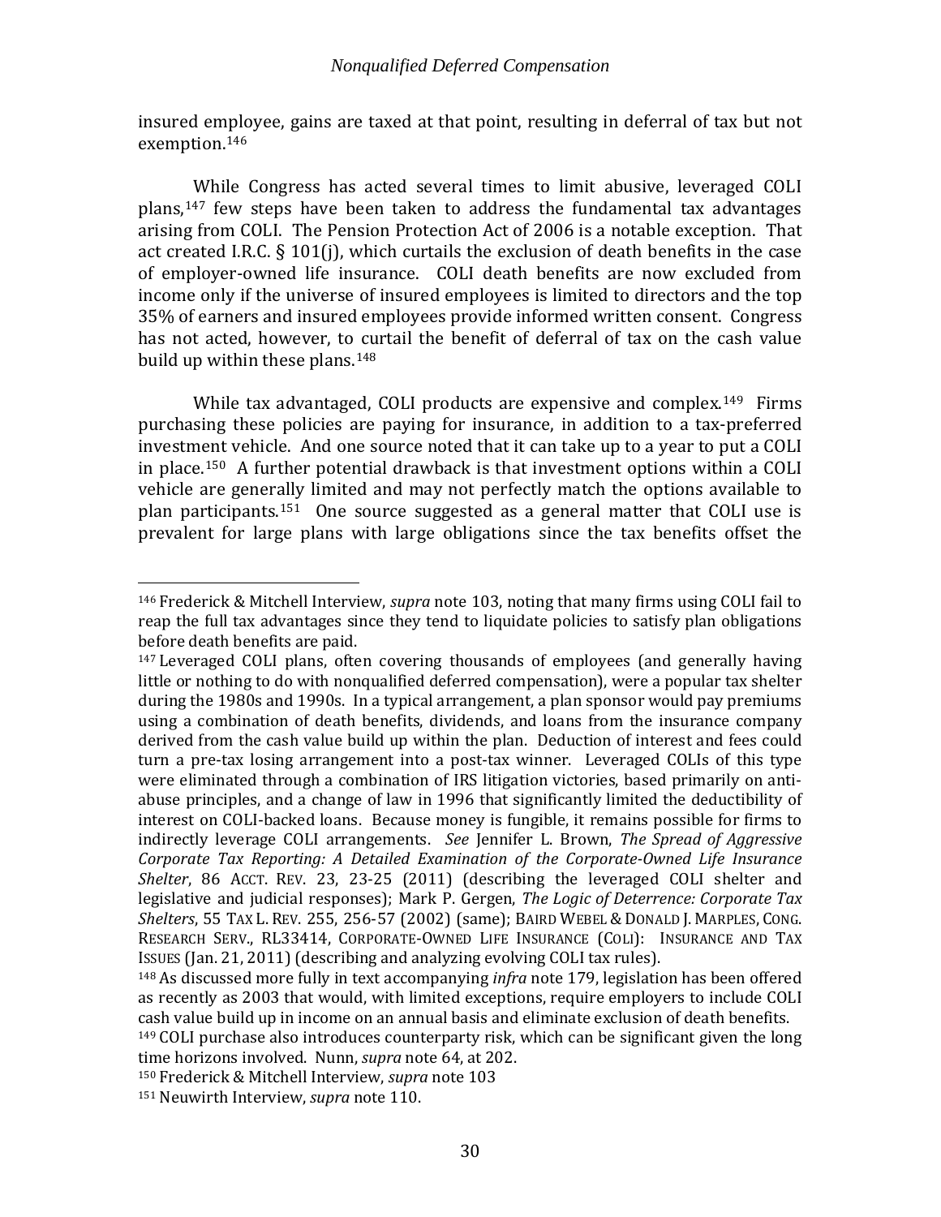insured employee, gains are taxed at that point, resulting in deferral of tax but not exemption.[146]

While Congress has acted several times to limit abusive, leveraged COLI plans,[147] few steps have been taken to address the fundamental tax advantages arising from COLI. The Pension Protection Act of 2006 is a notable exception. That act created I.R.C. § 101(j), which curtails the exclusion of death benefits in the case of employer-owned life insurance. COLI death benefits are now excluded from income only if the universe of insured employees is limited to directors and the top 35% of earners and insured employees provide informed written consent. Congress has not acted, however, to curtail the benefit of deferral of tax on the cash value build up within these plans.[148]

While tax advantaged, COLI products are expensive and complex.[149] Firms purchasing these policies are paying for insurance, in addition to a tax-preferred investment vehicle. And one source noted that it can take up to a year to put a COLI in place.[150] A further potential drawback is that investment options within a COLI vehicle are generally limited and may not perfectly match the options available to plan participants.[151] One source suggested as a general matter that COLI use is prevalent for large plans with large obligations since the tax benefits offset the

---

[146] Frederick & Mitchell Interview, *supra* note 103, noting that many firms using COLI fail to reap the full tax advantages since they tend to liquidate policies to satisfy plan obligations before death benefits are paid.

[147] Leveraged COLI plans, often covering thousands of employees (and generally having little or nothing to do with nonqualified deferred compensation), were a popular tax shelter during the 1980s and 1990s. In a typical arrangement, a plan sponsor would pay premiums using a combination of death benefits, dividends, and loans from the insurance company derived from the cash value build up within the plan. Deduction of interest and fees could turn a pre-tax losing arrangement into a post-tax winner. Leveraged COLIs of this type were eliminated through a combination of IRS litigation victories, based primarily on anti-abuse principles, and a change of law in 1996 that significantly limited the deductibility of interest on COLI-backed loans. Because money is fungible, it remains possible for firms to indirectly leverage COLI arrangements. *See* Jennifer L. Brown, *The Spread of Aggressive Corporate Tax Reporting: A Detailed Examination of the Corporate-Owned Life Insurance Shelter*, 86 ACCT. REV. 23, 23-25 (2011) (describing the leveraged COLI shelter and legislative and judicial responses); Mark P. Gergen, *The Logic of Deterrence: Corporate Tax Shelters*, 55 TAX L. REV. 255, 256-57 (2002) (same); BAIRD WEBEL & DONALD J. MARPLES, CONG. RESEARCH SERV., RL33414, CORPORATE-OWNED LIFE INSURANCE (COLI): INSURANCE AND TAX ISSUES (Jan. 21, 2011) (describing and analyzing evolving COLI tax rules).

[148] As discussed more fully in text accompanying *infra* note 179, legislation has been offered as recently as 2003 that would, with limited exceptions, require employers to include COLI cash value build up in income on an annual basis and eliminate exclusion of death benefits.

[149] COLI purchase also introduces counterparty risk, which can be significant given the long time horizons involved. Nunn, *supra* note 64, at 202.

[150] Frederick & Mitchell Interview, *supra* note 103

[151] Neuwirth Interview, *supra* note 110.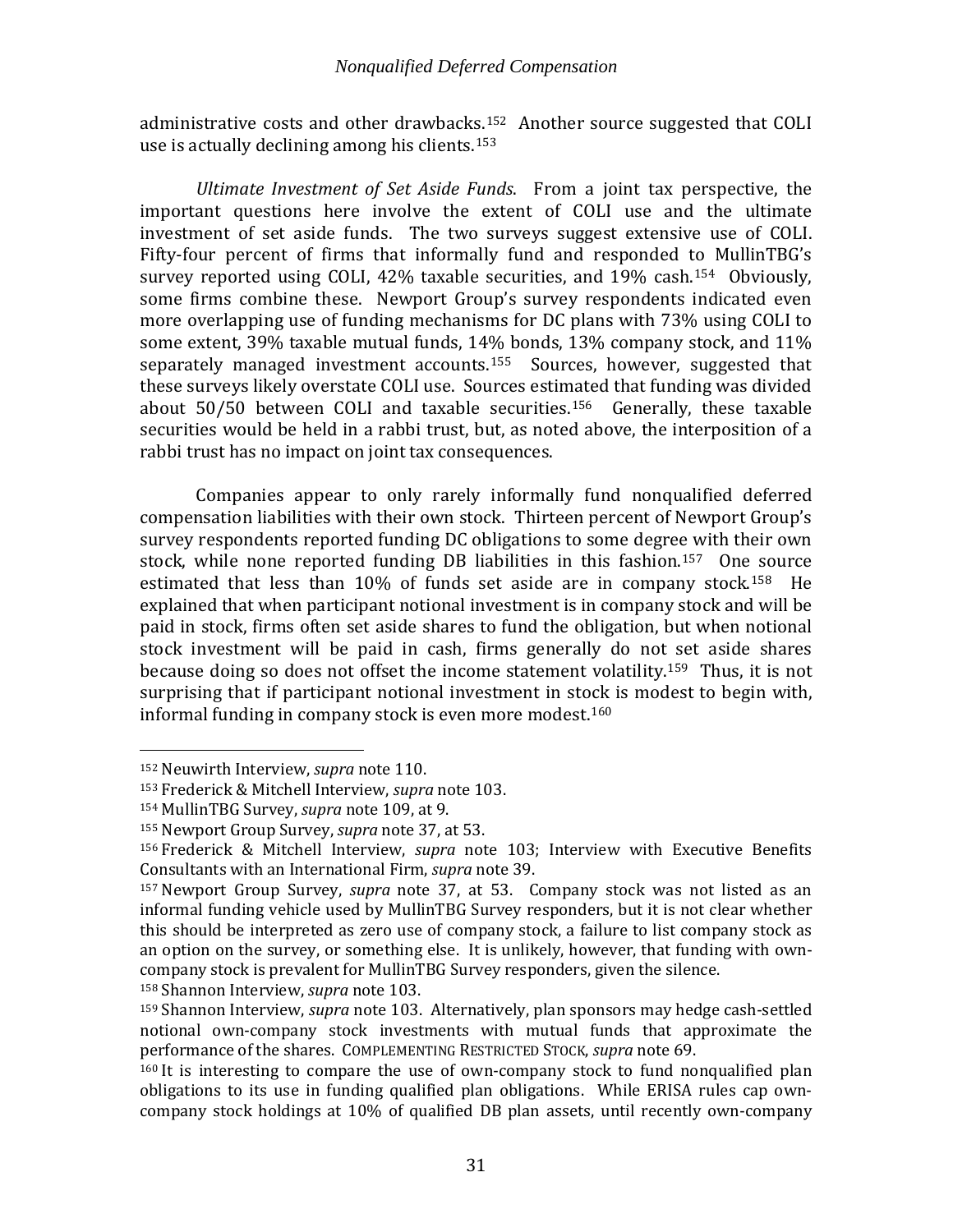administrative costs and other drawbacks.[152] Another source suggested that COLI use is actually declining among his clients.[153]

*Ultimate Investment of Set Aside Funds*. From a joint tax perspective, the important questions here involve the extent of COLI use and the ultimate investment of set aside funds. The two surveys suggest extensive use of COLI. Fifty-four percent of firms that informally fund and responded to MullinTBG's survey reported using COLI, 42% taxable securities, and 19% cash.[154] Obviously, some firms combine these. Newport Group's survey respondents indicated even more overlapping use of funding mechanisms for DC plans with 73% using COLI to some extent, 39% taxable mutual funds, 14% bonds, 13% company stock, and 11% separately managed investment accounts.[155] Sources, however, suggested that these surveys likely overstate COLI use. Sources estimated that funding was divided about 50/50 between COLI and taxable securities.[156] Generally, these taxable securities would be held in a rabbi trust, but, as noted above, the interposition of a rabbi trust has no impact on joint tax consequences.

Companies appear to only rarely informally fund nonqualified deferred compensation liabilities with their own stock. Thirteen percent of Newport Group's survey respondents reported funding DC obligations to some degree with their own stock, while none reported funding DB liabilities in this fashion.[157] One source estimated that less than 10% of funds set aside are in company stock.[158] He explained that when participant notional investment is in company stock and will be paid in stock, firms often set aside shares to fund the obligation, but when notional stock investment will be paid in cash, firms generally do not set aside shares because doing so does not offset the income statement volatility.[159] Thus, it is not surprising that if participant notional investment in stock is modest to begin with, informal funding in company stock is even more modest.[160]

---

[152] Neuwirth Interview, *supra* note 110.

[153] Frederick & Mitchell Interview, *supra* note 103.

[154] MullinTBG Survey, *supra* note 109, at 9.

[155] Newport Group Survey, *supra* note 37, at 53.

[156] Frederick & Mitchell Interview, *supra* note 103; Interview with Executive Benefits Consultants with an International Firm, *supra* note 39.

[157] Newport Group Survey, *supra* note 37, at 53. Company stock was not listed as an informal funding vehicle used by MullinTBG Survey responders, but it is not clear whether this should be interpreted as zero use of company stock, a failure to list company stock as an option on the survey, or something else. It is unlikely, however, that funding with own-company stock is prevalent for MullinTBG Survey responders, given the silence.

[158] Shannon Interview, *supra* note 103.

[159] Shannon Interview, *supra* note 103. Alternatively, plan sponsors may hedge cash-settled notional own-company stock investments with mutual funds that approximate the performance of the shares. COMPLEMENTING RESTRICTED STOCK, *supra* note 69.

[160] It is interesting to compare the use of own-company stock to fund nonqualified plan obligations to its use in funding qualified plan obligations. While ERISA rules cap own-company stock holdings at 10% of qualified DB plan assets, until recently own-company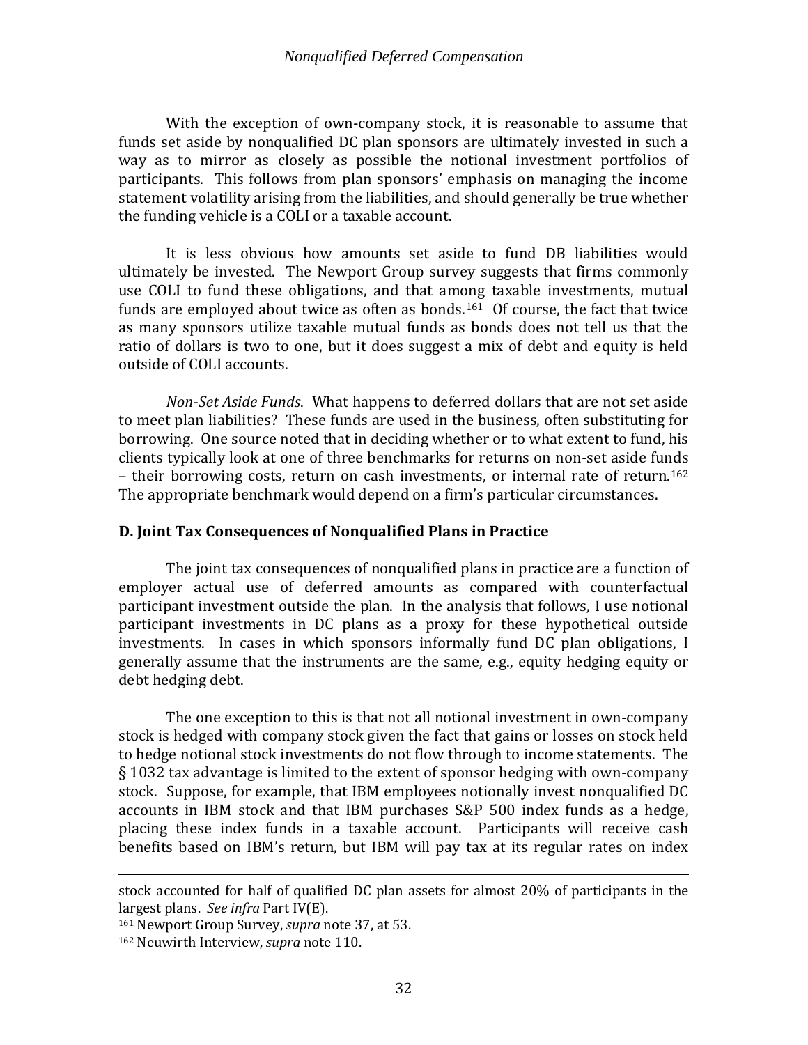With the exception of own-company stock, it is reasonable to assume that funds set aside by nonqualified DC plan sponsors are ultimately invested in such a way as to mirror as closely as possible the notional investment portfolios of participants. This follows from plan sponsors' emphasis on managing the income statement volatility arising from the liabilities, and should generally be true whether the funding vehicle is a COLI or a taxable account.

It is less obvious how amounts set aside to fund DB liabilities would ultimately be invested. The Newport Group survey suggests that firms commonly use COLI to fund these obligations, and that among taxable investments, mutual funds are employed about twice as often as bonds.[161] Of course, the fact that twice as many sponsors utilize taxable mutual funds as bonds does not tell us that the ratio of dollars is two to one, but it does suggest a mix of debt and equity is held outside of COLI accounts.

*Non-Set Aside Funds*. What happens to deferred dollars that are not set aside to meet plan liabilities? These funds are used in the business, often substituting for borrowing. One source noted that in deciding whether or to what extent to fund, his clients typically look at one of three benchmarks for returns on non-set aside funds – their borrowing costs, return on cash investments, or internal rate of return.[162] The appropriate benchmark would depend on a firm's particular circumstances.

### D. Joint Tax Consequences of Nonqualified Plans in Practice

The joint tax consequences of nonqualified plans in practice are a function of employer actual use of deferred amounts as compared with counterfactual participant investment outside the plan. In the analysis that follows, I use notional participant investments in DC plans as a proxy for these hypothetical outside investments. In cases in which sponsors informally fund DC plan obligations, I generally assume that the instruments are the same, e.g., equity hedging equity or debt hedging debt.

The one exception to this is that not all notional investment in own-company stock is hedged with company stock given the fact that gains or losses on stock held to hedge notional stock investments do not flow through to income statements. The § 1032 tax advantage is limited to the extent of sponsor hedging with own-company stock. Suppose, for example, that IBM employees notionally invest nonqualified DC accounts in IBM stock and that IBM purchases S&P 500 index funds as a hedge, placing these index funds in a taxable account. Participants will receive cash benefits based on IBM's return, but IBM will pay tax at its regular rates on index

---

stock accounted for half of qualified DC plan assets for almost 20% of participants in the largest plans. *See infra* Part IV(E).

[161] Newport Group Survey, *supra* note 37, at 53.

[162] Neuwirth Interview, *supra* note 110.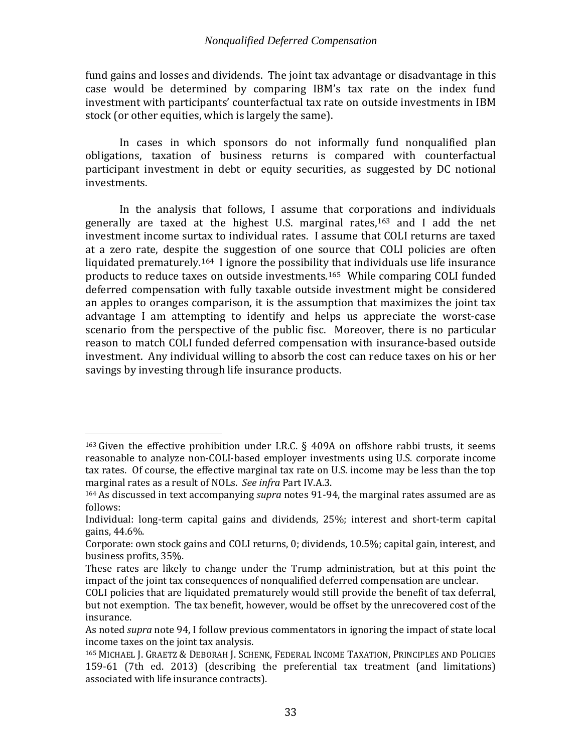fund gains and losses and dividends. The joint tax advantage or disadvantage in this case would be determined by comparing IBM's tax rate on the index fund investment with participants' counterfactual tax rate on outside investments in IBM stock (or other equities, which is largely the same).

In cases in which sponsors do not informally fund nonqualified plan obligations, taxation of business returns is compared with counterfactual participant investment in debt or equity securities, as suggested by DC notional investments.

In the analysis that follows, I assume that corporations and individuals generally are taxed at the highest U.S. marginal rates,[163] and I add the net investment income surtax to individual rates. I assume that COLI returns are taxed at a zero rate, despite the suggestion of one source that COLI policies are often liquidated prematurely.[164] I ignore the possibility that individuals use life insurance products to reduce taxes on outside investments.[165] While comparing COLI funded deferred compensation with fully taxable outside investment might be considered an apples to oranges comparison, it is the assumption that maximizes the joint tax advantage I am attempting to identify and helps us appreciate the worst-case scenario from the perspective of the public fisc. Moreover, there is no particular reason to match COLI funded deferred compensation with insurance-based outside investment. Any individual willing to absorb the cost can reduce taxes on his or her savings by investing through life insurance products.

---

[163] Given the effective prohibition under I.R.C. § 409A on offshore rabbi trusts, it seems reasonable to analyze non-COLI-based employer investments using U.S. corporate income tax rates. Of course, the effective marginal tax rate on U.S. income may be less than the top marginal rates as a result of NOLs. *See infra* Part IV.A.3.

[164] As discussed in text accompanying *supra* notes 91-94, the marginal rates assumed are as follows:

Individual: long-term capital gains and dividends, 25%; interest and short-term capital gains, 44.6%.

Corporate: own stock gains and COLI returns, 0; dividends, 10.5%; capital gain, interest, and business profits, 35%.

These rates are likely to change under the Trump administration, but at this point the impact of the joint tax consequences of nonqualified deferred compensation are unclear.

COLI policies that are liquidated prematurely would still provide the benefit of tax deferral, but not exemption. The tax benefit, however, would be offset by the unrecovered cost of the insurance.

As noted *supra* note 94, I follow previous commentators in ignoring the impact of state local income taxes on the joint tax analysis.

[165] MICHAEL J. GRAETZ & DEBORAH J. SCHENK, FEDERAL INCOME TAXATION, PRINCIPLES AND POLICIES 159-61 (7th ed. 2013) (describing the preferential tax treatment (and limitations) associated with life insurance contracts).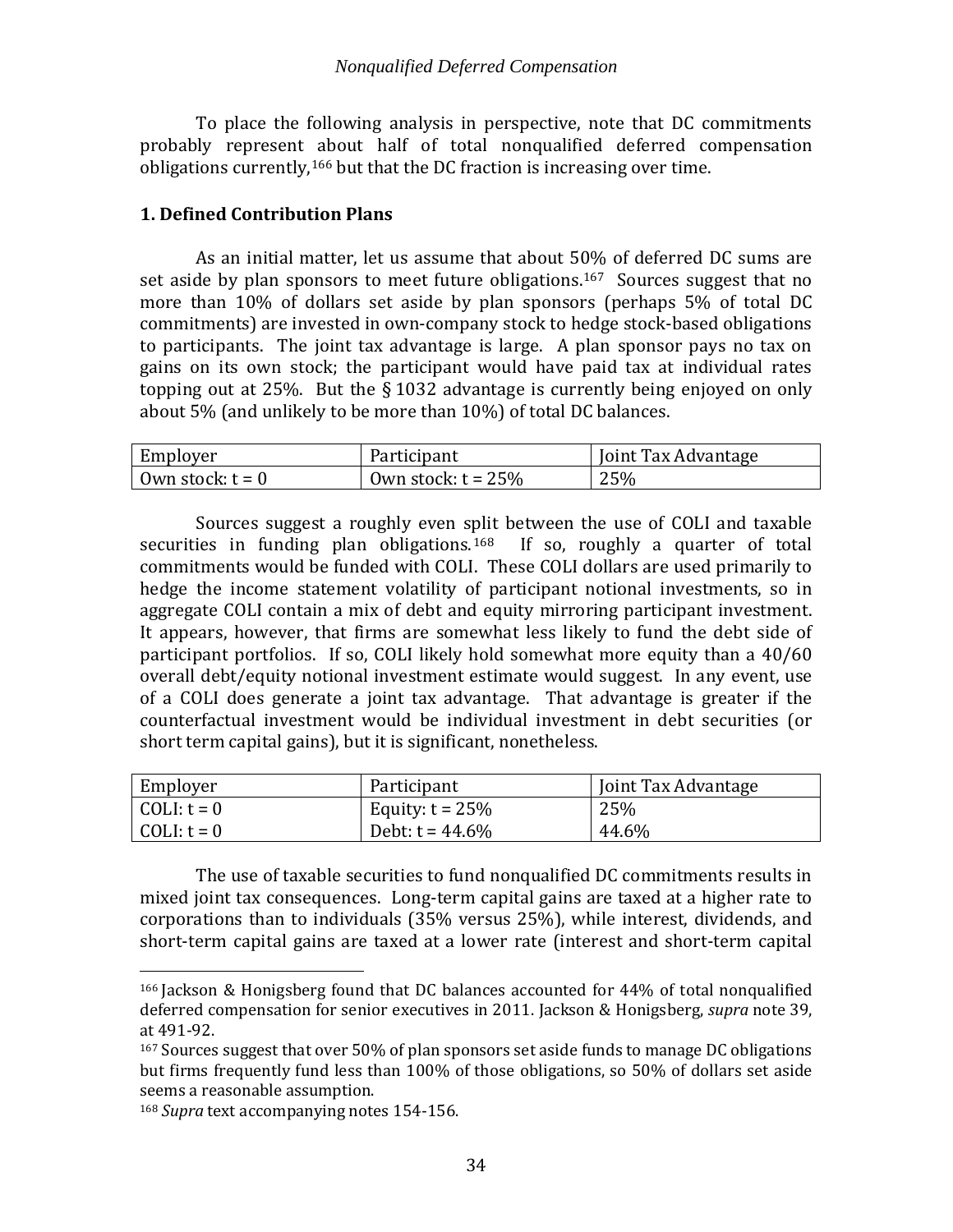To place the following analysis in perspective, note that DC commitments probably represent about half of total nonqualified deferred compensation obligations currently,[166] but that the DC fraction is increasing over time.

### 1. Defined Contribution Plans

As an initial matter, let us assume that about 50% of deferred DC sums are set aside by plan sponsors to meet future obligations.[167] Sources suggest that no more than 10% of dollars set aside by plan sponsors (perhaps 5% of total DC commitments) are invested in own-company stock to hedge stock-based obligations to participants. The joint tax advantage is large. A plan sponsor pays no tax on gains on its own stock; the participant would have paid tax at individual rates topping out at 25%. But the § 1032 advantage is currently being enjoyed on only about 5% (and unlikely to be more than 10%) of total DC balances.

| Employer | Participant | Joint Tax Advantage |
|---|---|---|
| Own stock: t = 0 | Own stock: t = 25% | 25% |

Sources suggest a roughly even split between the use of COLI and taxable securities in funding plan obligations.[168] If so, roughly a quarter of total commitments would be funded with COLI. These COLI dollars are used primarily to hedge the income statement volatility of participant notional investments, so in aggregate COLI contain a mix of debt and equity mirroring participant investment. It appears, however, that firms are somewhat less likely to fund the debt side of participant portfolios. If so, COLI likely hold somewhat more equity than a 40/60 overall debt/equity notional investment estimate would suggest. In any event, use of a COLI does generate a joint tax advantage. That advantage is greater if the counterfactual investment would be individual investment in debt securities (or short term capital gains), but it is significant, nonetheless.

| Employer | Participant | Joint Tax Advantage |
|---|---|---|
| COLI: t = 0 | Equity: t = 25% | 25% |
| COLI: t = 0 | Debt: t = 44.6% | 44.6% |

The use of taxable securities to fund nonqualified DC commitments results in mixed joint tax consequences. Long-term capital gains are taxed at a higher rate to corporations than to individuals (35% versus 25%), while interest, dividends, and short-term capital gains are taxed at a lower rate (interest and short-term capital

---

[166] Jackson & Honigsberg found that DC balances accounted for 44% of total nonqualified deferred compensation for senior executives in 2011. Jackson & Honigsberg, *supra* note 39, at 491-92.

[167] Sources suggest that over 50% of plan sponsors set aside funds to manage DC obligations but firms frequently fund less than 100% of those obligations, so 50% of dollars set aside seems a reasonable assumption.

[168] *Supra* text accompanying notes 154-156.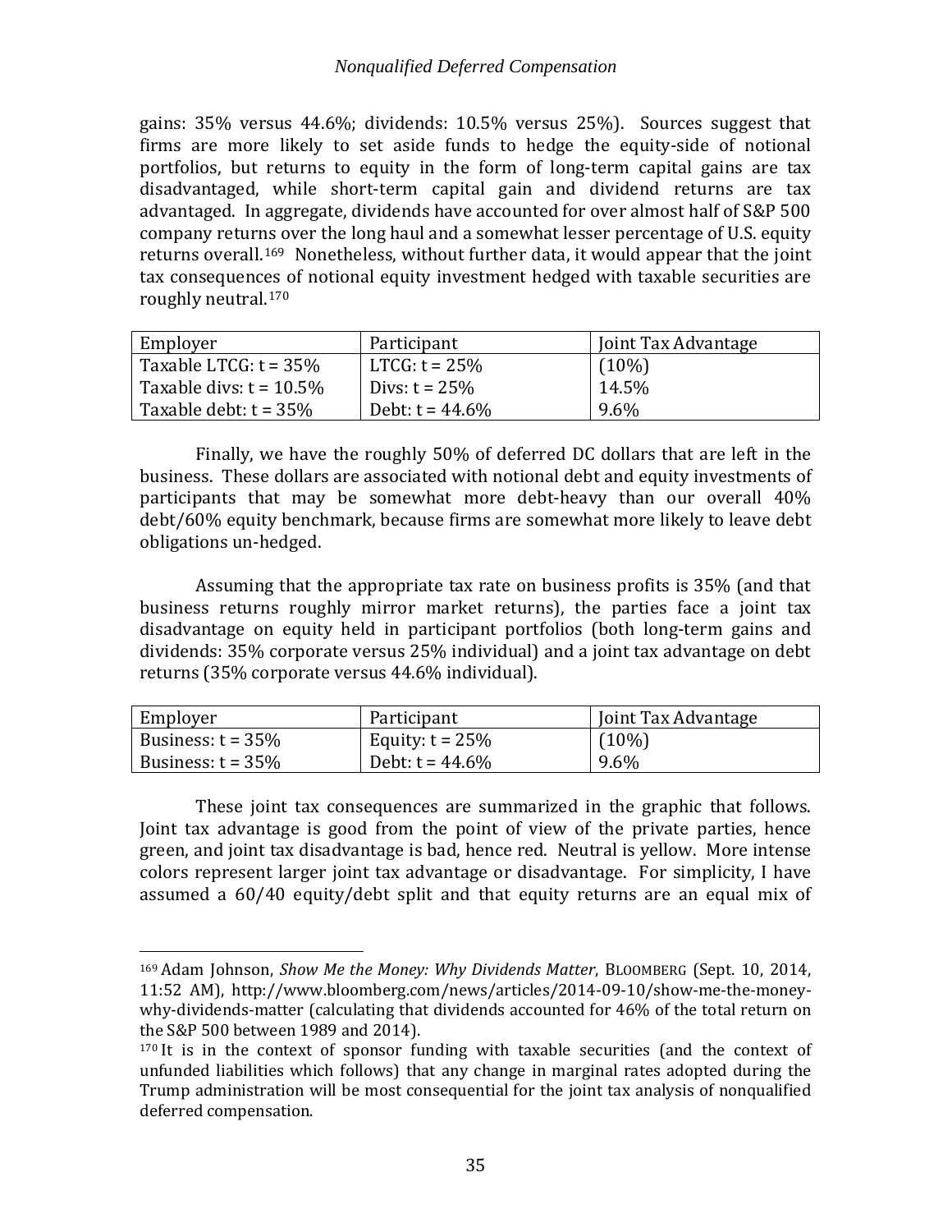gains: 35% versus 44.6%; dividends: 10.5% versus 25%). Sources suggest that firms are more likely to set aside funds to hedge the equity-side of notional portfolios, but returns to equity in the form of long-term capital gains are tax disadvantaged, while short-term capital gain and dividend returns are tax advantaged. In aggregate, dividends have accounted for over almost half of S&P 500 company returns over the long haul and a somewhat lesser percentage of U.S. equity returns overall.[169] Nonetheless, without further data, it would appear that the joint tax consequences of notional equity investment hedged with taxable securities are roughly neutral.[170]

| Employer | Participant | Joint Tax Advantage |
|---|---|---|
| Taxable LTCG: t = 35% | LTCG: t = 25% | (10%) |
| Taxable divs: t = 10.5% | Divs: t = 25% | 14.5% |
| Taxable debt: t = 35% | Debt: t = 44.6% | 9.6% |

Finally, we have the roughly 50% of deferred DC dollars that are left in the business. These dollars are associated with notional debt and equity investments of participants that may be somewhat more debt-heavy than our overall 40% debt/60% equity benchmark, because firms are somewhat more likely to leave debt obligations un-hedged.

Assuming that the appropriate tax rate on business profits is 35% (and that business returns roughly mirror market returns), the parties face a joint tax disadvantage on equity held in participant portfolios (both long-term gains and dividends: 35% corporate versus 25% individual) and a joint tax advantage on debt returns (35% corporate versus 44.6% individual).

| Employer | Participant | Joint Tax Advantage |
|---|---|---|
| Business: t = 35% | Equity: t = 25% | (10%) |
| Business: t = 35% | Debt: t = 44.6% | 9.6% |

These joint tax consequences are summarized in the graphic that follows. Joint tax advantage is good from the point of view of the private parties, hence green, and joint tax disadvantage is bad, hence red. Neutral is yellow. More intense colors represent larger joint tax advantage or disadvantage. For simplicity, I have assumed a 60/40 equity/debt split and that equity returns are an equal mix of

---

[169] Adam Johnson, *Show Me the Money: Why Dividends Matter*, BLOOMBERG (Sept. 10, 2014, 11:52 AM), http://www.bloomberg.com/news/articles/2014-09-10/show-me-the-money-why-dividends-matter (calculating that dividends accounted for 46% of the total return on the S&P 500 between 1989 and 2014).

[170] It is in the context of sponsor funding with taxable securities (and the context of unfunded liabilities which follows) that any change in marginal rates adopted during the Trump administration will be most consequential for the joint tax analysis of nonqualified deferred compensation.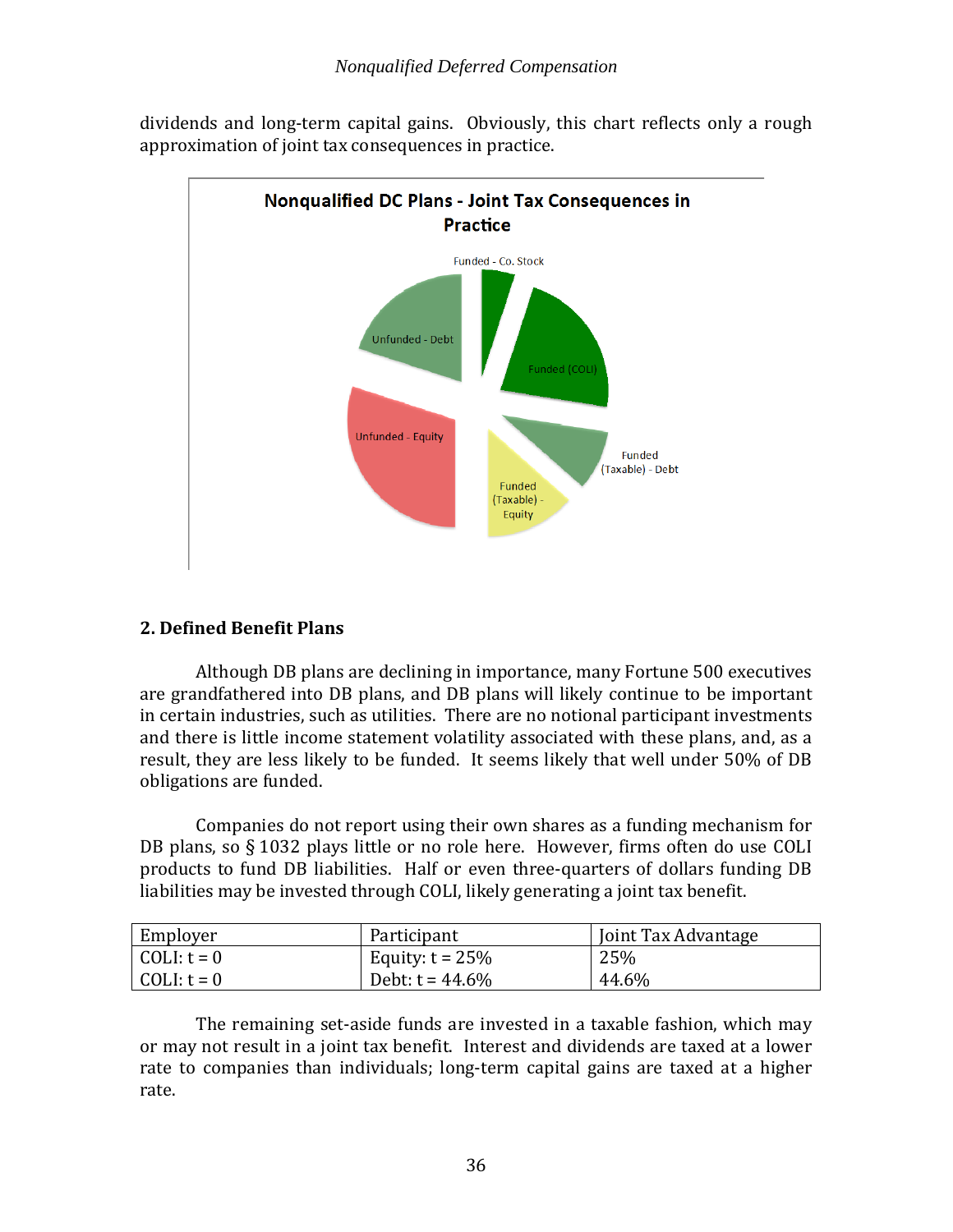dividends and long-term capital gains. Obviously, this chart reflects only a rough approximation of joint tax consequences in practice.

**Nonqualified DC Plans - Joint Tax Consequences in Practice**

Funded - Co. Stock

Unfunded - Debt

Funded (COLI)

Unfunded - Equity

Funded (Taxable) - Debt

Funded (Taxable) - Equity

## 2. Defined Benefit Plans

Although DB plans are declining in importance, many Fortune 500 executives are grandfathered into DB plans, and DB plans will likely continue to be important in certain industries, such as utilities. There are no notional participant investments and there is little income statement volatility associated with these plans, and, as a result, they are less likely to be funded. It seems likely that well under 50% of DB obligations are funded.

Companies do not report using their own shares as a funding mechanism for DB plans, so § 1032 plays little or no role here. However, firms often do use COLI products to fund DB liabilities. Half or even three-quarters of dollars funding DB liabilities may be invested through COLI, likely generating a joint tax benefit.

| Employer | Participant | Joint Tax Advantage |
|---|---|---|
| COLI: t = 0 | Equity: t = 25% | 25% |
| COLI: t = 0 | Debt: t = 44.6% | 44.6% |

The remaining set-aside funds are invested in a taxable fashion, which may or may not result in a joint tax benefit. Interest and dividends are taxed at a lower rate to companies than individuals; long-term capital gains are taxed at a higher rate.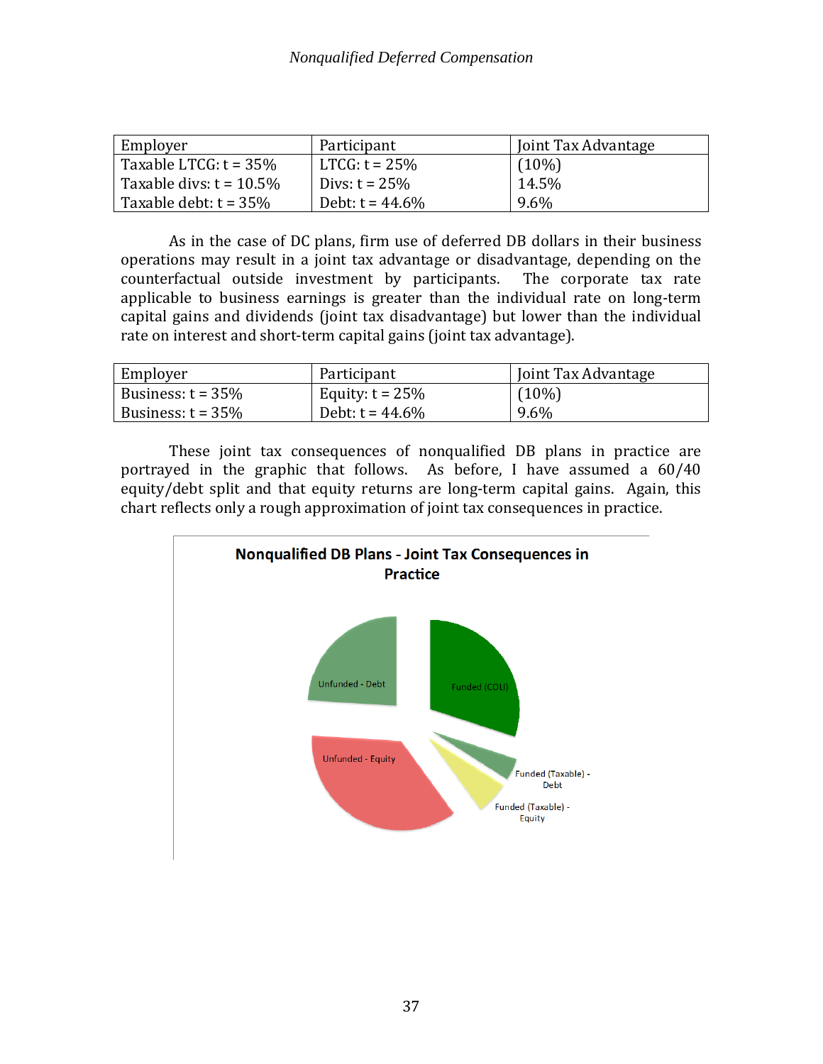| Employer | Participant | Joint Tax Advantage |
|---|---|---|
| Taxable LTCG: t = 35% | LTCG: t = 25% | (10%) |
| Taxable divs: t = 10.5% | Divs: t = 25% | 14.5% |
| Taxable debt: t = 35% | Debt: t = 44.6% | 9.6% |

As in the case of DC plans, firm use of deferred DB dollars in their business operations may result in a joint tax advantage or disadvantage, depending on the counterfactual outside investment by participants. The corporate tax rate applicable to business earnings is greater than the individual rate on long-term capital gains and dividends (joint tax disadvantage) but lower than the individual rate on interest and short-term capital gains (joint tax advantage).

| Employer | Participant | Joint Tax Advantage |
|---|---|---|
| Business: t = 35% | Equity: t = 25% | (10%) |
| Business: t = 35% | Debt: t = 44.6% | 9.6% |

These joint tax consequences of nonqualified DB plans in practice are portrayed in the graphic that follows. As before, I have assumed a 60/40 equity/debt split and that equity returns are long-term capital gains. Again, this chart reflects only a rough approximation of joint tax consequences in practice.

**Nonqualified DB Plans - Joint Tax Consequences in Practice**

Unfunded - Debt
Funded (COLI)
Unfunded - Equity
Funded (Taxable) - Debt
Funded (Taxable) - Equity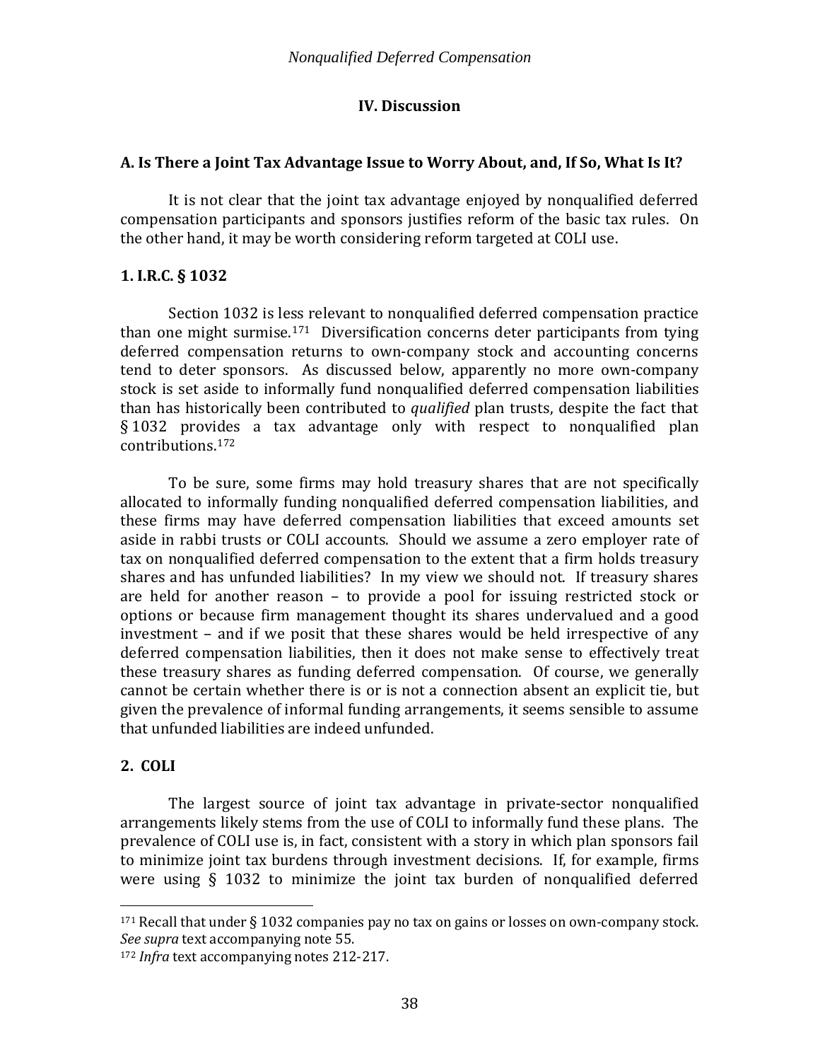## IV. Discussion

### A. Is There a Joint Tax Advantage Issue to Worry About, and, If So, What Is It?

It is not clear that the joint tax advantage enjoyed by nonqualified deferred compensation participants and sponsors justifies reform of the basic tax rules. On the other hand, it may be worth considering reform targeted at COLI use.

#### 1. I.R.C. § 1032

Section 1032 is less relevant to nonqualified deferred compensation practice than one might surmise.[171] Diversification concerns deter participants from tying deferred compensation returns to own-company stock and accounting concerns tend to deter sponsors. As discussed below, apparently no more own-company stock is set aside to informally fund nonqualified deferred compensation liabilities than has historically been contributed to *qualified* plan trusts, despite the fact that § 1032 provides a tax advantage only with respect to nonqualified plan contributions.[172]

To be sure, some firms may hold treasury shares that are not specifically allocated to informally funding nonqualified deferred compensation liabilities, and these firms may have deferred compensation liabilities that exceed amounts set aside in rabbi trusts or COLI accounts. Should we assume a zero employer rate of tax on nonqualified deferred compensation to the extent that a firm holds treasury shares and has unfunded liabilities? In my view we should not. If treasury shares are held for another reason – to provide a pool for issuing restricted stock or options or because firm management thought its shares undervalued and a good investment – and if we posit that these shares would be held irrespective of any deferred compensation liabilities, then it does not make sense to effectively treat these treasury shares as funding deferred compensation. Of course, we generally cannot be certain whether there is or is not a connection absent an explicit tie, but given the prevalence of informal funding arrangements, it seems sensible to assume that unfunded liabilities are indeed unfunded.

#### 2. COLI

The largest source of joint tax advantage in private-sector nonqualified arrangements likely stems from the use of COLI to informally fund these plans. The prevalence of COLI use is, in fact, consistent with a story in which plan sponsors fail to minimize joint tax burdens through investment decisions. If, for example, firms were using § 1032 to minimize the joint tax burden of nonqualified deferred

---

[171] Recall that under § 1032 companies pay no tax on gains or losses on own-company stock. *See supra* text accompanying note 55.

[172] *Infra* text accompanying notes 212-217.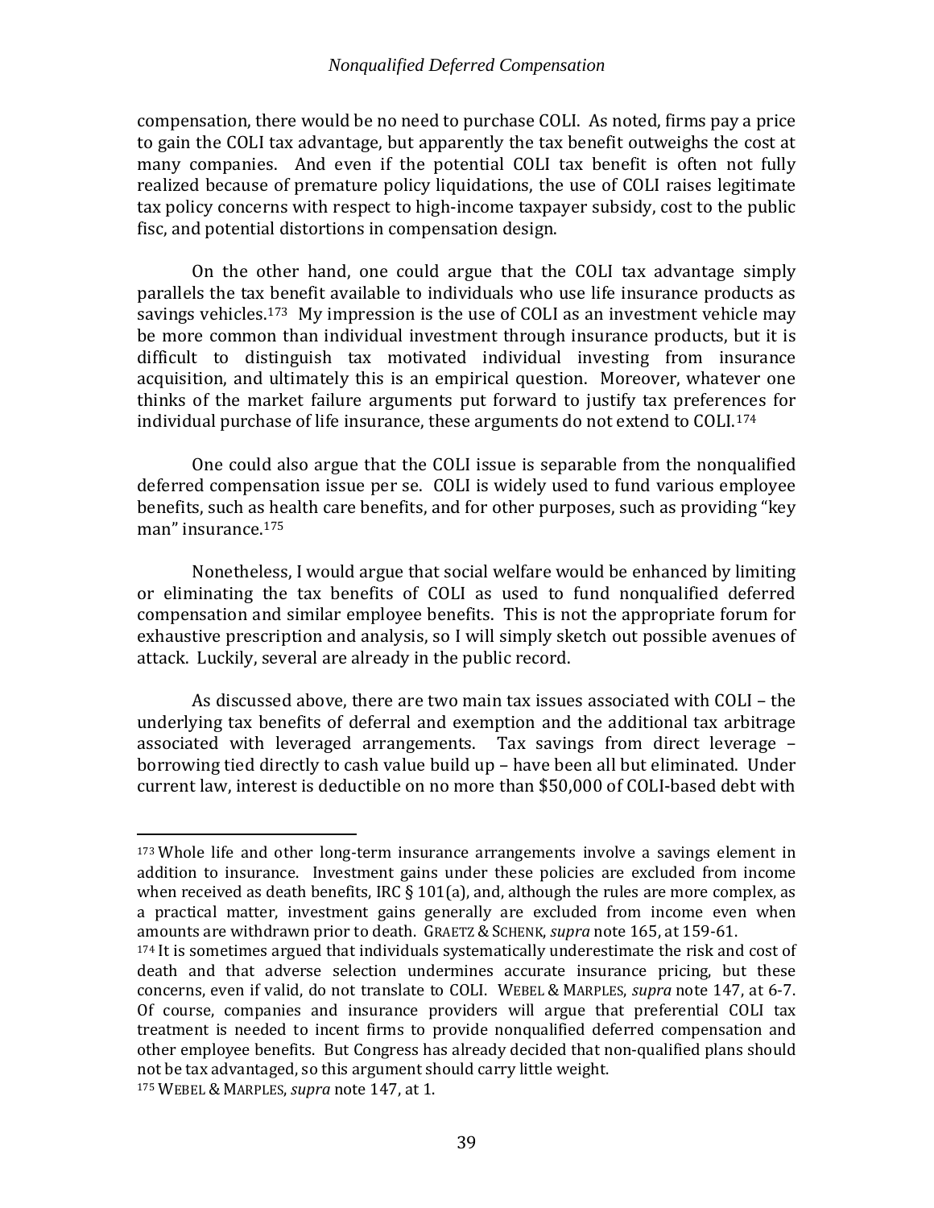compensation, there would be no need to purchase COLI. As noted, firms pay a price to gain the COLI tax advantage, but apparently the tax benefit outweighs the cost at many companies. And even if the potential COLI tax benefit is often not fully realized because of premature policy liquidations, the use of COLI raises legitimate tax policy concerns with respect to high-income taxpayer subsidy, cost to the public fisc, and potential distortions in compensation design.

On the other hand, one could argue that the COLI tax advantage simply parallels the tax benefit available to individuals who use life insurance products as savings vehicles.[173] My impression is the use of COLI as an investment vehicle may be more common than individual investment through insurance products, but it is difficult to distinguish tax motivated individual investing from insurance acquisition, and ultimately this is an empirical question. Moreover, whatever one thinks of the market failure arguments put forward to justify tax preferences for individual purchase of life insurance, these arguments do not extend to COLI.[174]

One could also argue that the COLI issue is separable from the nonqualified deferred compensation issue per se. COLI is widely used to fund various employee benefits, such as health care benefits, and for other purposes, such as providing "key man" insurance.[175]

Nonetheless, I would argue that social welfare would be enhanced by limiting or eliminating the tax benefits of COLI as used to fund nonqualified deferred compensation and similar employee benefits. This is not the appropriate forum for exhaustive prescription and analysis, so I will simply sketch out possible avenues of attack. Luckily, several are already in the public record.

As discussed above, there are two main tax issues associated with COLI – the underlying tax benefits of deferral and exemption and the additional tax arbitrage associated with leveraged arrangements. Tax savings from direct leverage – borrowing tied directly to cash value build up – have been all but eliminated. Under current law, interest is deductible on no more than $50,000 of COLI-based debt with

---

[173] Whole life and other long-term insurance arrangements involve a savings element in addition to insurance. Investment gains under these policies are excluded from income when received as death benefits, IRC § 101(a), and, although the rules are more complex, as a practical matter, investment gains generally are excluded from income even when amounts are withdrawn prior to death. GRAETZ & SCHENK, *supra* note 165, at 159-61.

[174] It is sometimes argued that individuals systematically underestimate the risk and cost of death and that adverse selection undermines accurate insurance pricing, but these concerns, even if valid, do not translate to COLI. WEBEL & MARPLES, *supra* note 147, at 6-7. Of course, companies and insurance providers will argue that preferential COLI tax treatment is needed to incent firms to provide nonqualified deferred compensation and other employee benefits. But Congress has already decided that non-qualified plans should not be tax advantaged, so this argument should carry little weight.

[175] WEBEL & MARPLES, *supra* note 147, at 1.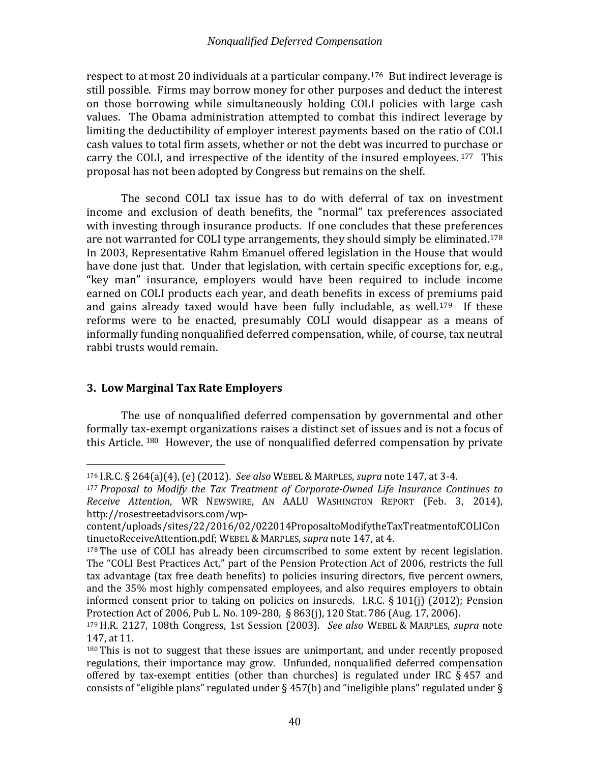respect to at most 20 individuals at a particular company.[176] But indirect leverage is still possible. Firms may borrow money for other purposes and deduct the interest on those borrowing while simultaneously holding COLI policies with large cash values. The Obama administration attempted to combat this indirect leverage by limiting the deductibility of employer interest payments based on the ratio of COLI cash values to total firm assets, whether or not the debt was incurred to purchase or carry the COLI, and irrespective of the identity of the insured employees.[177] This proposal has not been adopted by Congress but remains on the shelf.

The second COLI tax issue has to do with deferral of tax on investment income and exclusion of death benefits, the "normal" tax preferences associated with investing through insurance products. If one concludes that these preferences are not warranted for COLI type arrangements, they should simply be eliminated.[178] In 2003, Representative Rahm Emanuel offered legislation in the House that would have done just that. Under that legislation, with certain specific exceptions for, e.g., "key man" insurance, employers would have been required to include income earned on COLI products each year, and death benefits in excess of premiums paid and gains already taxed would have been fully includable, as well.[179] If these reforms were to be enacted, presumably COLI would disappear as a means of informally funding nonqualified deferred compensation, while, of course, tax neutral rabbi trusts would remain.

### 3. Low Marginal Tax Rate Employers

The use of nonqualified deferred compensation by governmental and other formally tax-exempt organizations raises a distinct set of issues and is not a focus of this Article.[180] However, the use of nonqualified deferred compensation by private

---

[176] I.R.C. § 264(a)(4), (e) (2012). *See also* WEBEL & MARPLES, *supra* note 147, at 3-4.

[177] *Proposal to Modify the Tax Treatment of Corporate-Owned Life Insurance Continues to Receive Attention*, WR NEWSWIRE, AN AALU WASHINGTON REPORT (Feb. 3, 2014), http://rosestreetadvisors.com/wp-content/uploads/sites/22/2016/02/022014ProposaltoModifytheTaxTreatmentofCOLIContinuetoReceiveAttention.pdf; WEBEL & MARPLES, *supra* note 147, at 4.

[178] The use of COLI has already been circumscribed to some extent by recent legislation. The "COLI Best Practices Act," part of the Pension Protection Act of 2006, restricts the full tax advantage (tax free death benefits) to policies insuring directors, five percent owners, and the 35% most highly compensated employees, and also requires employers to obtain informed consent prior to taking on policies on insureds. I.R.C. § 101(j) (2012); Pension Protection Act of 2006, Pub L. No. 109-280, § 863(j), 120 Stat. 786 (Aug. 17, 2006).

[179] H.R. 2127, 108th Congress, 1st Session (2003). *See also* WEBEL & MARPLES, *supra* note 147, at 11.

[180] This is not to suggest that these issues are unimportant, and under recently proposed regulations, their importance may grow. Unfunded, nonqualified deferred compensation offered by tax-exempt entities (other than churches) is regulated under IRC § 457 and consists of "eligible plans" regulated under § 457(b) and "ineligible plans" regulated under §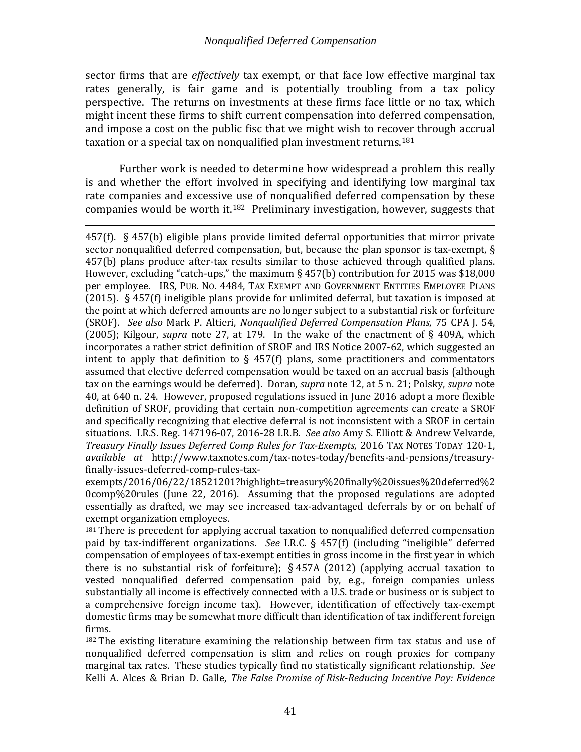sector firms that are *effectively* tax exempt, or that face low effective marginal tax rates generally, is fair game and is potentially troubling from a tax policy perspective. The returns on investments at these firms face little or no tax, which might incent these firms to shift current compensation into deferred compensation, and impose a cost on the public fisc that we might wish to recover through accrual taxation or a special tax on nonqualified plan investment returns.[181]

Further work is needed to determine how widespread a problem this really is and whether the effort involved in specifying and identifying low marginal tax rate companies and excessive use of nonqualified deferred compensation by these companies would be worth it.[182] Preliminary investigation, however, suggests that

---

457(f). § 457(b) eligible plans provide limited deferral opportunities that mirror private sector nonqualified deferred compensation, but, because the plan sponsor is tax-exempt, § 457(b) plans produce after-tax results similar to those achieved through qualified plans. However, excluding "catch-ups," the maximum § 457(b) contribution for 2015 was $18,000 per employee. IRS, PUB. NO. 4484, TAX EXEMPT AND GOVERNMENT ENTITIES EMPLOYEE PLANS (2015). § 457(f) ineligible plans provide for unlimited deferral, but taxation is imposed at the point at which deferred amounts are no longer subject to a substantial risk or forfeiture (SROF). *See also* Mark P. Altieri, *Nonqualified Deferred Compensation Plans*, 75 CPA J. 54, (2005); Kilgour, *supra* note 27, at 179. In the wake of the enactment of § 409A, which incorporates a rather strict definition of SROF and IRS Notice 2007-62, which suggested an intent to apply that definition to § 457(f) plans, some practitioners and commentators assumed that elective deferred compensation would be taxed on an accrual basis (although tax on the earnings would be deferred). Doran, *supra* note 12, at 5 n. 21; Polsky, *supra* note 40, at 640 n. 24. However, proposed regulations issued in June 2016 adopt a more flexible definition of SROF, providing that certain non-competition agreements can create a SROF and specifically recognizing that elective deferral is not inconsistent with a SROF in certain situations. I.R.S. Reg. 147196-07, 2016-28 I.R.B. *See also* Amy S. Elliott & Andrew Velvarde, *Treasury Finally Issues Deferred Comp Rules for Tax-Exempts*, 2016 TAX NOTES TODAY 120-1, *available at* http://www.taxnotes.com/tax-notes-today/benefits-and-pensions/treasury-finally-issues-deferred-comp-rules-tax-exempts/2016/06/22/18521201?highlight=treasury%20finally%20issues%20deferred%20comp%20rules (June 22, 2016). Assuming that the proposed regulations are adopted essentially as drafted, we may see increased tax-advantaged deferrals by or on behalf of exempt organization employees.

[181] There is precedent for applying accrual taxation to nonqualified deferred compensation paid by tax-indifferent organizations. *See* I.R.C. § 457(f) (including "ineligible" deferred compensation of employees of tax-exempt entities in gross income in the first year in which there is no substantial risk of forfeiture); § 457A (2012) (applying accrual taxation to vested nonqualified deferred compensation paid by, e.g., foreign companies unless substantially all income is effectively connected with a U.S. trade or business or is subject to a comprehensive foreign income tax). However, identification of effectively tax-exempt domestic firms may be somewhat more difficult than identification of tax indifferent foreign firms.

[182] The existing literature examining the relationship between firm tax status and use of nonqualified deferred compensation is slim and relies on rough proxies for company marginal tax rates. These studies typically find no statistically significant relationship. *See* Kelli A. Alces & Brian D. Galle, *The False Promise of Risk-Reducing Incentive Pay: Evidence*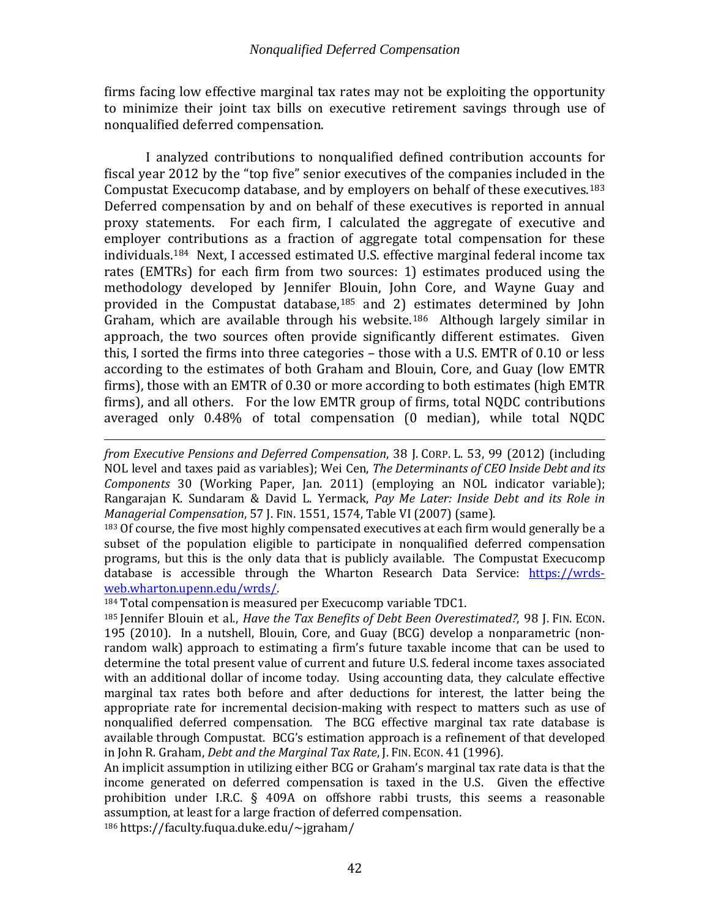firms facing low effective marginal tax rates may not be exploiting the opportunity to minimize their joint tax bills on executive retirement savings through use of nonqualified deferred compensation.

I analyzed contributions to nonqualified defined contribution accounts for fiscal year 2012 by the "top five" senior executives of the companies included in the Compustat Execucomp database, and by employers on behalf of these executives.[183] Deferred compensation by and on behalf of these executives is reported in annual proxy statements. For each firm, I calculated the aggregate of executive and employer contributions as a fraction of aggregate total compensation for these individuals.[184] Next, I accessed estimated U.S. effective marginal federal income tax rates (EMTRs) for each firm from two sources: 1) estimates produced using the methodology developed by Jennifer Blouin, John Core, and Wayne Guay and provided in the Compustat database,[185] and 2) estimates determined by John Graham, which are available through his website.[186] Although largely similar in approach, the two sources often provide significantly different estimates. Given this, I sorted the firms into three categories – those with a U.S. EMTR of 0.10 or less according to the estimates of both Graham and Blouin, Core, and Guay (low EMTR firms), those with an EMTR of 0.30 or more according to both estimates (high EMTR firms), and all others. For the low EMTR group of firms, total NQDC contributions averaged only 0.48% of total compensation (0 median), while total NQDC

---

*from Executive Pensions and Deferred Compensation*, 38 J. CORP. L. 53, 99 (2012) (including NOL level and taxes paid as variables); Wei Cen, *The Determinants of CEO Inside Debt and its Components* 30 (Working Paper, Jan. 2011) (employing an NOL indicator variable); Rangarajan K. Sundaram & David L. Yermack, *Pay Me Later: Inside Debt and its Role in Managerial Compensation*, 57 J. FIN. 1551, 1574, Table VI (2007) (same).

[183] Of course, the five most highly compensated executives at each firm would generally be a subset of the population eligible to participate in nonqualified deferred compensation programs, but this is the only data that is publicly available. The Compustat Execucomp database is accessible through the Wharton Research Data Service: https://wrds-web.wharton.upenn.edu/wrds/.

[184] Total compensation is measured per Execucomp variable TDC1.

[185] Jennifer Blouin et al., *Have the Tax Benefits of Debt Been Overestimated?*, 98 J. FIN. ECON. 195 (2010). In a nutshell, Blouin, Core, and Guay (BCG) develop a nonparametric (non-random walk) approach to estimating a firm's future taxable income that can be used to determine the total present value of current and future U.S. federal income taxes associated with an additional dollar of income today. Using accounting data, they calculate effective marginal tax rates both before and after deductions for interest, the latter being the appropriate rate for incremental decision-making with respect to matters such as use of nonqualified deferred compensation. The BCG effective marginal tax rate database is available through Compustat. BCG's estimation approach is a refinement of that developed in John R. Graham, *Debt and the Marginal Tax Rate*, J. FIN. ECON. 41 (1996).

An implicit assumption in utilizing either BCG or Graham's marginal tax rate data is that the income generated on deferred compensation is taxed in the U.S. Given the effective prohibition under I.R.C. § 409A on offshore rabbi trusts, this seems a reasonable assumption, at least for a large fraction of deferred compensation.

[186] https://faculty.fuqua.duke.edu/~jgraham/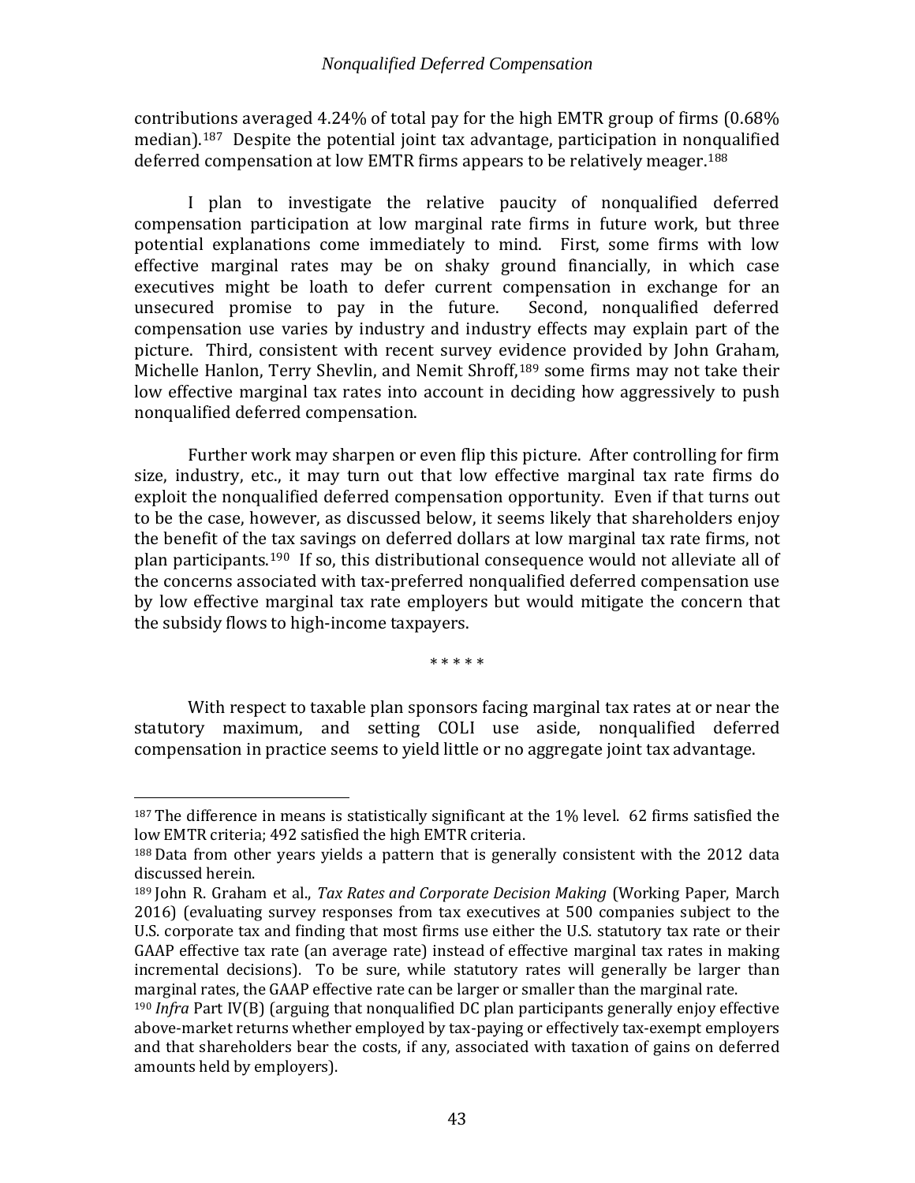contributions averaged 4.24% of total pay for the high EMTR group of firms (0.68% median).[187] Despite the potential joint tax advantage, participation in nonqualified deferred compensation at low EMTR firms appears to be relatively meager.[188]

I plan to investigate the relative paucity of nonqualified deferred compensation participation at low marginal rate firms in future work, but three potential explanations come immediately to mind. First, some firms with low effective marginal rates may be on shaky ground financially, in which case executives might be loath to defer current compensation in exchange for an unsecured promise to pay in the future. Second, nonqualified deferred compensation use varies by industry and industry effects may explain part of the picture. Third, consistent with recent survey evidence provided by John Graham, Michelle Hanlon, Terry Shevlin, and Nemit Shroff,[189] some firms may not take their low effective marginal tax rates into account in deciding how aggressively to push nonqualified deferred compensation.

Further work may sharpen or even flip this picture. After controlling for firm size, industry, etc., it may turn out that low effective marginal tax rate firms do exploit the nonqualified deferred compensation opportunity. Even if that turns out to be the case, however, as discussed below, it seems likely that shareholders enjoy the benefit of the tax savings on deferred dollars at low marginal tax rate firms, not plan participants.[190] If so, this distributional consequence would not alleviate all of the concerns associated with tax-preferred nonqualified deferred compensation use by low effective marginal tax rate employers but would mitigate the concern that the subsidy flows to high-income taxpayers.

\* \* \* \* \*

With respect to taxable plan sponsors facing marginal tax rates at or near the statutory maximum, and setting COLI use aside, nonqualified deferred compensation in practice seems to yield little or no aggregate joint tax advantage.

---

[187] The difference in means is statistically significant at the 1% level. 62 firms satisfied the low EMTR criteria; 492 satisfied the high EMTR criteria.

[188] Data from other years yields a pattern that is generally consistent with the 2012 data discussed herein.

[189] John R. Graham et al., *Tax Rates and Corporate Decision Making* (Working Paper, March 2016) (evaluating survey responses from tax executives at 500 companies subject to the U.S. corporate tax and finding that most firms use either the U.S. statutory tax rate or their GAAP effective tax rate (an average rate) instead of effective marginal tax rates in making incremental decisions). To be sure, while statutory rates will generally be larger than marginal rates, the GAAP effective rate can be larger or smaller than the marginal rate.

[190] *Infra* Part IV(B) (arguing that nonqualified DC plan participants generally enjoy effective above-market returns whether employed by tax-paying or effectively tax-exempt employers and that shareholders bear the costs, if any, associated with taxation of gains on deferred amounts held by employers).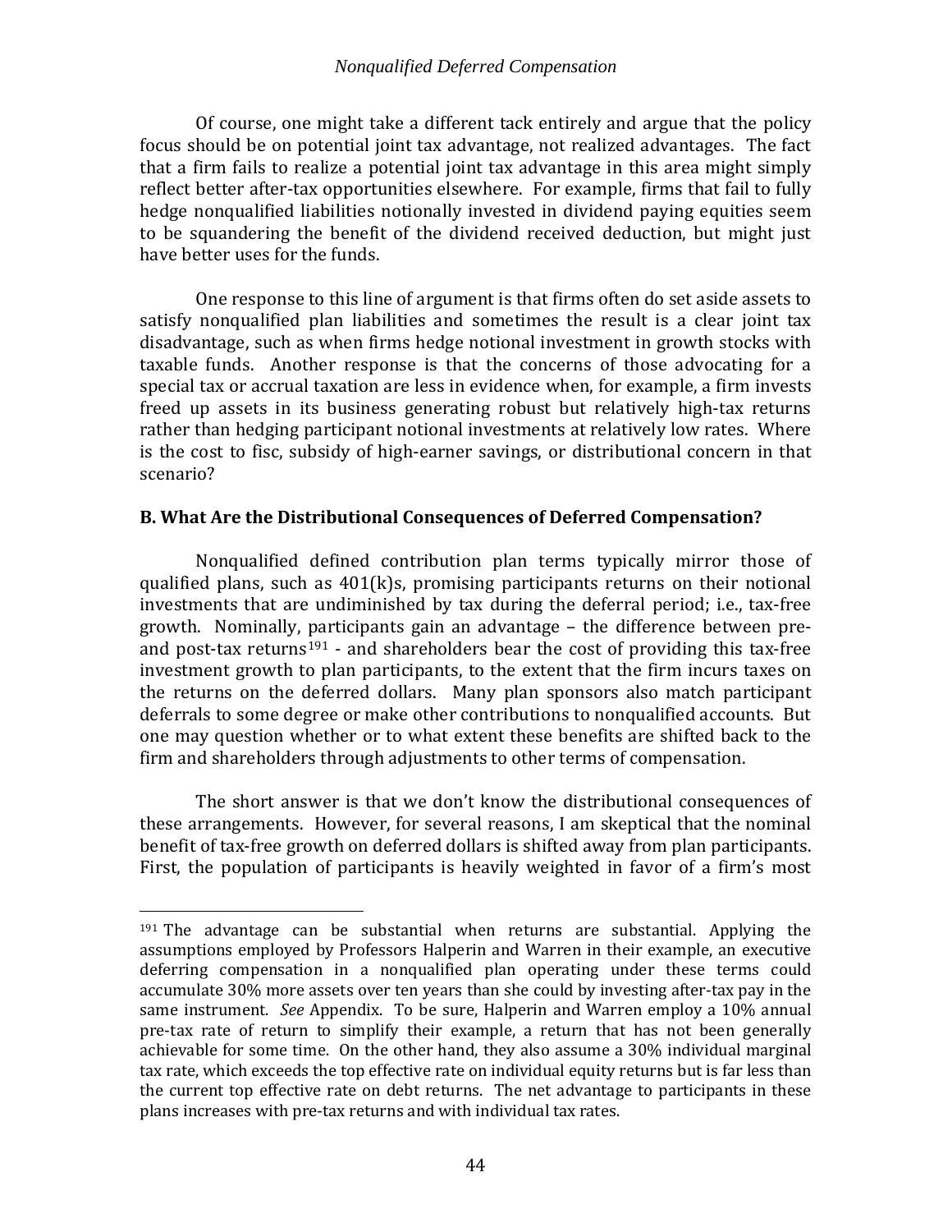Of course, one might take a different tack entirely and argue that the policy focus should be on potential joint tax advantage, not realized advantages. The fact that a firm fails to realize a potential joint tax advantage in this area might simply reflect better after-tax opportunities elsewhere. For example, firms that fail to fully hedge nonqualified liabilities notionally invested in dividend paying equities seem to be squandering the benefit of the dividend received deduction, but might just have better uses for the funds.

One response to this line of argument is that firms often do set aside assets to satisfy nonqualified plan liabilities and sometimes the result is a clear joint tax disadvantage, such as when firms hedge notional investment in growth stocks with taxable funds. Another response is that the concerns of those advocating for a special tax or accrual taxation are less in evidence when, for example, a firm invests freed up assets in its business generating robust but relatively high-tax returns rather than hedging participant notional investments at relatively low rates. Where is the cost to fisc, subsidy of high-earner savings, or distributional concern in that scenario?

## B. What Are the Distributional Consequences of Deferred Compensation?

Nonqualified defined contribution plan terms typically mirror those of qualified plans, such as 401(k)s, promising participants returns on their notional investments that are undiminished by tax during the deferral period; i.e., tax-free growth. Nominally, participants gain an advantage – the difference between pre- and post-tax returns[191] - and shareholders bear the cost of providing this tax-free investment growth to plan participants, to the extent that the firm incurs taxes on the returns on the deferred dollars. Many plan sponsors also match participant deferrals to some degree or make other contributions to nonqualified accounts. But one may question whether or to what extent these benefits are shifted back to the firm and shareholders through adjustments to other terms of compensation.

The short answer is that we don't know the distributional consequences of these arrangements. However, for several reasons, I am skeptical that the nominal benefit of tax-free growth on deferred dollars is shifted away from plan participants. First, the population of participants is heavily weighted in favor of a firm's most

---

[191] The advantage can be substantial when returns are substantial. Applying the assumptions employed by Professors Halperin and Warren in their example, an executive deferring compensation in a nonqualified plan operating under these terms could accumulate 30% more assets over ten years than she could by investing after-tax pay in the same instrument. *See* Appendix. To be sure, Halperin and Warren employ a 10% annual pre-tax rate of return to simplify their example, a return that has not been generally achievable for some time. On the other hand, they also assume a 30% individual marginal tax rate, which exceeds the top effective rate on individual equity returns but is far less than the current top effective rate on debt returns. The net advantage to participants in these plans increases with pre-tax returns and with individual tax rates.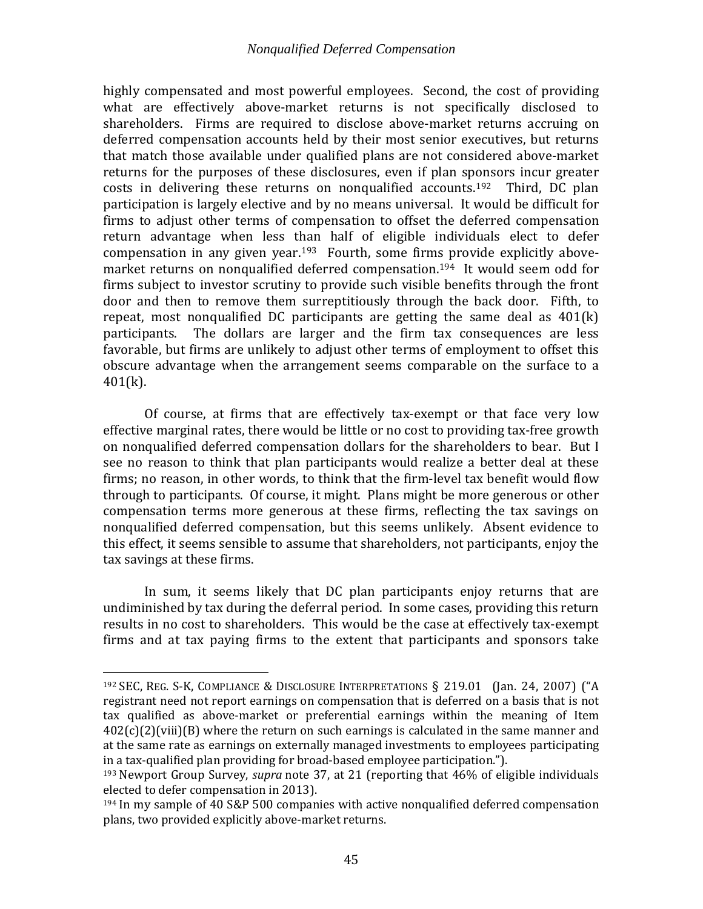highly compensated and most powerful employees. Second, the cost of providing what are effectively above-market returns is not specifically disclosed to shareholders. Firms are required to disclose above-market returns accruing on deferred compensation accounts held by their most senior executives, but returns that match those available under qualified plans are not considered above-market returns for the purposes of these disclosures, even if plan sponsors incur greater costs in delivering these returns on nonqualified accounts.[192] Third, DC plan participation is largely elective and by no means universal. It would be difficult for firms to adjust other terms of compensation to offset the deferred compensation return advantage when less than half of eligible individuals elect to defer compensation in any given year.[193] Fourth, some firms provide explicitly above-market returns on nonqualified deferred compensation.[194] It would seem odd for firms subject to investor scrutiny to provide such visible benefits through the front door and then to remove them surreptitiously through the back door. Fifth, to repeat, most nonqualified DC participants are getting the same deal as 401(k) participants. The dollars are larger and the firm tax consequences are less favorable, but firms are unlikely to adjust other terms of employment to offset this obscure advantage when the arrangement seems comparable on the surface to a 401(k).

Of course, at firms that are effectively tax-exempt or that face very low effective marginal rates, there would be little or no cost to providing tax-free growth on nonqualified deferred compensation dollars for the shareholders to bear. But I see no reason to think that plan participants would realize a better deal at these firms; no reason, in other words, to think that the firm-level tax benefit would flow through to participants. Of course, it might. Plans might be more generous or other compensation terms more generous at these firms, reflecting the tax savings on nonqualified deferred compensation, but this seems unlikely. Absent evidence to this effect, it seems sensible to assume that shareholders, not participants, enjoy the tax savings at these firms.

In sum, it seems likely that DC plan participants enjoy returns that are undiminished by tax during the deferral period. In some cases, providing this return results in no cost to shareholders. This would be the case at effectively tax-exempt firms and at tax paying firms to the extent that participants and sponsors take

---

[192] SEC, REG. S-K, COMPLIANCE & DISCLOSURE INTERPRETATIONS § 219.01 (Jan. 24, 2007) ("A registrant need not report earnings on compensation that is deferred on a basis that is not tax qualified as above-market or preferential earnings within the meaning of Item 402(c)(2)(viii)(B) where the return on such earnings is calculated in the same manner and at the same rate as earnings on externally managed investments to employees participating in a tax-qualified plan providing for broad-based employee participation.").

[193] Newport Group Survey, *supra* note 37, at 21 (reporting that 46% of eligible individuals elected to defer compensation in 2013).

[194] In my sample of 40 S&P 500 companies with active nonqualified deferred compensation plans, two provided explicitly above-market returns.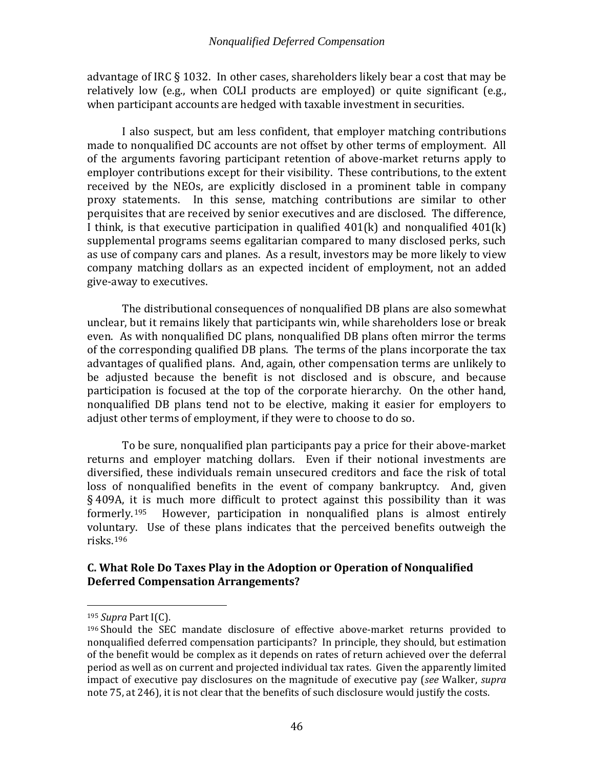advantage of IRC § 1032. In other cases, shareholders likely bear a cost that may be relatively low (e.g., when COLI products are employed) or quite significant (e.g., when participant accounts are hedged with taxable investment in securities.

I also suspect, but am less confident, that employer matching contributions made to nonqualified DC accounts are not offset by other terms of employment. All of the arguments favoring participant retention of above-market returns apply to employer contributions except for their visibility. These contributions, to the extent received by the NEOs, are explicitly disclosed in a prominent table in company proxy statements. In this sense, matching contributions are similar to other perquisites that are received by senior executives and are disclosed. The difference, I think, is that executive participation in qualified 401(k) and nonqualified 401(k) supplemental programs seems egalitarian compared to many disclosed perks, such as use of company cars and planes. As a result, investors may be more likely to view company matching dollars as an expected incident of employment, not an added give-away to executives.

The distributional consequences of nonqualified DB plans are also somewhat unclear, but it remains likely that participants win, while shareholders lose or break even. As with nonqualified DC plans, nonqualified DB plans often mirror the terms of the corresponding qualified DB plans. The terms of the plans incorporate the tax advantages of qualified plans. And, again, other compensation terms are unlikely to be adjusted because the benefit is not disclosed and is obscure, and because participation is focused at the top of the corporate hierarchy. On the other hand, nonqualified DB plans tend not to be elective, making it easier for employers to adjust other terms of employment, if they were to choose to do so.

To be sure, nonqualified plan participants pay a price for their above-market returns and employer matching dollars. Even if their notional investments are diversified, these individuals remain unsecured creditors and face the risk of total loss of nonqualified benefits in the event of company bankruptcy. And, given § 409A, it is much more difficult to protect against this possibility than it was formerly.[195] However, participation in nonqualified plans is almost entirely voluntary. Use of these plans indicates that the perceived benefits outweigh the risks.[196]

### C. What Role Do Taxes Play in the Adoption or Operation of Nonqualified Deferred Compensation Arrangements?

---

[195] *Supra* Part I(C).

[196] Should the SEC mandate disclosure of effective above-market returns provided to nonqualified deferred compensation participants? In principle, they should, but estimation of the benefit would be complex as it depends on rates of return achieved over the deferral period as well as on current and projected individual tax rates. Given the apparently limited impact of executive pay disclosures on the magnitude of executive pay (*see* Walker, *supra* note 75, at 246), it is not clear that the benefits of such disclosure would justify the costs.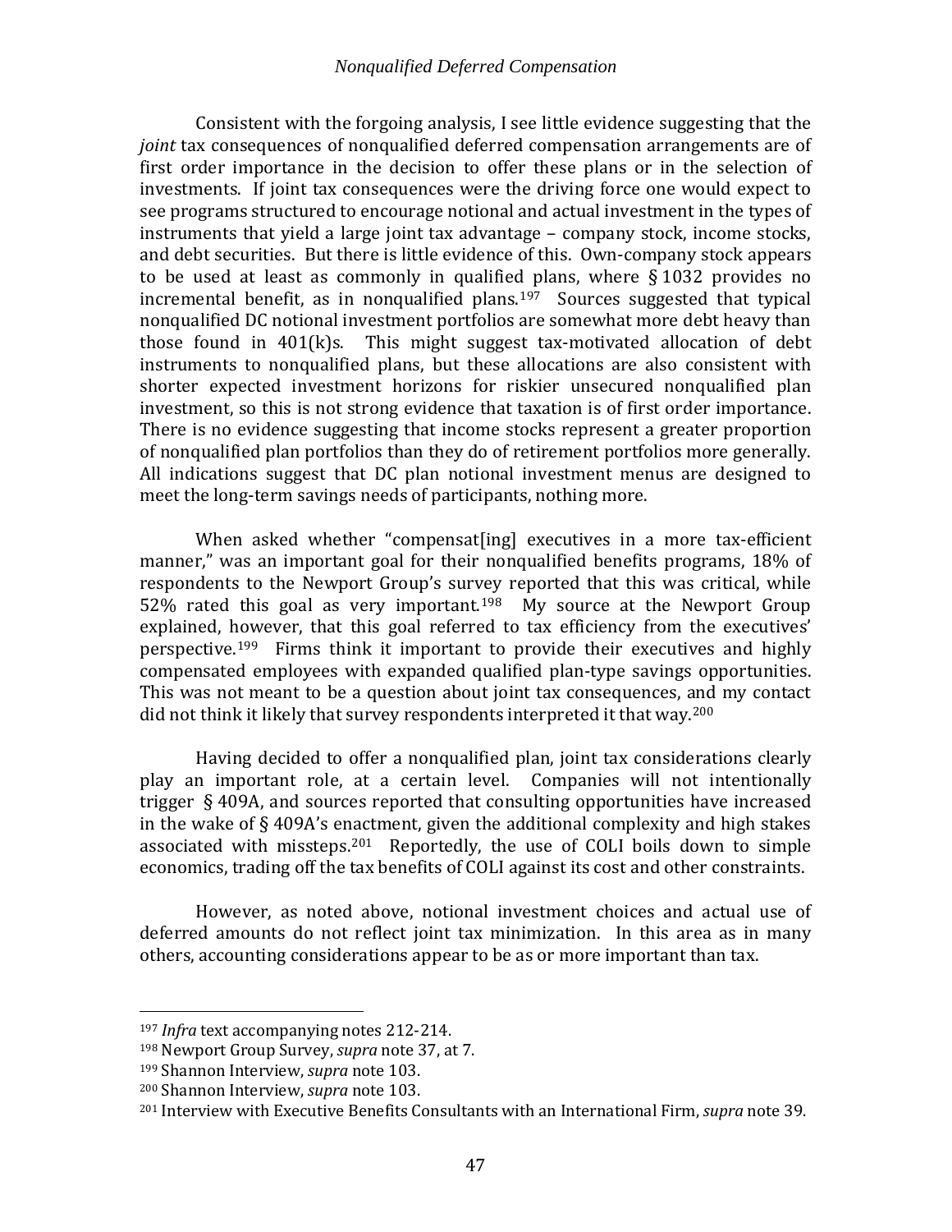Consistent with the forgoing analysis, I see little evidence suggesting that the *joint* tax consequences of nonqualified deferred compensation arrangements are of first order importance in the decision to offer these plans or in the selection of investments. If joint tax consequences were the driving force one would expect to see programs structured to encourage notional and actual investment in the types of instruments that yield a large joint tax advantage – company stock, income stocks, and debt securities. But there is little evidence of this. Own-company stock appears to be used at least as commonly in qualified plans, where § 1032 provides no incremental benefit, as in nonqualified plans.[197] Sources suggested that typical nonqualified DC notional investment portfolios are somewhat more debt heavy than those found in 401(k)s. This might suggest tax-motivated allocation of debt instruments to nonqualified plans, but these allocations are also consistent with shorter expected investment horizons for riskier unsecured nonqualified plan investment, so this is not strong evidence that taxation is of first order importance. There is no evidence suggesting that income stocks represent a greater proportion of nonqualified plan portfolios than they do of retirement portfolios more generally. All indications suggest that DC plan notional investment menus are designed to meet the long-term savings needs of participants, nothing more.

When asked whether "compensat[ing] executives in a more tax-efficient manner," was an important goal for their nonqualified benefits programs, 18% of respondents to the Newport Group's survey reported that this was critical, while 52% rated this goal as very important.[198] My source at the Newport Group explained, however, that this goal referred to tax efficiency from the executives' perspective.[199] Firms think it important to provide their executives and highly compensated employees with expanded qualified plan-type savings opportunities. This was not meant to be a question about joint tax consequences, and my contact did not think it likely that survey respondents interpreted it that way.[200]

Having decided to offer a nonqualified plan, joint tax considerations clearly play an important role, at a certain level. Companies will not intentionally trigger § 409A, and sources reported that consulting opportunities have increased in the wake of § 409A's enactment, given the additional complexity and high stakes associated with missteps.[201] Reportedly, the use of COLI boils down to simple economics, trading off the tax benefits of COLI against its cost and other constraints.

However, as noted above, notional investment choices and actual use of deferred amounts do not reflect joint tax minimization. In this area as in many others, accounting considerations appear to be as or more important than tax.

---

[197] *Infra* text accompanying notes 212-214.

[198] Newport Group Survey, *supra* note 37, at 7.

[199] Shannon Interview, *supra* note 103.

[200] Shannon Interview, *supra* note 103.

[201] Interview with Executive Benefits Consultants with an International Firm, *supra* note 39.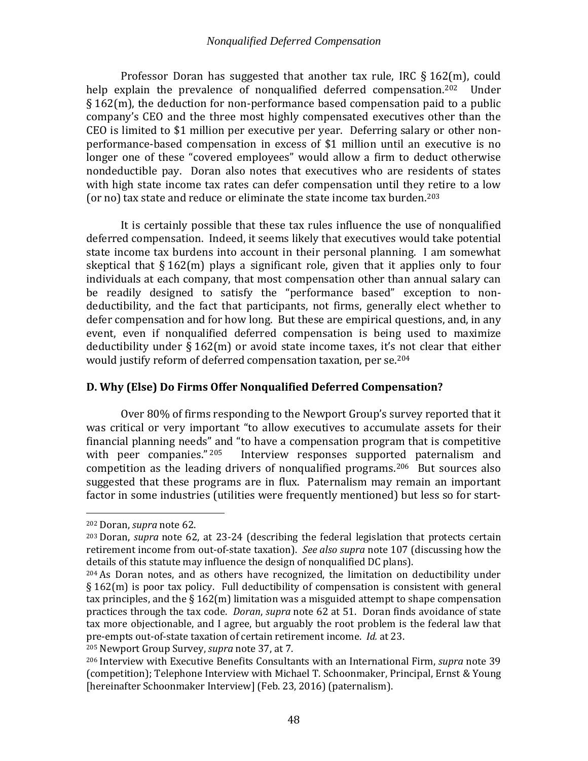Professor Doran has suggested that another tax rule, IRC § 162(m), could help explain the prevalence of nonqualified deferred compensation.[202] Under § 162(m), the deduction for non-performance based compensation paid to a public company's CEO and the three most highly compensated executives other than the CEO is limited to $1 million per executive per year. Deferring salary or other non-performance-based compensation in excess of $1 million until an executive is no longer one of these "covered employees" would allow a firm to deduct otherwise nondeductible pay. Doran also notes that executives who are residents of states with high state income tax rates can defer compensation until they retire to a low (or no) tax state and reduce or eliminate the state income tax burden.[203]

It is certainly possible that these tax rules influence the use of nonqualified deferred compensation. Indeed, it seems likely that executives would take potential state income tax burdens into account in their personal planning. I am somewhat skeptical that § 162(m) plays a significant role, given that it applies only to four individuals at each company, that most compensation other than annual salary can be readily designed to satisfy the "performance based" exception to non-deductibility, and the fact that participants, not firms, generally elect whether to defer compensation and for how long. But these are empirical questions, and, in any event, even if nonqualified deferred compensation is being used to maximize deductibility under § 162(m) or avoid state income taxes, it's not clear that either would justify reform of deferred compensation taxation, per se.[204]

### D. Why (Else) Do Firms Offer Nonqualified Deferred Compensation?

Over 80% of firms responding to the Newport Group's survey reported that it was critical or very important "to allow executives to accumulate assets for their financial planning needs" and "to have a compensation program that is competitive with peer companies."[205] Interview responses supported paternalism and competition as the leading drivers of nonqualified programs.[206] But sources also suggested that these programs are in flux. Paternalism may remain an important factor in some industries (utilities were frequently mentioned) but less so for start-

---

[202] Doran, *supra* note 62.

[203] Doran, *supra* note 62, at 23-24 (describing the federal legislation that protects certain retirement income from out-of-state taxation). *See also supra* note 107 (discussing how the details of this statute may influence the design of nonqualified DC plans).

[204] As Doran notes, and as others have recognized, the limitation on deductibility under § 162(m) is poor tax policy. Full deductibility of compensation is consistent with general tax principles, and the § 162(m) limitation was a misguided attempt to shape compensation practices through the tax code. *Doran*, *supra* note 62 at 51. Doran finds avoidance of state tax more objectionable, and I agree, but arguably the root problem is the federal law that pre-empts out-of-state taxation of certain retirement income. *Id.* at 23.

[205] Newport Group Survey, *supra* note 37, at 7.

[206] Interview with Executive Benefits Consultants with an International Firm, *supra* note 39 (competition); Telephone Interview with Michael T. Schoonmaker, Principal, Ernst & Young [hereinafter Schoonmaker Interview] (Feb. 23, 2016) (paternalism).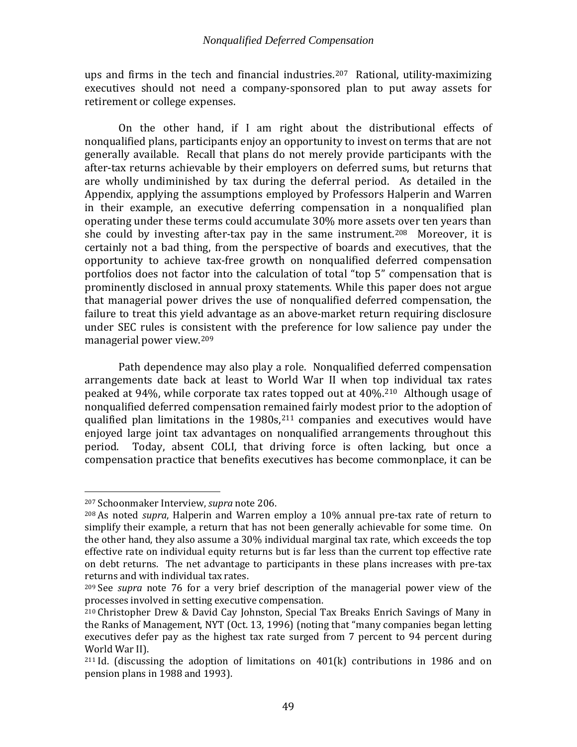ups and firms in the tech and financial industries.[207] Rational, utility-maximizing executives should not need a company-sponsored plan to put away assets for retirement or college expenses.

On the other hand, if I am right about the distributional effects of nonqualified plans, participants enjoy an opportunity to invest on terms that are not generally available. Recall that plans do not merely provide participants with the after-tax returns achievable by their employers on deferred sums, but returns that are wholly undiminished by tax during the deferral period. As detailed in the Appendix, applying the assumptions employed by Professors Halperin and Warren in their example, an executive deferring compensation in a nonqualified plan operating under these terms could accumulate 30% more assets over ten years than she could by investing after-tax pay in the same instrument.[208] Moreover, it is certainly not a bad thing, from the perspective of boards and executives, that the opportunity to achieve tax-free growth on nonqualified deferred compensation portfolios does not factor into the calculation of total "top 5" compensation that is prominently disclosed in annual proxy statements. While this paper does not argue that managerial power drives the use of nonqualified deferred compensation, the failure to treat this yield advantage as an above-market return requiring disclosure under SEC rules is consistent with the preference for low salience pay under the managerial power view.[209]

Path dependence may also play a role. Nonqualified deferred compensation arrangements date back at least to World War II when top individual tax rates peaked at 94%, while corporate tax rates topped out at 40%.[210] Although usage of nonqualified deferred compensation remained fairly modest prior to the adoption of qualified plan limitations in the 1980s,[211] companies and executives would have enjoyed large joint tax advantages on nonqualified arrangements throughout this period. Today, absent COLI, that driving force is often lacking, but once a compensation practice that benefits executives has become commonplace, it can be

---

[207] Schoonmaker Interview, *supra* note 206.

[208] As noted *supra*, Halperin and Warren employ a 10% annual pre-tax rate of return to simplify their example, a return that has not been generally achievable for some time. On the other hand, they also assume a 30% individual marginal tax rate, which exceeds the top effective rate on individual equity returns but is far less than the current top effective rate on debt returns. The net advantage to participants in these plans increases with pre-tax returns and with individual tax rates.

[209] See *supra* note 76 for a very brief description of the managerial power view of the processes involved in setting executive compensation.

[210] Christopher Drew & David Cay Johnston, Special Tax Breaks Enrich Savings of Many in the Ranks of Management, NYT (Oct. 13, 1996) (noting that "many companies began letting executives defer pay as the highest tax rate surged from 7 percent to 94 percent during World War II).

[211] Id. (discussing the adoption of limitations on 401(k) contributions in 1986 and on pension plans in 1988 and 1993).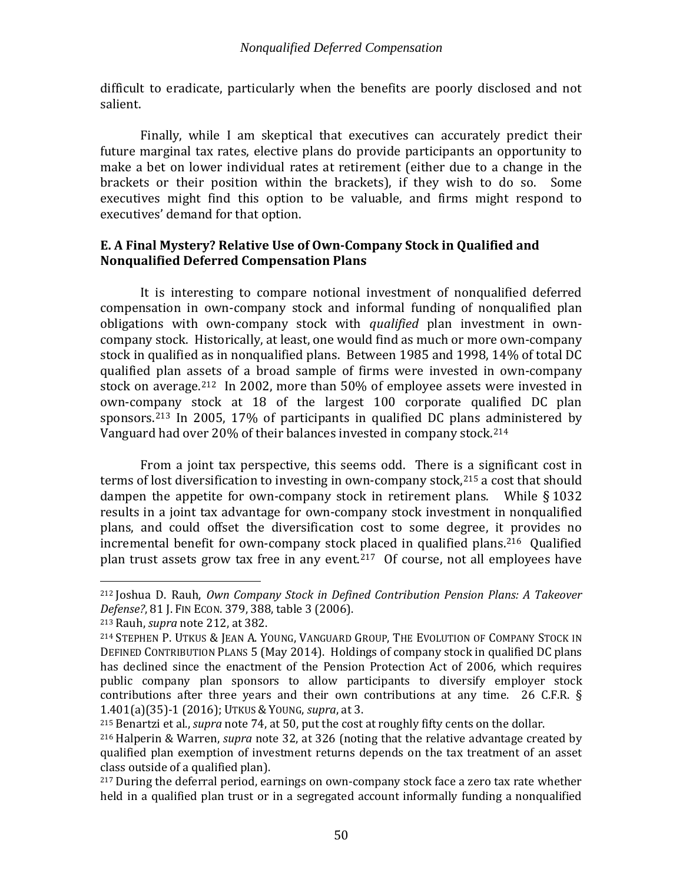difficult to eradicate, particularly when the benefits are poorly disclosed and not salient.

Finally, while I am skeptical that executives can accurately predict their future marginal tax rates, elective plans do provide participants an opportunity to make a bet on lower individual rates at retirement (either due to a change in the brackets or their position within the brackets), if they wish to do so. Some executives might find this option to be valuable, and firms might respond to executives' demand for that option.

### E. A Final Mystery? Relative Use of Own-Company Stock in Qualified and Nonqualified Deferred Compensation Plans

It is interesting to compare notional investment of nonqualified deferred compensation in own-company stock and informal funding of nonqualified plan obligations with own-company stock with *qualified* plan investment in own-company stock. Historically, at least, one would find as much or more own-company stock in qualified as in nonqualified plans. Between 1985 and 1998, 14% of total DC qualified plan assets of a broad sample of firms were invested in own-company stock on average.[212] In 2002, more than 50% of employee assets were invested in own-company stock at 18 of the largest 100 corporate qualified DC plan sponsors.[213] In 2005, 17% of participants in qualified DC plans administered by Vanguard had over 20% of their balances invested in company stock.[214]

From a joint tax perspective, this seems odd. There is a significant cost in terms of lost diversification to investing in own-company stock,[215] a cost that should dampen the appetite for own-company stock in retirement plans. While § 1032 results in a joint tax advantage for own-company stock investment in nonqualified plans, and could offset the diversification cost to some degree, it provides no incremental benefit for own-company stock placed in qualified plans.[216] Qualified plan trust assets grow tax free in any event.[217] Of course, not all employees have

---

[212] Joshua D. Rauh, *Own Company Stock in Defined Contribution Pension Plans: A Takeover Defense?*, 81 J. FIN ECON. 379, 388, table 3 (2006).

[213] Rauh, *supra* note 212, at 382.

[214] STEPHEN P. UTKUS & JEAN A. YOUNG, VANGUARD GROUP, THE EVOLUTION OF COMPANY STOCK IN DEFINED CONTRIBUTION PLANS 5 (May 2014). Holdings of company stock in qualified DC plans has declined since the enactment of the Pension Protection Act of 2006, which requires public company plan sponsors to allow participants to diversify employer stock contributions after three years and their own contributions at any time. 26 C.F.R. § 1.401(a)(35)-1 (2016); UTKUS & YOUNG, *supra*, at 3.

[215] Benartzi et al., *supra* note 74, at 50, put the cost at roughly fifty cents on the dollar.

[216] Halperin & Warren, *supra* note 32, at 326 (noting that the relative advantage created by qualified plan exemption of investment returns depends on the tax treatment of an asset class outside of a qualified plan).

[217] During the deferral period, earnings on own-company stock face a zero tax rate whether held in a qualified plan trust or in a segregated account informally funding a nonqualified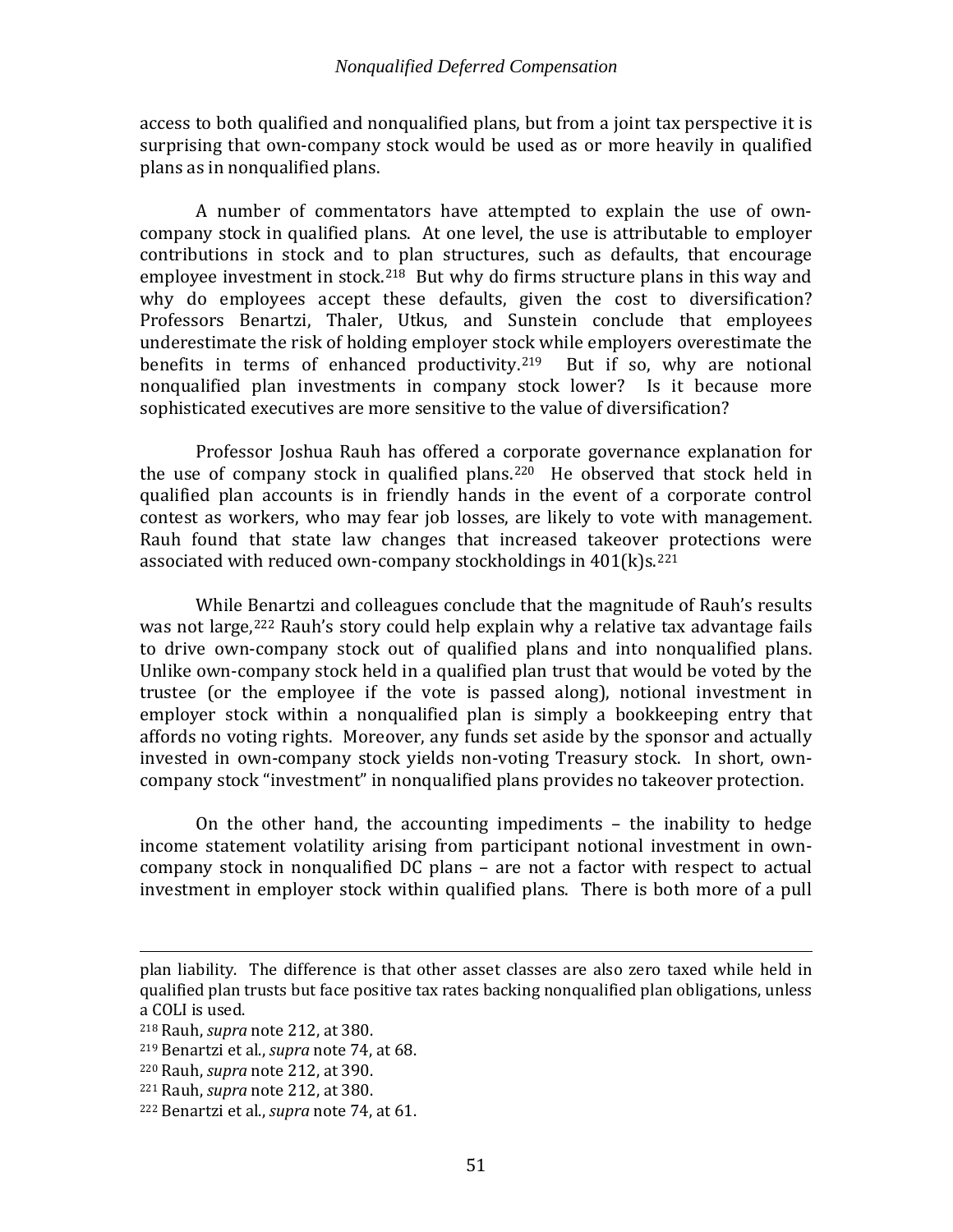access to both qualified and nonqualified plans, but from a joint tax perspective it is surprising that own-company stock would be used as or more heavily in qualified plans as in nonqualified plans.

A number of commentators have attempted to explain the use of own-company stock in qualified plans. At one level, the use is attributable to employer contributions in stock and to plan structures, such as defaults, that encourage employee investment in stock.[218] But why do firms structure plans in this way and why do employees accept these defaults, given the cost to diversification? Professors Benartzi, Thaler, Utkus, and Sunstein conclude that employees underestimate the risk of holding employer stock while employers overestimate the benefits in terms of enhanced productivity.[219] But if so, why are notional nonqualified plan investments in company stock lower? Is it because more sophisticated executives are more sensitive to the value of diversification?

Professor Joshua Rauh has offered a corporate governance explanation for the use of company stock in qualified plans.[220] He observed that stock held in qualified plan accounts is in friendly hands in the event of a corporate control contest as workers, who may fear job losses, are likely to vote with management. Rauh found that state law changes that increased takeover protections were associated with reduced own-company stockholdings in 401(k)s.[221]

While Benartzi and colleagues conclude that the magnitude of Rauh's results was not large,[222] Rauh's story could help explain why a relative tax advantage fails to drive own-company stock out of qualified plans and into nonqualified plans. Unlike own-company stock held in a qualified plan trust that would be voted by the trustee (or the employee if the vote is passed along), notional investment in employer stock within a nonqualified plan is simply a bookkeeping entry that affords no voting rights. Moreover, any funds set aside by the sponsor and actually invested in own-company stock yields non-voting Treasury stock. In short, own-company stock "investment" in nonqualified plans provides no takeover protection.

On the other hand, the accounting impediments – the inability to hedge income statement volatility arising from participant notional investment in own-company stock in nonqualified DC plans – are not a factor with respect to actual investment in employer stock within qualified plans. There is both more of a pull

---

plan liability. The difference is that other asset classes are also zero taxed while held in qualified plan trusts but face positive tax rates backing nonqualified plan obligations, unless a COLI is used.

[218] Rauh, *supra* note 212, at 380.

[219] Benartzi et al., *supra* note 74, at 68.

[220] Rauh, *supra* note 212, at 390.

[221] Rauh, *supra* note 212, at 380.

[222] Benartzi et al., *supra* note 74, at 61.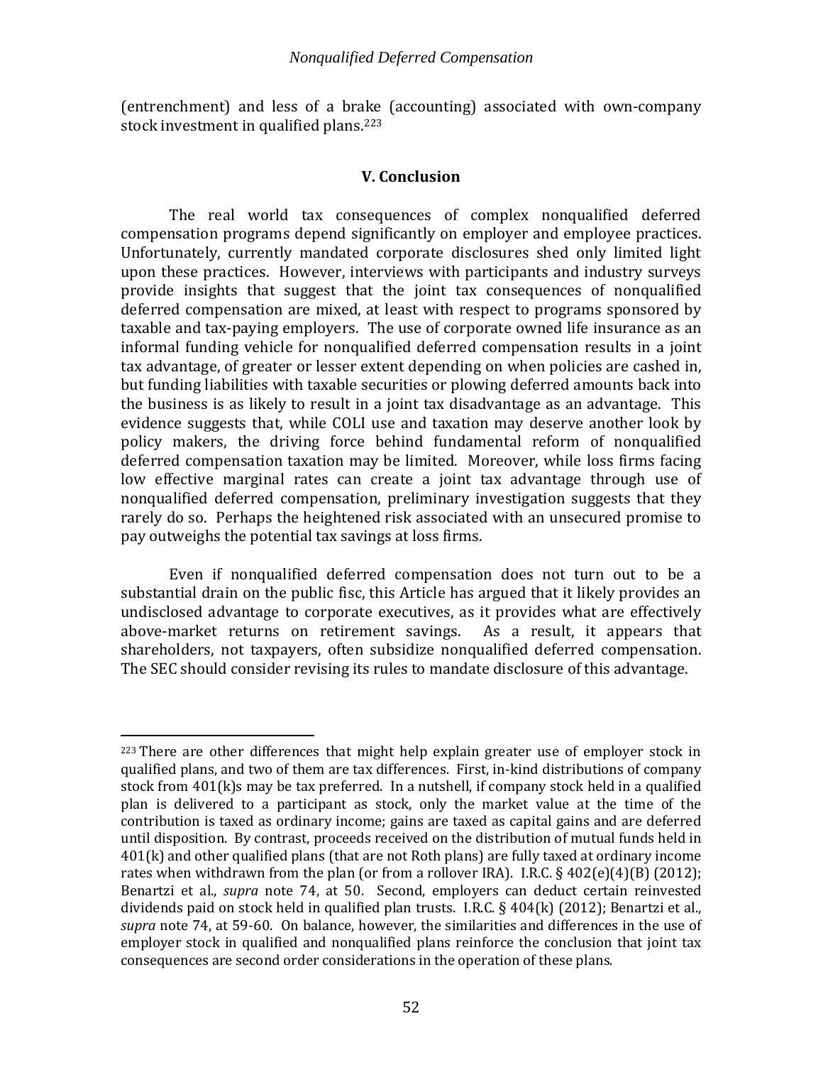(entrenchment) and less of a brake (accounting) associated with own-company stock investment in qualified plans.[223]

## V. Conclusion

The real world tax consequences of complex nonqualified deferred compensation programs depend significantly on employer and employee practices. Unfortunately, currently mandated corporate disclosures shed only limited light upon these practices. However, interviews with participants and industry surveys provide insights that suggest that the joint tax consequences of nonqualified deferred compensation are mixed, at least with respect to programs sponsored by taxable and tax-paying employers. The use of corporate owned life insurance as an informal funding vehicle for nonqualified deferred compensation results in a joint tax advantage, of greater or lesser extent depending on when policies are cashed in, but funding liabilities with taxable securities or plowing deferred amounts back into the business is as likely to result in a joint tax disadvantage as an advantage. This evidence suggests that, while COLI use and taxation may deserve another look by policy makers, the driving force behind fundamental reform of nonqualified deferred compensation taxation may be limited. Moreover, while loss firms facing low effective marginal rates can create a joint tax advantage through use of nonqualified deferred compensation, preliminary investigation suggests that they rarely do so. Perhaps the heightened risk associated with an unsecured promise to pay outweighs the potential tax savings at loss firms.

Even if nonqualified deferred compensation does not turn out to be a substantial drain on the public fisc, this Article has argued that it likely provides an undisclosed advantage to corporate executives, as it provides what are effectively above-market returns on retirement savings. As a result, it appears that shareholders, not taxpayers, often subsidize nonqualified deferred compensation. The SEC should consider revising its rules to mandate disclosure of this advantage.

---

[223] There are other differences that might help explain greater use of employer stock in qualified plans, and two of them are tax differences. First, in-kind distributions of company stock from 401(k)s may be tax preferred. In a nutshell, if company stock held in a qualified plan is delivered to a participant as stock, only the market value at the time of the contribution is taxed as ordinary income; gains are taxed as capital gains and are deferred until disposition. By contrast, proceeds received on the distribution of mutual funds held in 401(k) and other qualified plans (that are not Roth plans) are fully taxed at ordinary income rates when withdrawn from the plan (or from a rollover IRA). I.R.C. § 402(e)(4)(B) (2012); Benartzi et al., *supra* note 74, at 50. Second, employers can deduct certain reinvested dividends paid on stock held in qualified plan trusts. I.R.C. § 404(k) (2012); Benartzi et al., *supra* note 74, at 59-60. On balance, however, the similarities and differences in the use of employer stock in qualified and nonqualified plans reinforce the conclusion that joint tax consequences are second order considerations in the operation of these plans.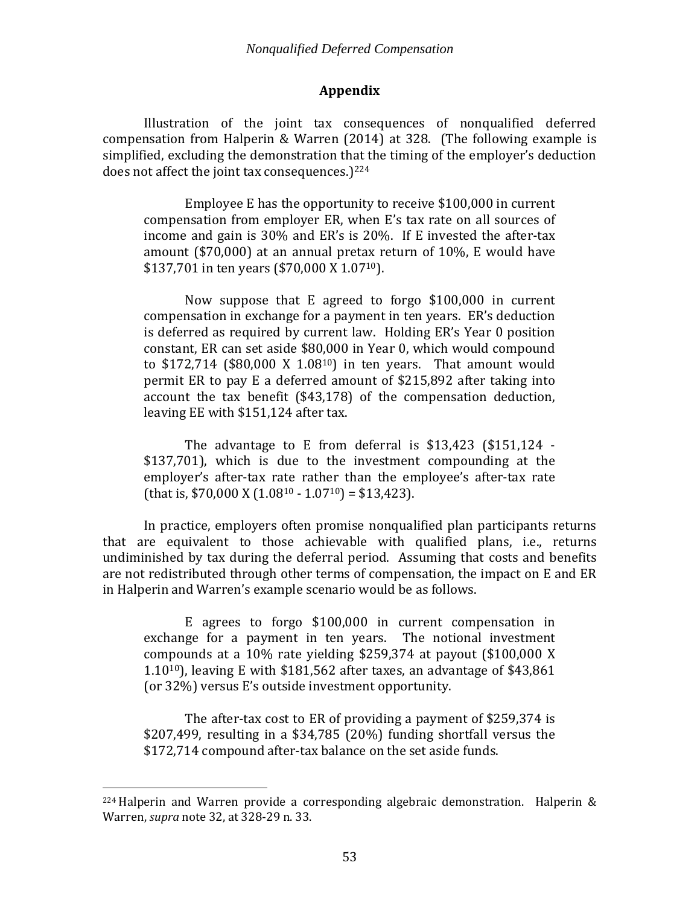## Appendix

Illustration of the joint tax consequences of nonqualified deferred compensation from Halperin & Warren (2014) at 328. (The following example is simplified, excluding the demonstration that the timing of the employer's deduction does not affect the joint tax consequences.)[224]

> Employee E has the opportunity to receive \$100,000 in current compensation from employer ER, when E's tax rate on all sources of income and gain is 30% and ER's is 20%. If E invested the after-tax amount (\$70,000) at an annual pretax return of 10%, E would have \$137,701 in ten years (\$70,000 X $1.07^{10}$).
>
> Now suppose that E agreed to forgo \$100,000 in current compensation in exchange for a payment in ten years. ER's deduction is deferred as required by current law. Holding ER's Year 0 position constant, ER can set aside \$80,000 in Year 0, which would compound to \$172,714 (\$80,000 X $1.08^{10}$) in ten years. That amount would permit ER to pay E a deferred amount of \$215,892 after taking into account the tax benefit (\$43,178) of the compensation deduction, leaving EE with \$151,124 after tax.
>
> The advantage to E from deferral is \$13,423 (\$151,124 - \$137,701), which is due to the investment compounding at the employer's after-tax rate rather than the employee's after-tax rate (that is, \$70,000 X ($1.08^{10}$ - $1.07^{10}$) = \$13,423).

In practice, employers often promise nonqualified plan participants returns that are equivalent to those achievable with qualified plans, i.e., returns undiminished by tax during the deferral period. Assuming that costs and benefits are not redistributed through other terms of compensation, the impact on E and ER in Halperin and Warren's example scenario would be as follows.

> E agrees to forgo \$100,000 in current compensation in exchange for a payment in ten years. The notional investment compounds at a 10% rate yielding \$259,374 at payout (\$100,000 X $1.10^{10}$), leaving E with \$181,562 after taxes, an advantage of \$43,861 (or 32%) versus E's outside investment opportunity.
>
> The after-tax cost to ER of providing a payment of \$259,374 is \$207,499, resulting in a \$34,785 (20%) funding shortfall versus the \$172,714 compound after-tax balance on the set aside funds.

---

[224] Halperin and Warren provide a corresponding algebraic demonstration. Halperin & Warren, *supra* note 32, at 328-29 n. 33.